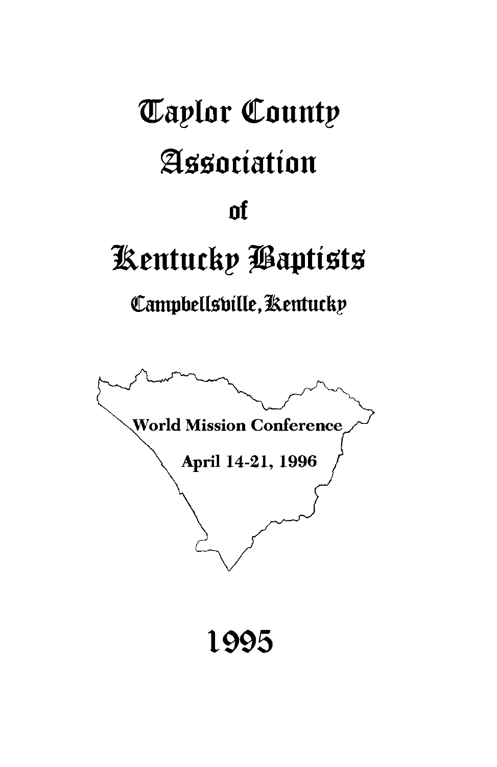# Taylor County

# Association

# of

# Kentucky Baptists

## Campbellsville, Kentucky

World Mission Conference

April 14-21, 1996

# 1995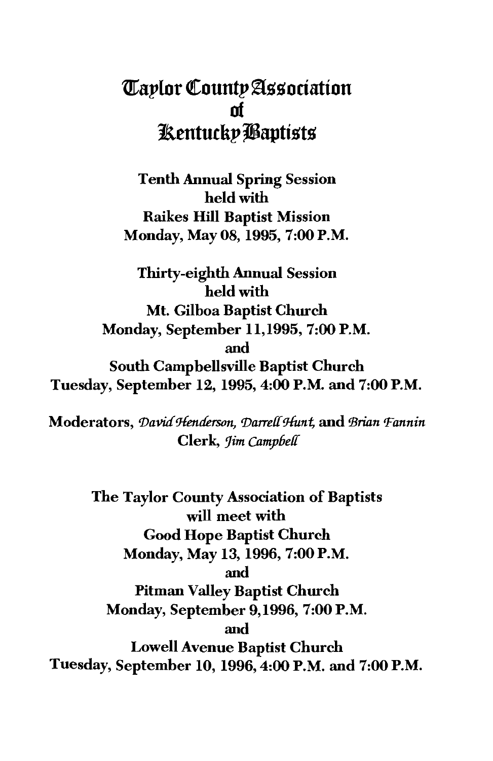# Taylor County Association of Kentucky Baptists

**Tenth Annual Spring Session**
**held with**
**Raikes Hill Baptist Mission**
**Monday, May 08, 1995, 7:00 P.M.**

**Thirty-eighth Annual Session**
**held with**
**Mt. Gilboa Baptist Church**
**Monday, September 11,1995, 7:00 P.M.**
**and**
**South Campbellsville Baptist Church**
**Tuesday, September 12, 1995, 4:00 P.M. and 7:00 P.M.**

**Moderators,** *David Henderson, Darrell Hunt,* **and** *Brian Fannin*
**Clerk,** *Jim Campbell*

**The Taylor County Association of Baptists**
**will meet with**
**Good Hope Baptist Church**
**Monday, May 13, 1996, 7:00 P.M.**
**and**
**Pitman Valley Baptist Church**
**Monday, September 9,1996, 7:00 P.M.**
**and**
**Lowell Avenue Baptist Church**
**Tuesday, September 10, 1996, 4:00 P.M. and 7:00 P.M.**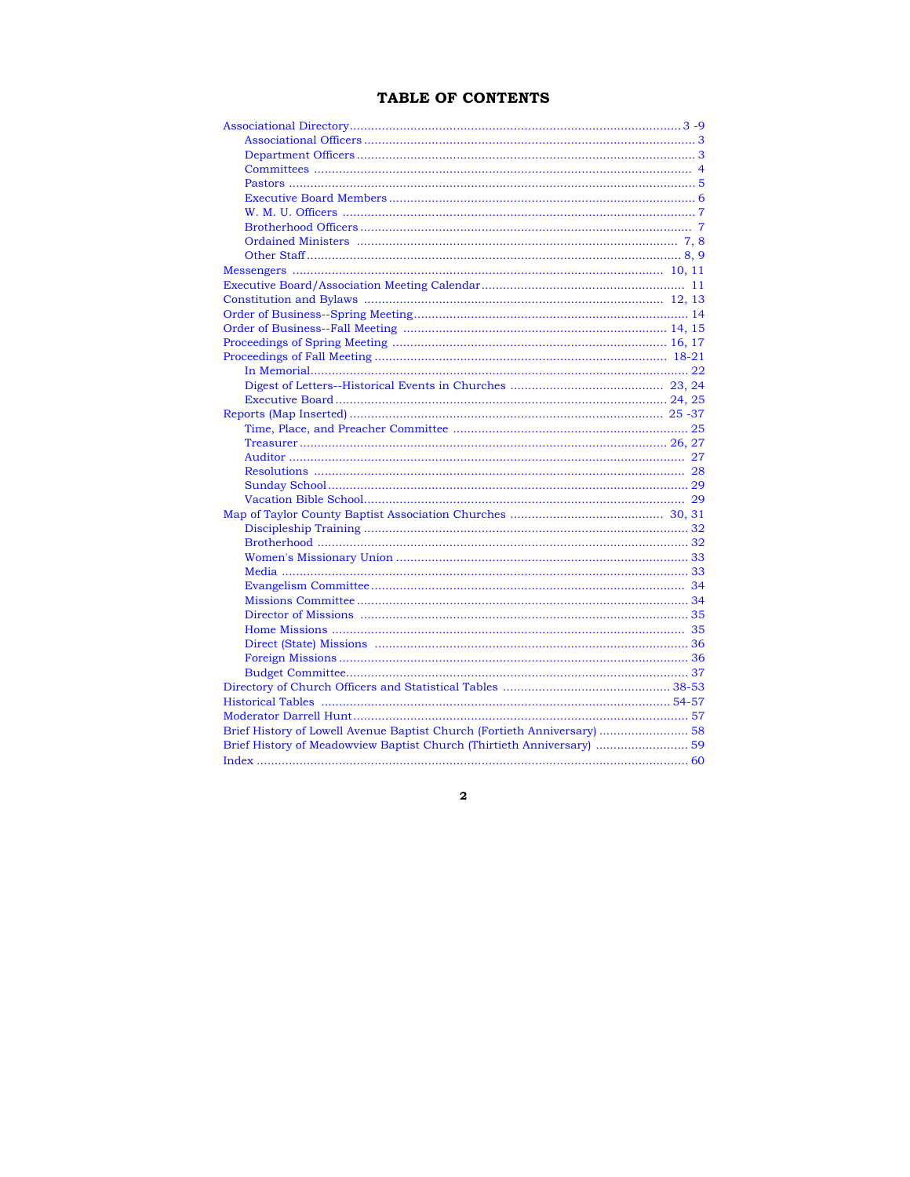# TABLE OF CONTENTS

- Associational Directory ............ 3 -9
  - Associational Officers ............ 3
  - Department Officers ............ 3
  - Committees ............ 4
  - Pastors ............ 5
  - Executive Board Members ............ 6
  - W. M. U. Officers ............ 7
  - Brotherhood Officers ............ 7
  - Ordained Ministers ............ 7, 8
  - Other Staff ............ 8, 9
- Messengers ............ 10, 11
- Executive Board/Association Meeting Calendar ............ 11
- Constitution and Bylaws ............ 12, 13
- Order of Business--Spring Meeting ............ 14
- Order of Business--Fall Meeting ............ 14, 15
- Proceedings of Spring Meeting ............ 16, 17
- Proceedings of Fall Meeting ............ 18-21
  - In Memorial ............ 22
  - Digest of Letters--Historical Events in Churches ............ 23, 24
  - Executive Board ............ 24, 25
- Reports (Map Inserted) ............ 25 -37
  - Time, Place, and Preacher Committee ............ 25
  - Treasurer ............ 26, 27
  - Auditor ............ 27
  - Resolutions ............ 28
  - Sunday School ............ 29
  - Vacation Bible School ............ 29
- Map of Taylor County Baptist Association Churches ............ 30, 31
  - Discipleship Training ............ 32
  - Brotherhood ............ 32
  - Women's Missionary Union ............ 33
  - Media ............ 33
  - Evangelism Committee ............ 34
  - Missions Committee ............ 34
  - Director of Missions ............ 35
  - Home Missions ............ 35
  - Direct (State) Missions ............ 36
  - Foreign Missions ............ 36
  - Budget Committee ............ 37
- Directory of Church Officers and Statistical Tables ............ 38-53
- Historical Tables ............ 54-57
- Moderator Darrell Hunt ............ 57
- Brief History of Lowell Avenue Baptist Church (Fortieth Anniversary) ............ 58
- Brief History of Meadowview Baptist Church (Thirtieth Anniversary) ............ 59
- Index ............ 60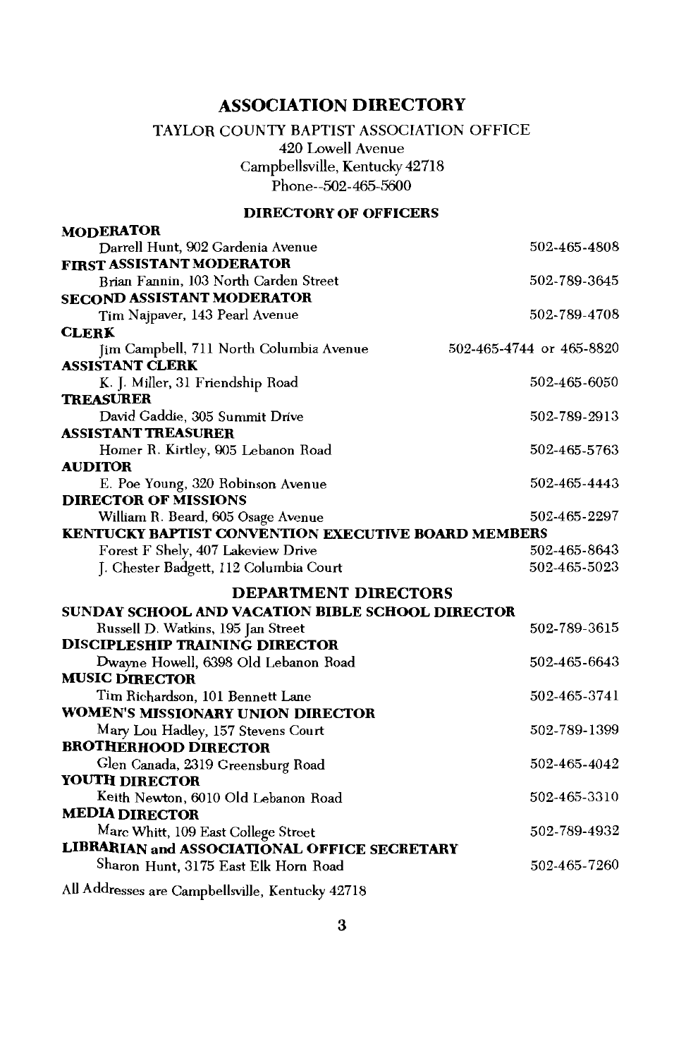# ASSOCIATION DIRECTORY

TAYLOR COUNTY BAPTIST ASSOCIATION OFFICE
420 Lowell Avenue
Campbellsville, Kentucky 42718
Phone--502-465-5600

## DIRECTORY OF OFFICERS

**MODERATOR**
Darrell Hunt, 902 Gardenia Avenue — 502-465-4808

**FIRST ASSISTANT MODERATOR**
Brian Fannin, 103 North Carden Street — 502-789-3645

**SECOND ASSISTANT MODERATOR**
Tim Najpaver, 143 Pearl Avenue — 502-789-4708

**CLERK**
Jim Campbell, 711 North Columbia Avenue — 502-465-4744 or 465-8820

**ASSISTANT CLERK**
K. J. Miller, 31 Friendship Road — 502-465-6050

**TREASURER**
David Gaddie, 305 Summit Drive — 502-789-2913

**ASSISTANT TREASURER**
Homer R. Kirtley, 905 Lebanon Road — 502-465-5763

**AUDITOR**
E. Poe Young, 320 Robinson Avenue — 502-465-4443

**DIRECTOR OF MISSIONS**
William R. Beard, 605 Osage Avenue — 502-465-2297

**KENTUCKY BAPTIST CONVENTION EXECUTIVE BOARD MEMBERS**
Forest F Shely, 407 Lakeview Drive — 502-465-8643
J. Chester Badgett, 112 Columbia Court — 502-465-5023

## DEPARTMENT DIRECTORS

**SUNDAY SCHOOL AND VACATION BIBLE SCHOOL DIRECTOR**
Russell D. Watkins, 195 Jan Street — 502-789-3615

**DISCIPLESHIP TRAINING DIRECTOR**
Dwayne Howell, 6398 Old Lebanon Road — 502-465-6643

**MUSIC DIRECTOR**
Tim Richardson, 101 Bennett Lane — 502-465-3741

**WOMEN'S MISSIONARY UNION DIRECTOR**
Mary Lou Hadley, 157 Stevens Court — 502-789-1399

**BROTHERHOOD DIRECTOR**
Glen Canada, 2319 Greensburg Road — 502-465-4042

**YOUTH DIRECTOR**
Keith Newton, 6010 Old Lebanon Road — 502-465-3310

**MEDIA DIRECTOR**
Marc Whitt, 109 East College Street — 502-789-4932

**LIBRARIAN and ASSOCIATIONAL OFFICE SECRETARY**
Sharon Hunt, 3175 East Elk Horn Road — 502-465-7260

All Addresses are Campbellsville, Kentucky 42718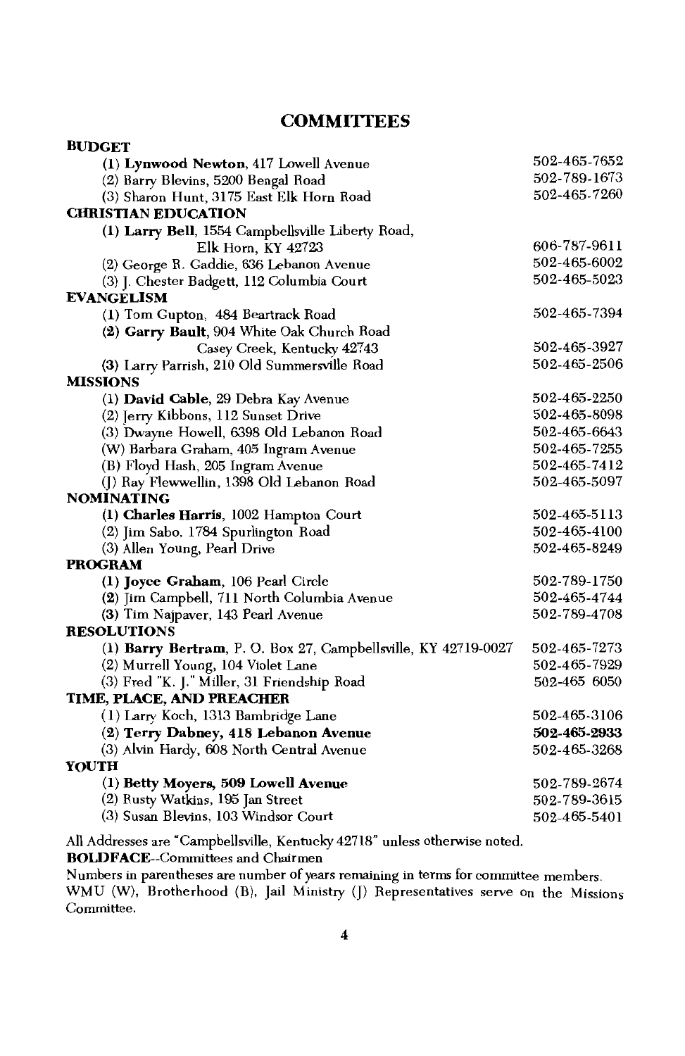# COMMITTEES

**BUDGET**

(1) **Lynwood Newton**, 417 Lowell Avenue — 502-465-7652
(2) Barry Blevins, 5200 Bengal Road — 502-789-1673
(3) Sharon Hunt, 3175 East Elk Horn Road — 502-465-7260

**CHRISTIAN EDUCATION**

(1) **Larry Bell**, 1554 Campbellsville Liberty Road, Elk Horn, KY 42723 — 606-787-9611
(2) George R. Gaddie, 636 Lebanon Avenue — 502-465-6002
(3) J. Chester Badgett, 112 Columbia Court — 502-465-5023

**EVANGELISM**

(1) Tom Gupton, 484 Beartrack Road — 502-465-7394
(2) **Garry Bault**, 904 White Oak Church Road Casey Creek, Kentucky 42743 — 502-465-3927
(3) Larry Parrish, 210 Old Summersville Road — 502-465-2506

**MISSIONS**

(1) **David Cable**, 29 Debra Kay Avenue — 502-465-2250
(2) Jerry Kibbons, 112 Sunset Drive — 502-465-8098
(3) Dwayne Howell, 6398 Old Lebanon Road — 502-465-6643
(W) Barbara Graham, 405 Ingram Avenue — 502-465-7255
(B) Floyd Hash, 205 Ingram Avenue — 502-465-7412
(J) Ray Flewwellin, 1398 Old Lebanon Road — 502-465-5097

**NOMINATING**

(1) **Charles Harris**, 1002 Hampton Court — 502-465-5113
(2) Jim Sabo, 1784 Spurlington Road — 502-465-4100
(3) Allen Young, Pearl Drive — 502-465-8249

**PROGRAM**

(1) **Joyce Graham**, 106 Pearl Circle — 502-789-1750
(2) Jim Campbell, 711 North Columbia Avenue — 502-465-4744
(3) Tim Najpaver, 143 Pearl Avenue — 502-789-4708

**RESOLUTIONS**

(1) **Barry Bertram**, P. O. Box 27, Campbellsville, KY 42719-0027 — 502-465-7273
(2) Murrell Young, 104 Violet Lane — 502-465-7929
(3) Fred "K. J." Miller, 31 Friendship Road — 502-465 6050

**TIME, PLACE, AND PREACHER**

(1) Larry Koch, 1313 Bambridge Lane — 502-465-3106
(2) **Terry Dabney, 418 Lebanon Avenue — 502-465-2933**
(3) Alvin Hardy, 608 North Central Avenue — 502-465-3268

**YOUTH**

(1) **Betty Moyers, 509 Lowell Avenue** — 502-789-2674
(2) Rusty Watkins, 195 Jan Street — 502-789-3615
(3) Susan Blevins, 103 Windsor Court — 502-465-5401

All Addresses are "Campbellsville, Kentucky 42718" unless otherwise noted.

**BOLDFACE**--Committees and Chairmen

Numbers in parentheses are number of years remaining in terms for committee members.

WMU (W), Brotherhood (B), Jail Ministry (J) Representatives serve on the Missions Committee.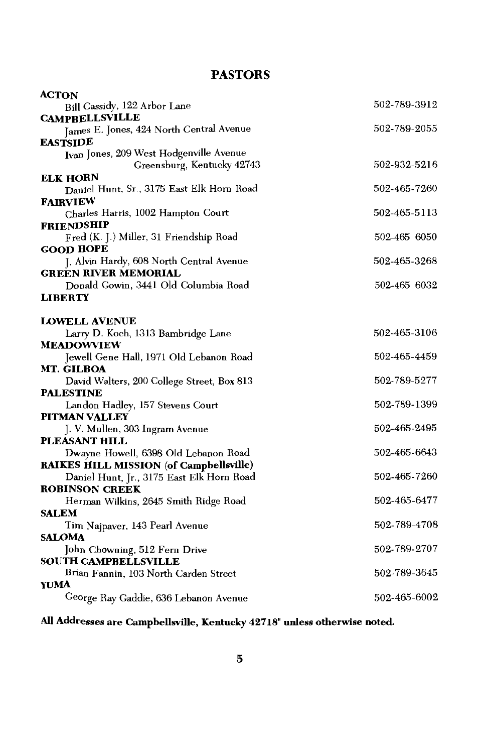# PASTORS

**ACTON**
Bill Cassidy, 122 Arbor Lane — 502-789-3912

**CAMPBELLSVILLE**
James E. Jones, 424 North Central Avenue — 502-789-2055

**EASTSIDE**
Ivan Jones, 209 West Hodgenville Avenue
Greensburg, Kentucky 42743 — 502-932-5216

**ELK HORN**
Daniel Hunt, Sr., 3175 East Elk Horn Road — 502-465-7260

**FAIRVIEW**
Charles Harris, 1002 Hampton Court — 502-465-5113

**FRIENDSHIP**
Fred (K. J.) Miller, 31 Friendship Road — 502-465 6050

**GOOD HOPE**
J. Alvin Hardy, 608 North Central Avenue — 502-465-3268

**GREEN RIVER MEMORIAL**
Donald Gowin, 3441 Old Columbia Road — 502-465 6032

**LIBERTY**

**LOWELL AVENUE**
Larry D. Koch, 1313 Bambridge Lane — 502-465-3106

**MEADOWVIEW**
Jewell Gene Hall, 1971 Old Lebanon Road — 502-465-4459

**MT. GILBOA**
David Walters, 200 College Street, Box 813 — 502-789-5277

**PALESTINE**
Landon Hadley, 157 Stevens Court — 502-789-1399

**PITMAN VALLEY**
J. V. Mullen, 303 Ingram Avenue — 502-465-2495

**PLEASANT HILL**
Dwayne Howell, 6398 Old Lebanon Road — 502-465-6643

**RAIKES HILL MISSION (of Campbellsville)**
Daniel Hunt, Jr., 3175 East Elk Horn Road — 502-465-7260

**ROBINSON CREEK**
Herman Wilkins, 2645 Smith Ridge Road — 502-465-6477

**SALEM**
Tim Najpaver, 143 Pearl Avenue — 502-789-4708

**SALOMA**
John Chowning, 512 Fern Drive — 502-789-2707

**SOUTH CAMPBELLSVILLE**
Brian Fannin, 103 North Carden Street — 502-789-3645

**YUMA**
George Ray Gaddie, 636 Lebanon Avenue — 502-465-6002

**All Addresses are Campbellsville, Kentucky 42718" unless otherwise noted.**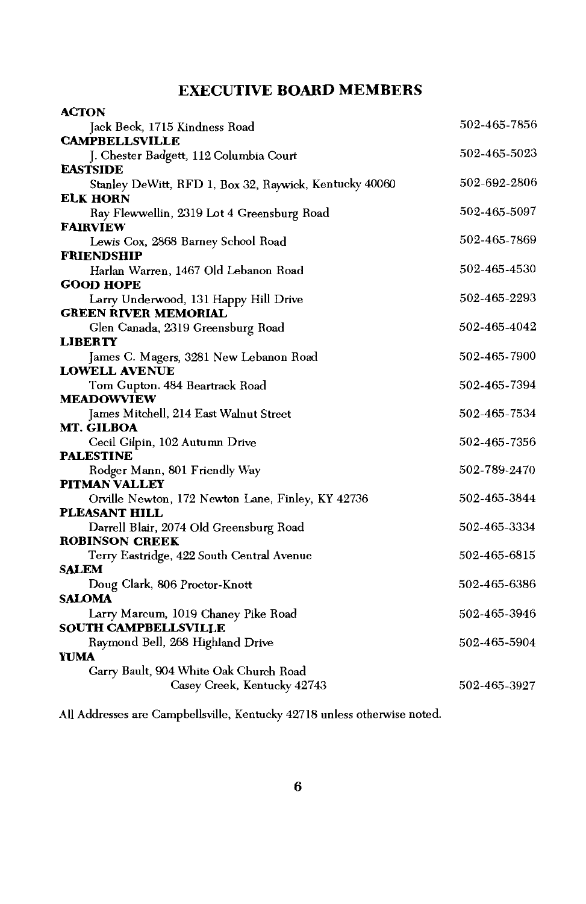## EXECUTIVE BOARD MEMBERS

**ACTON**
Jack Beck, 1715 Kindness Road — 502-465-7856

**CAMPBELLSVILLE**
J. Chester Badgett, 112 Columbia Court — 502-465-5023

**EASTSIDE**
Stanley DeWitt, RFD 1, Box 32, Raywick, Kentucky 40060 — 502-692-2806

**ELK HORN**
Ray Flewwellin, 2319 Lot 4 Greensburg Road — 502-465-5097

**FAIRVIEW**
Lewis Cox, 2868 Barney School Road — 502-465-7869

**FRIENDSHIP**
Harlan Warren, 1467 Old Lebanon Road — 502-465-4530

**GOOD HOPE**
Larry Underwood, 131 Happy Hill Drive — 502-465-2293

**GREEN RIVER MEMORIAL**
Glen Canada, 2319 Greensburg Road — 502-465-4042

**LIBERTY**
James C. Magers, 3281 New Lebanon Road — 502-465-7900

**LOWELL AVENUE**
Tom Gupton. 484 Beartrack Road — 502-465-7394

**MEADOWVIEW**
James Mitchell, 214 East Walnut Street — 502-465-7534

**MT. GILBOA**
Cecil Gilpin, 102 Autumn Drive — 502-465-7356

**PALESTINE**
Rodger Mann, 801 Friendly Way — 502-789-2470

**PITMAN VALLEY**
Orville Newton, 172 Newton Lane, Finley, KY 42736 — 502-465-3844

**PLEASANT HILL**
Darrell Blair, 2074 Old Greensburg Road — 502-465-3334

**ROBINSON CREEK**
Terry Eastridge, 422 South Central Avenue — 502-465-6815

**SALEM**
Doug Clark, 806 Proctor-Knott — 502-465-6386

**SALOMA**
Larry Marcum, 1019 Chaney Pike Road — 502-465-3946

**SOUTH CAMPBELLSVILLE**
Raymond Bell, 268 Highland Drive — 502-465-5904

**YUMA**
Garry Bault, 904 White Oak Church Road
Casey Creek, Kentucky 42743 — 502-465-3927

All Addresses are Campbellsville, Kentucky 42718 unless otherwise noted.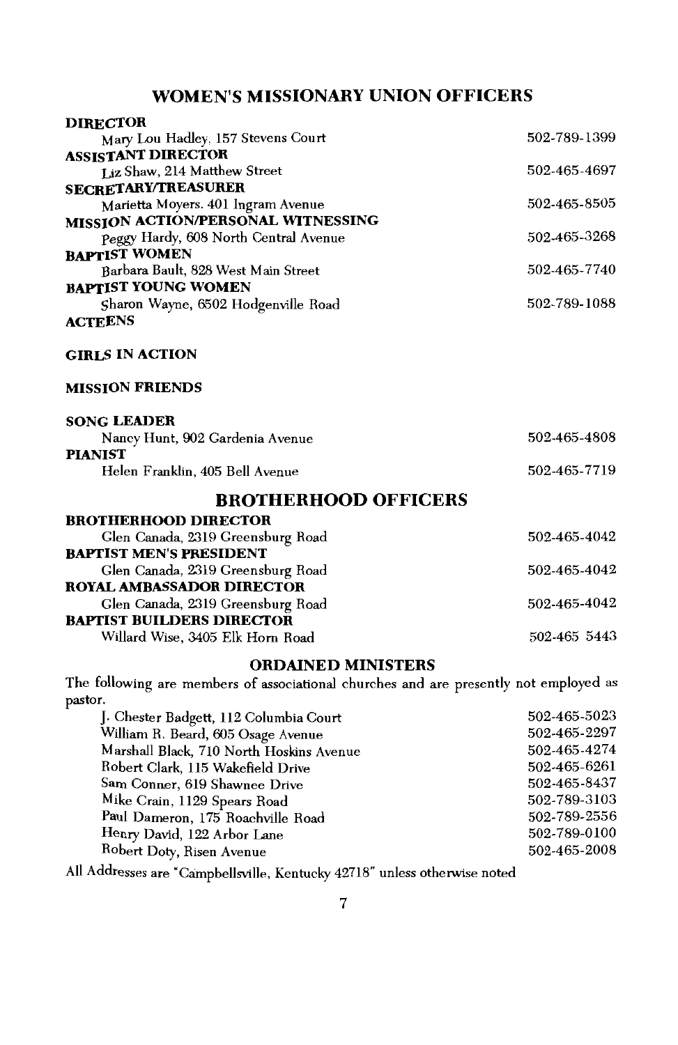## WOMEN'S MISSIONARY UNION OFFICERS

**DIRECTOR**
Mary Lou Hadley, 157 Stevens Court — 502-789-1399

**ASSISTANT DIRECTOR**
Liz Shaw, 214 Matthew Street — 502-465-4697

**SECRETARY/TREASURER**
Marietta Moyers. 401 Ingram Avenue — 502-465-8505

**MISSION ACTION/PERSONAL WITNESSING**
Peggy Hardy, 608 North Central Avenue — 502-465-3268

**BAPTIST WOMEN**
Barbara Bault, 828 West Main Street — 502-465-7740

**BAPTIST YOUNG WOMEN**
Sharon Wayne, 6502 Hodgenville Road — 502-789-1088

**ACTEENS**

**GIRLS IN ACTION**

**MISSION FRIENDS**

**SONG LEADER**
Nancy Hunt, 902 Gardenia Avenue — 502-465-4808

**PIANIST**
Helen Franklin, 405 Bell Avenue — 502-465-7719

## BROTHERHOOD OFFICERS

**BROTHERHOOD DIRECTOR**
Glen Canada, 2319 Greensburg Road — 502-465-4042

**BAPTIST MEN'S PRESIDENT**
Glen Canada, 2319 Greensburg Road — 502-465-4042

**ROYAL AMBASSADOR DIRECTOR**
Glen Canada, 2319 Greensburg Road — 502-465-4042

**BAPTIST BUILDERS DIRECTOR**
Willard Wise, 3405 Elk Horn Road — 502-465 5443

### ORDAINED MINISTERS

The following are members of associational churches and are presently not employed as pastor.

| Name and Address | Phone |
|---|---|
| J. Chester Badgett, 112 Columbia Court | 502-465-5023 |
| William R. Beard, 605 Osage Avenue | 502-465-2297 |
| Marshall Black, 710 North Hoskins Avenue | 502-465-4274 |
| Robert Clark, 115 Wakefield Drive | 502-465-6261 |
| Sam Conner, 619 Shawnee Drive | 502-465-8437 |
| Mike Crain, 1129 Spears Road | 502-789-3103 |
| Paul Dameron, 175 Roachville Road | 502-789-2556 |
| Henry David, 122 Arbor Lane | 502-789-0100 |
| Robert Doty, Risen Avenue | 502-465-2008 |

All Addresses are "Campbellsville, Kentucky 42718" unless otherwise noted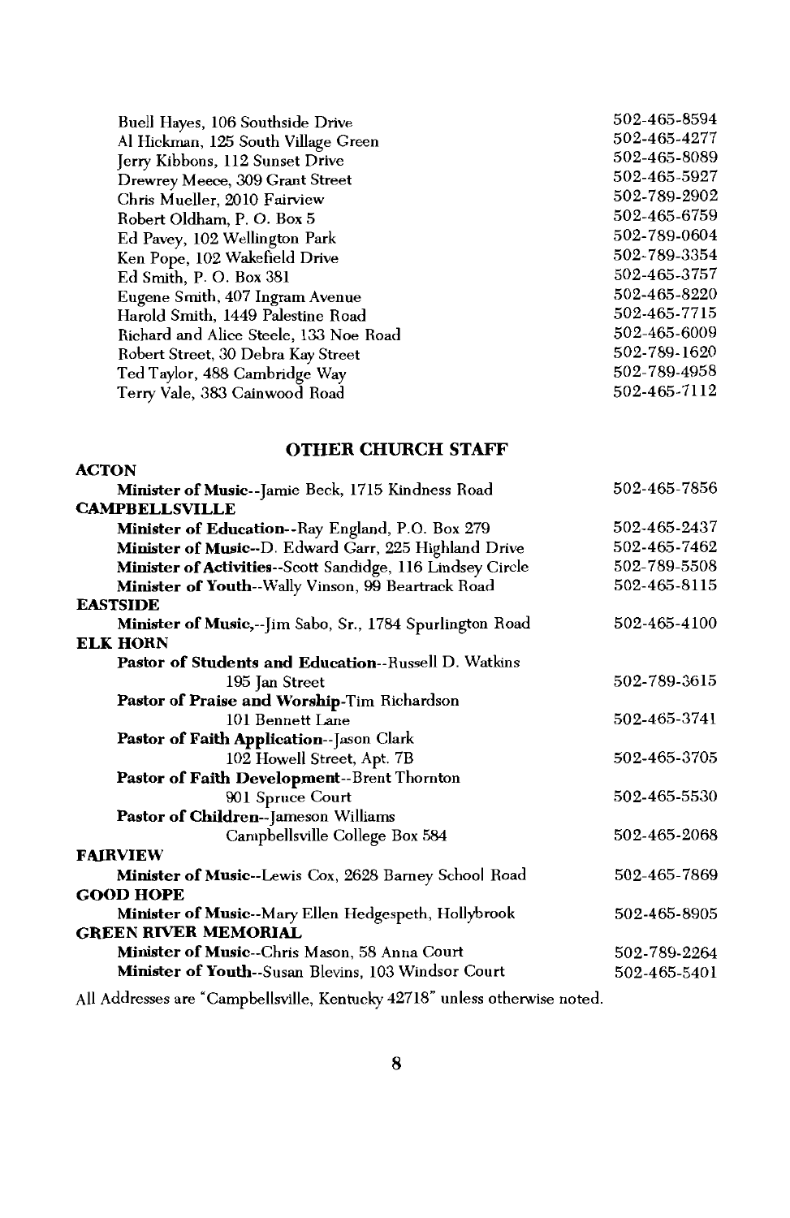Buell Hayes, 106 Southside Drive 502-465-8594
Al Hickman, 125 South Village Green 502-465-4277
Jerry Kibbons, 112 Sunset Drive 502-465-8089
Drewrey Meece, 309 Grant Street 502-465-5927
Chris Mueller, 2010 Fairview 502-789-2902
Robert Oldham, P. O. Box 5 502-465-6759
Ed Pavey, 102 Wellington Park 502-789-0604
Ken Pope, 102 Wakefield Drive 502-789-3354
Ed Smith, P. O. Box 381 502-465-3757
Eugene Smith, 407 Ingram Avenue 502-465-8220
Harold Smith, 1449 Palestine Road 502-465-7715
Richard and Alice Steele, 133 Noe Road 502-465-6009
Robert Street, 30 Debra Kay Street 502-789-1620
Ted Taylor, 488 Cambridge Way 502-789-4958
Terry Vale, 383 Cainwood Road 502-465-7112

## OTHER CHURCH STAFF

**ACTON**

**Minister of Music**--Jamie Beck, 1715 Kindness Road 502-465-7856

**CAMPBELLSVILLE**

**Minister of Education**--Ray England, P.O. Box 279 502-465-2437
**Minister of Music**--D. Edward Garr, 225 Highland Drive 502-465-7462
**Minister of Activities**--Scott Sandidge, 116 Lindsey Circle 502-789-5508
**Minister of Youth**--Wally Vinson, 99 Beartrack Road 502-465-8115

**EASTSIDE**

**Minister of Music**,--Jim Sabo, Sr., 1784 Spurlington Road 502-465-4100

**ELK HORN**

**Pastor of Students and Education**--Russell D. Watkins
195 Jan Street 502-789-3615
**Pastor of Praise and Worship**-Tim Richardson
101 Bennett Lane 502-465-3741
**Pastor of Faith Application**--Jason Clark
102 Howell Street, Apt. 7B 502-465-3705
**Pastor of Faith Development**--Brent Thornton
901 Spruce Court 502-465-5530
**Pastor of Children**--Jameson Williams
Campbellsville College Box 584 502-465-2068

**FAIRVIEW**

**Minister of Music**--Lewis Cox, 2628 Barney School Road 502-465-7869

**GOOD HOPE**

**Minister of Music**--Mary Ellen Hedgespeth, Hollybrook 502-465-8905

**GREEN RIVER MEMORIAL**

**Minister of Music**--Chris Mason, 58 Anna Court 502-789-2264
**Minister of Youth**--Susan Blevins, 103 Windsor Court 502-465-5401

All Addresses are "Campbellsville, Kentucky 42718" unless otherwise noted.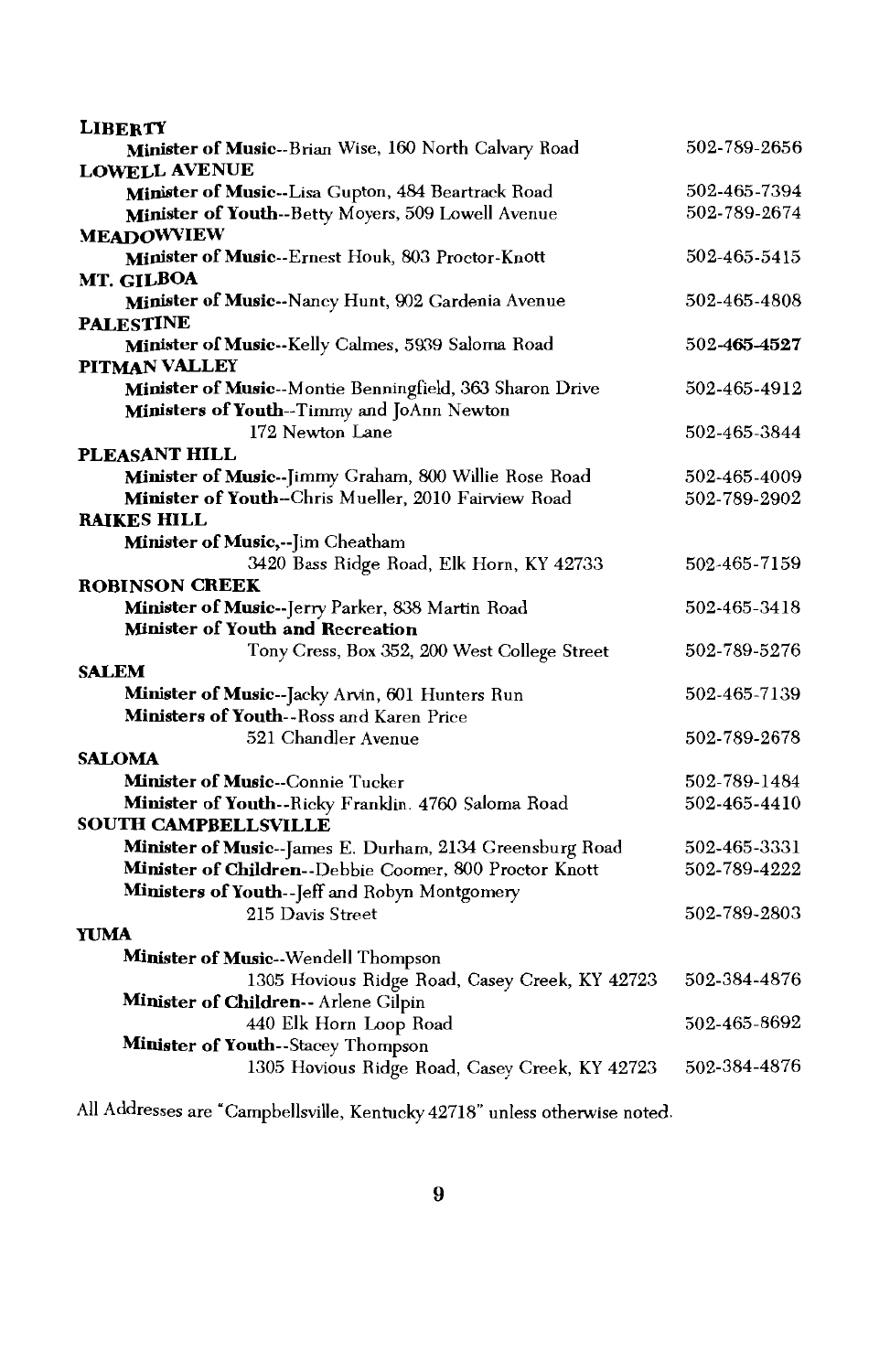**LIBERTY**

**Minister of Music**--Brian Wise, 160 North Calvary Road 502-789-2656

**LOWELL AVENUE**

**Minister of Music**--Lisa Gupton, 484 Beartrack Road 502-465-7394

**Minister of Youth**--Betty Moyers, 509 Lowell Avenue 502-789-2674

**MEADOWVIEW**

**Minister of Music**--Ernest Houk, 803 Proctor-Knott 502-465-5415

**MT. GILBOA**

**Minister of Music**--Nancy Hunt, 902 Gardenia Avenue 502-465-4808

**PALESTINE**

**Minister of Music**--Kelly Calmes, 5939 Saloma Road 502-465-4527

**PITMAN VALLEY**

**Minister of Music**--Montie Benningfield, 363 Sharon Drive 502-465-4912

**Ministers of Youth**--Timmy and JoAnn Newton
172 Newton Lane 502-465-3844

**PLEASANT HILL**

**Minister of Music**--Jimmy Graham, 800 Willie Rose Road 502-465-4009

**Minister of Youth**--Chris Mueller, 2010 Fairview Road 502-789-2902

**RAIKES HILL**

**Minister of Music,**--Jim Cheatham
3420 Bass Ridge Road, Elk Horn, KY 42733 502-465-7159

**ROBINSON CREEK**

**Minister of Music**--Jerry Parker, 838 Martin Road 502-465-3418

**Minister of Youth and Recreation**
Tony Cress, Box 352, 200 West College Street 502-789-5276

**SALEM**

**Minister of Music**--Jacky Arvin, 601 Hunters Run 502-465-7139

**Ministers of Youth**--Ross and Karen Price
521 Chandler Avenue 502-789-2678

**SALOMA**

**Minister of Music**--Connie Tucker 502-789-1484

**Minister of Youth**--Ricky Franklin. 4760 Saloma Road 502-465-4410

**SOUTH CAMPBELLSVILLE**

**Minister of Music**--James E. Durham, 2134 Greensburg Road 502-465-3331

**Minister of Children**--Debbie Coomer, 800 Proctor Knott 502-789-4222

**Ministers of Youth**--Jeff and Robyn Montgomery
215 Davis Street 502-789-2803

**YUMA**

**Minister of Music**--Wendell Thompson
1305 Hovious Ridge Road, Casey Creek, KY 42723 502-384-4876

**Minister of Children**-- Arlene Gilpin
440 Elk Horn Loop Road 502-465-8692

**Minister of Youth**--Stacey Thompson
1305 Hovious Ridge Road, Casey Creek, KY 42723 502-384-4876

All Addresses are "Campbellsville, Kentucky 42718" unless otherwise noted.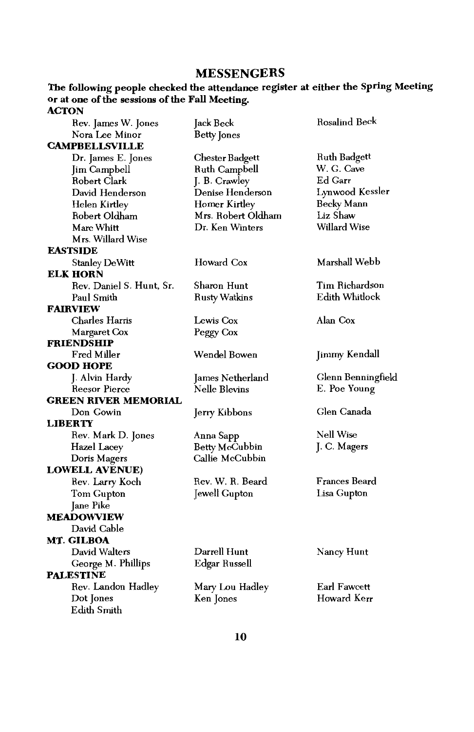## MESSENGERS

**The following people checked the attendance register at either the Spring Meeting or at one of the sessions of the Fall Meeting.**

**ACTON**

Rev. James W. Jones, Jack Beck, Rosalind Beck, Nora Lee Minor, Betty Jones

**CAMPBELLSVILLE**

Dr. James E. Jones, Chester Badgett, Ruth Badgett, Jim Campbell, Ruth Campbell, W. G. Cave, Robert Clark, J. B. Crawley, Ed Garr, David Henderson, Denise Henderson, Lynwood Kessler, Helen Kirtley, Homer Kirtley, Becky Mann, Robert Oldham, Mrs. Robert Oldham, Liz Shaw, Marc Whitt, Dr. Ken Winters, Willard Wise, Mrs. Willard Wise

**EASTSIDE**

Stanley DeWitt, Howard Cox, Marshall Webb

**ELK HORN**

Rev. Daniel S. Hunt, Sr., Sharon Hunt, Tim Richardson, Paul Smith, Rusty Watkins, Edith Whitlock

**FAIRVIEW**

Charles Harris, Lewis Cox, Alan Cox, Margaret Cox, Peggy Cox

**FRIENDSHIP**

Fred Miller, Wendel Bowen, Jimmy Kendall

**GOOD HOPE**

J. Alvin Hardy, James Netherland, Glenn Benningfield, Reesor Pierce, Nelle Blevins, E. Poe Young

**GREEN RIVER MEMORIAL**

Don Gowin, Jerry Kibbons, Glen Canada

**LIBERTY**

Rev. Mark D. Jones, Anna Sapp, Nell Wise, Hazel Lacey, Betty McCubbin, J. C. Magers, Doris Magers, Callie McCubbin

**LOWELL AVENUE)**

Rev. Larry Koch, Rev. W. R. Beard, Frances Beard, Tom Gupton, Jewell Gupton, Lisa Gupton, Jane Pike

**MEADOWVIEW**

David Cable

**MT. GILBOA**

David Walters, Darrell Hunt, Nancy Hunt, George M. Phillips, Edgar Russell

**PALESTINE**

Rev. Landon Hadley, Mary Lou Hadley, Earl Fawcett, Dot Jones, Ken Jones, Howard Kerr, Edith Smith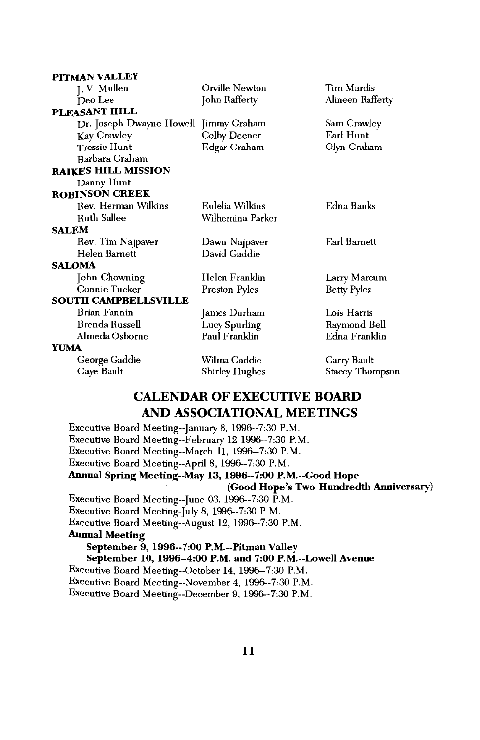**PITMAN VALLEY**

J. V. Mullen
Orville Newton
Tim Mardis
Deo Lee
John Rafferty
Alineen Rafferty

**PLEASANT HILL**

Dr. Joseph Dwayne Howell
Jimmy Graham
Sam Crawley
Kay Crawley
Colby Deener
Earl Hunt
Tressie Hunt
Edgar Graham
Olyn Graham
Barbara Graham

**RAIKES HILL MISSION**

Danny Hunt

**ROBINSON CREEK**

Rev. Herman Wilkins
Eulelia Wilkins
Edna Banks
Ruth Sallee
Wilhemina Parker

**SALEM**

Rev. Tim Najpaver
Dawn Najpaver
Earl Barnett
Helen Barnett
David Gaddie

**SALOMA**

John Chowning
Helen Franklin
Larry Marcum
Connie Tucker
Preston Pyles
Betty Pyles

**SOUTH CAMPBELLSVILLE**

Brian Fannin
James Durham
Lois Harris
Brenda Russell
Lucy Spurling
Raymond Bell
Almeda Osborne
Paul Franklin
Edna Franklin

**YUMA**

George Gaddie
Wilma Gaddie
Garry Bault
Gaye Bault
Shirley Hughes
Stacey Thompson

## CALENDAR OF EXECUTIVE BOARD AND ASSOCIATIONAL MEETINGS

Executive Board Meeting--January 8, 1996--7:30 P.M.
Executive Board Meeting--February 12 1996--7:30 P.M.
Executive Board Meeting--March 11, 1996--7:30 P.M.
Executive Board Meeting--April 8, 1996--7:30 P.M.
**Annual Spring Meeting--May 13, 1996--7:00 P.M.--Good Hope**
**(Good Hope's Two Hundredth Anniversary)**
Executive Board Meeting--June 03. 1996--7:30 P.M.
Executive Board Meeting-July 8, 1996--7:30 P M.
Executive Board Meeting--August 12, 1996--7:30 P.M.
**Annual Meeting**
**September 9, 1996--7:00 P.M.--Pitman Valley**
**September 10, 1996--4:00 P.M. and 7:00 P.M.--Lowell Avenue**
Executive Board Meeting--October 14, 1996--7:30 P.M.
Executive Board Meeting--November 4, 1996--7:30 P.M.
Executive Board Meeting--December 9, 1996--7:30 P.M.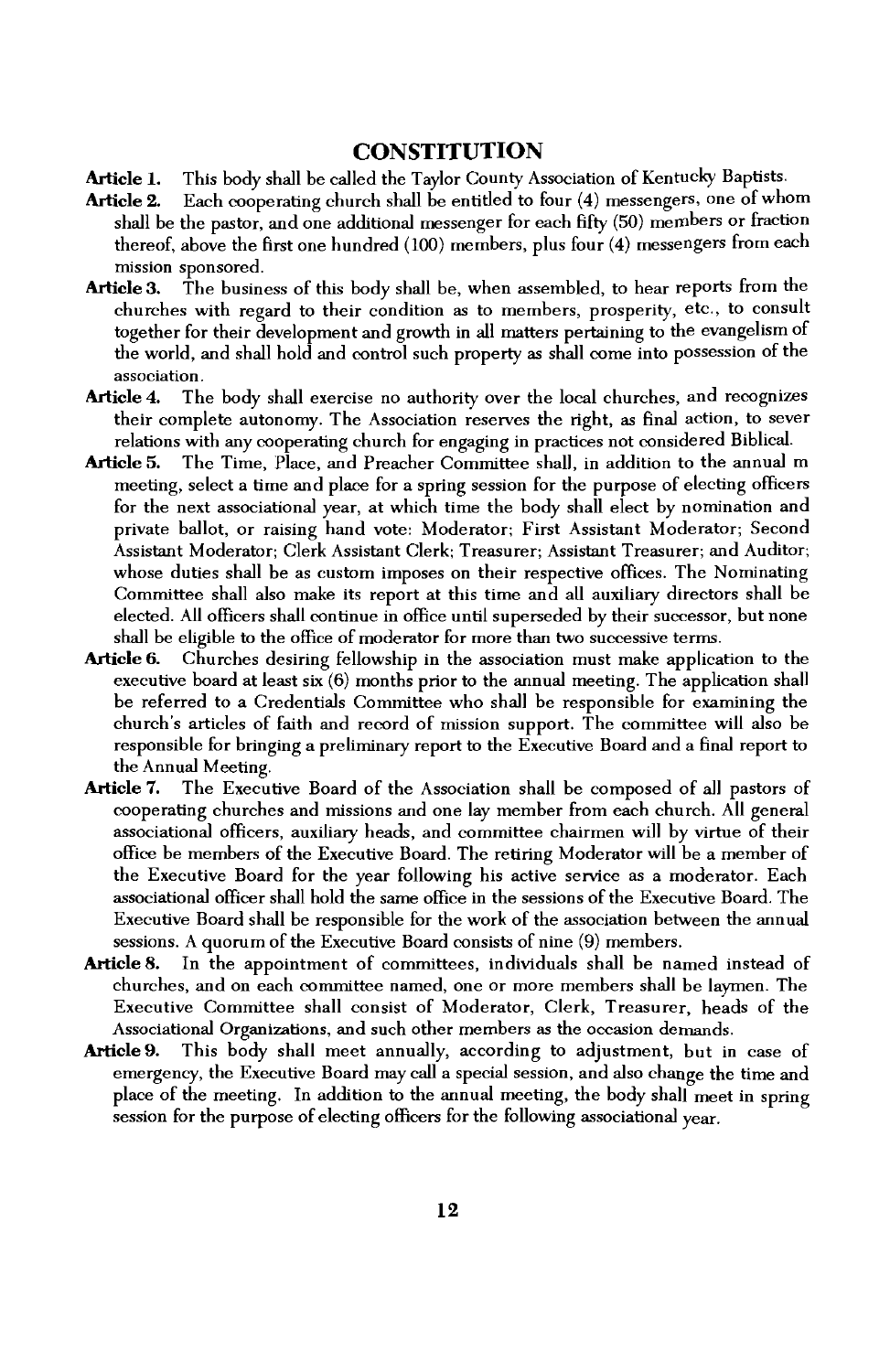## CONSTITUTION

**Article 1.** This body shall be called the Taylor County Association of Kentucky Baptists.

**Article 2.** Each cooperating church shall be entitled to four (4) messengers, one of whom shall be the pastor, and one additional messenger for each fifty (50) members or fraction thereof, above the first one hundred (100) members, plus four (4) messengers from each mission sponsored.

**Article 3.** The business of this body shall be, when assembled, to hear reports from the churches with regard to their condition as to members, prosperity, etc., to consult together for their development and growth in all matters pertaining to the evangelism of the world, and shall hold and control such property as shall come into possession of the association.

**Article 4.** The body shall exercise no authority over the local churches, and recognizes their complete autonomy. The Association reserves the right, as final action, to sever relations with any cooperating church for engaging in practices not considered Biblical.

**Article 5.** The Time, Place, and Preacher Committee shall, in addition to the annual m meeting, select a time and place for a spring session for the purpose of electing officers for the next associational year, at which time the body shall elect by nomination and private ballot, or raising hand vote: Moderator; First Assistant Moderator; Second Assistant Moderator; Clerk Assistant Clerk; Treasurer; Assistant Treasurer; and Auditor; whose duties shall be as custom imposes on their respective offices. The Nominating Committee shall also make its report at this time and all auxiliary directors shall be elected. All officers shall continue in office until superseded by their successor, but none shall be eligible to the office of moderator for more than two successive terms.

**Article 6.** Churches desiring fellowship in the association must make application to the executive board at least six (6) months prior to the annual meeting. The application shall be referred to a Credentials Committee who shall be responsible for examining the church's articles of faith and record of mission support. The committee will also be responsible for bringing a preliminary report to the Executive Board and a final report to the Annual Meeting.

**Article 7.** The Executive Board of the Association shall be composed of all pastors of cooperating churches and missions and one lay member from each church. All general associational officers, auxiliary heads, and committee chairmen will by virtue of their office be members of the Executive Board. The retiring Moderator will be a member of the Executive Board for the year following his active service as a moderator. Each associational officer shall hold the same office in the sessions of the Executive Board. The Executive Board shall be responsible for the work of the association between the annual sessions. A quorum of the Executive Board consists of nine (9) members.

**Article 8.** In the appointment of committees, individuals shall be named instead of churches, and on each committee named, one or more members shall be laymen. The Executive Committee shall consist of Moderator, Clerk, Treasurer, heads of the Associational Organizations, and such other members as the occasion demands.

**Article 9.** This body shall meet annually, according to adjustment, but in case of emergency, the Executive Board may call a special session, and also change the time and place of the meeting. In addition to the annual meeting, the body shall meet in spring session for the purpose of electing officers for the following associational year.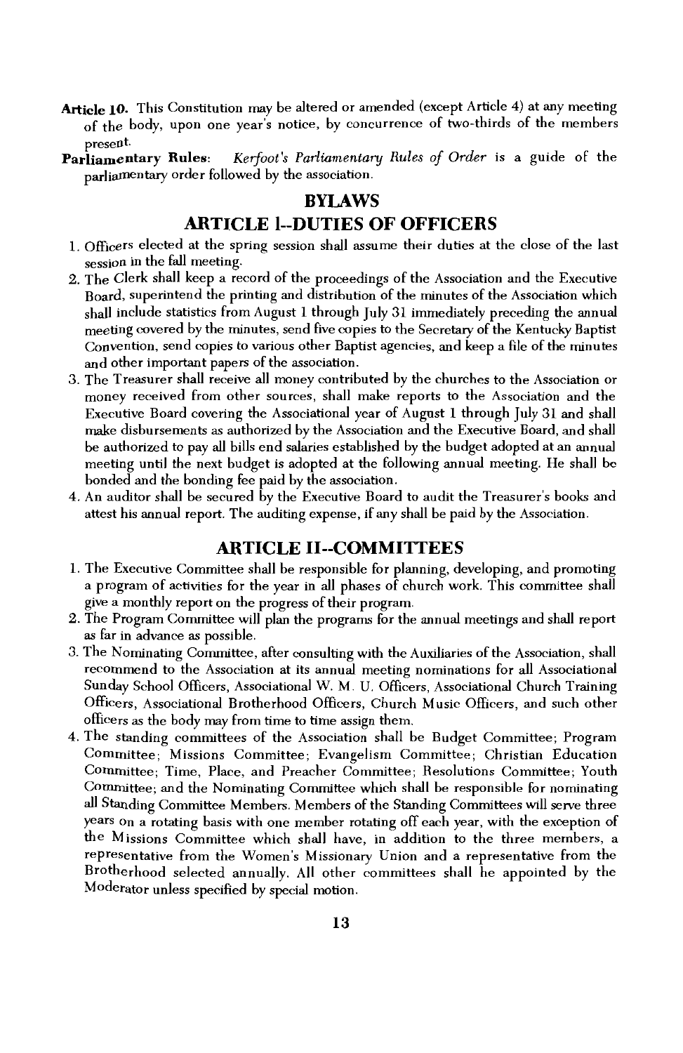**Article 10.** This Constitution may be altered or amended (except Article 4) at any meeting of the body, upon one year's notice, by concurrence of two-thirds of the members present.

**Parliamentary Rules:** *Kerfoot's Parliamentary Rules of Order* is a guide of the parliamentary order followed by the association.

## BYLAWS

## ARTICLE I--DUTIES OF OFFICERS

1. Officers elected at the spring session shall assume their duties at the close of the last session in the fall meeting.
2. The Clerk shall keep a record of the proceedings of the Association and the Executive Board, superintend the printing and distribution of the minutes of the Association which shall include statistics from August 1 through July 31 immediately preceding the annual meeting covered by the minutes, send five copies to the Secretary of the Kentucky Baptist Convention, send copies to various other Baptist agencies, and keep a file of the minutes and other important papers of the association.
3. The Treasurer shall receive all money contributed by the churches to the Association or money received from other sources, shall make reports to the Association and the Executive Board covering the Associational year of August 1 through July 31 and shall make disbursements as authorized by the Association and the Executive Board, and shall be authorized to pay all bills end salaries established by the budget adopted at an annual meeting until the next budget is adopted at the following annual meeting. He shall be bonded and the bonding fee paid by the association.
4. An auditor shall be secured by the Executive Board to audit the Treasurer's books and attest his annual report. The auditing expense, if any shall be paid by the Association.

## ARTICLE II--COMMITTEES

1. The Executive Committee shall be responsible for planning, developing, and promoting a program of activities for the year in all phases of church work. This committee shall give a monthly report on the progress of their program.
2. The Program Committee will plan the programs for the annual meetings and shall report as far in advance as possible.
3. The Nominating Committee, after consulting with the Auxiliaries of the Association, shall recommend to the Association at its annual meeting nominations for all Associational Sunday School Officers, Associational W. M. U. Officers, Associational Church Training Officers, Associational Brotherhood Officers, Church Music Officers, and such other officers as the body may from time to time assign them.
4. The standing committees of the Association shall be Budget Committee; Program Committee; Missions Committee; Evangelism Committee; Christian Education Committee; Time, Place, and Preacher Committee; Resolutions Committee; Youth Committee; and the Nominating Committee which shall be responsible for nominating all Standing Committee Members. Members of the Standing Committees will serve three years on a rotating basis with one member rotating off each year, with the exception of the Missions Committee which shall have, in addition to the three members, a representative from the Women's Missionary Union and a representative from the Brotherhood selected annually. All other committees shall he appointed by the Moderator unless specified by special motion.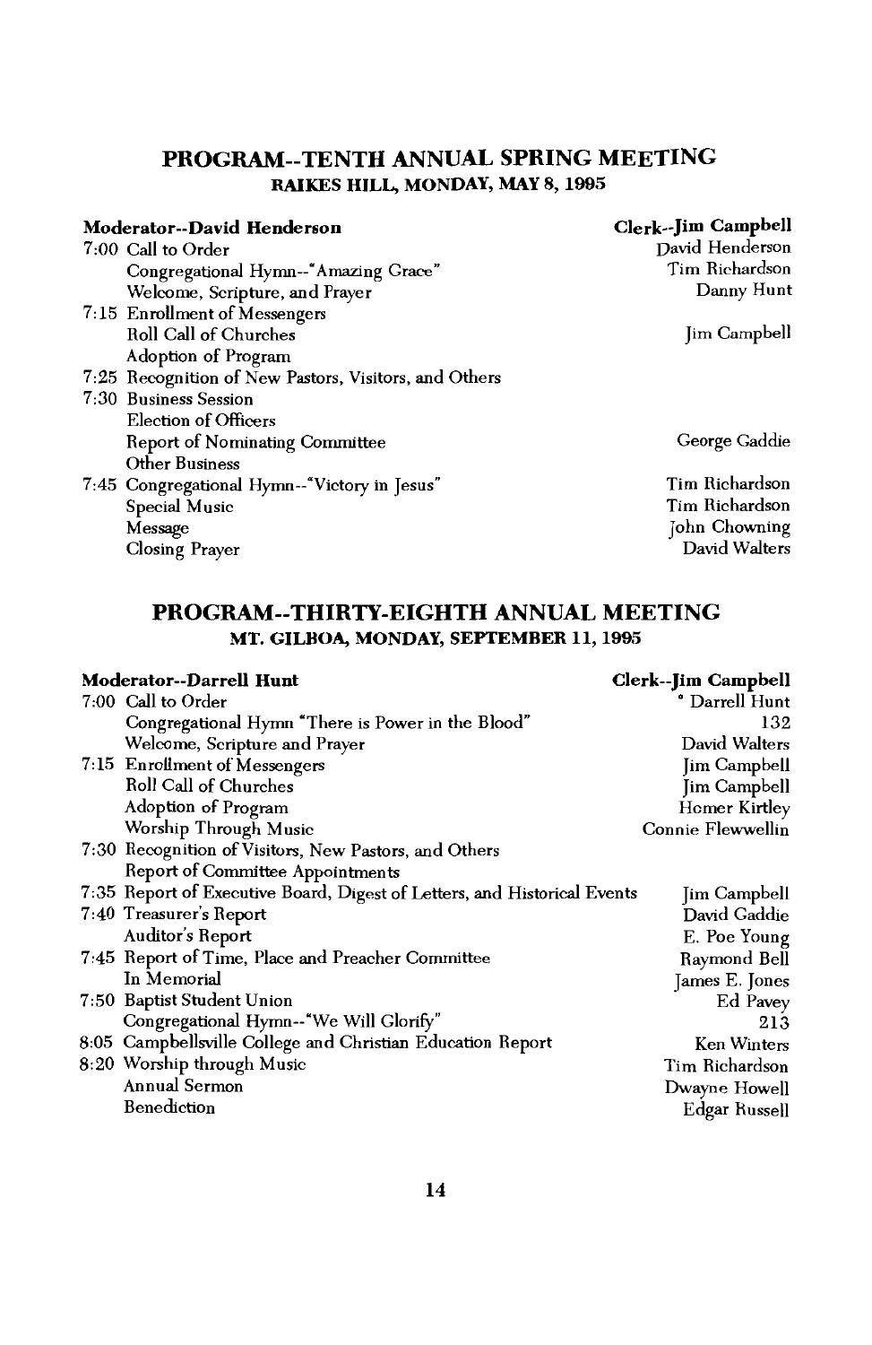## PROGRAM--TENTH ANNUAL SPRING MEETING

### RAIKES HILL, MONDAY, MAY 8, 1995

| **Moderator--David Henderson** | **Clerk--Jim Campbell** |
|---|---|
| 7:00 Call to Order | David Henderson |
| Congregational Hymn--"Amazing Grace" | Tim Richardson |
| Welcome, Scripture, and Prayer | Danny Hunt |
| 7:15 Enrollment of Messengers | |
| Roll Call of Churches | Jim Campbell |
| Adoption of Program | |
| 7:25 Recognition of New Pastors, Visitors, and Others | |
| 7:30 Business Session | |
| Election of Officers | |
| Report of Nominating Committee | George Gaddie |
| Other Business | |
| 7:45 Congregational Hymn--"Victory in Jesus" | Tim Richardson |
| Special Music | Tim Richardson |
| Message | John Chowning |
| Closing Prayer | David Walters |

## PROGRAM--THIRTY-EIGHTH ANNUAL MEETING

### MT. GILBOA, MONDAY, SEPTEMBER 11, 1995

| **Moderator--Darrell Hunt** | **Clerk--Jim Campbell** |
|---|---|
| 7:00 Call to Order | * Darrell Hunt |
| Congregational Hymn "There is Power in the Blood" | 132 |
| Welcome, Scripture and Prayer | David Walters |
| 7:15 Enrollment of Messengers | Jim Campbell |
| Roll Call of Churches | Jim Campbell |
| Adoption of Program | Homer Kirtley |
| Worship Through Music | Connie Flewwellin |
| 7:30 Recognition of Visitors, New Pastors, and Others | |
| Report of Committee Appointments | |
| 7:35 Report of Executive Board, Digest of Letters, and Historical Events | Jim Campbell |
| 7:40 Treasurer's Report | David Gaddie |
| Auditor's Report | E. Poe Young |
| 7:45 Report of Time, Place and Preacher Committee | Raymond Bell |
| In Memorial | James E. Jones |
| 7:50 Baptist Student Union | Ed Pavey |
| Congregational Hymn--"We Will Glorify" | 213 |
| 8:05 Campbellsville College and Christian Education Report | Ken Winters |
| 8:20 Worship through Music | Tim Richardson |
| Annual Sermon | Dwayne Howell |
| Benediction | Edgar Russell |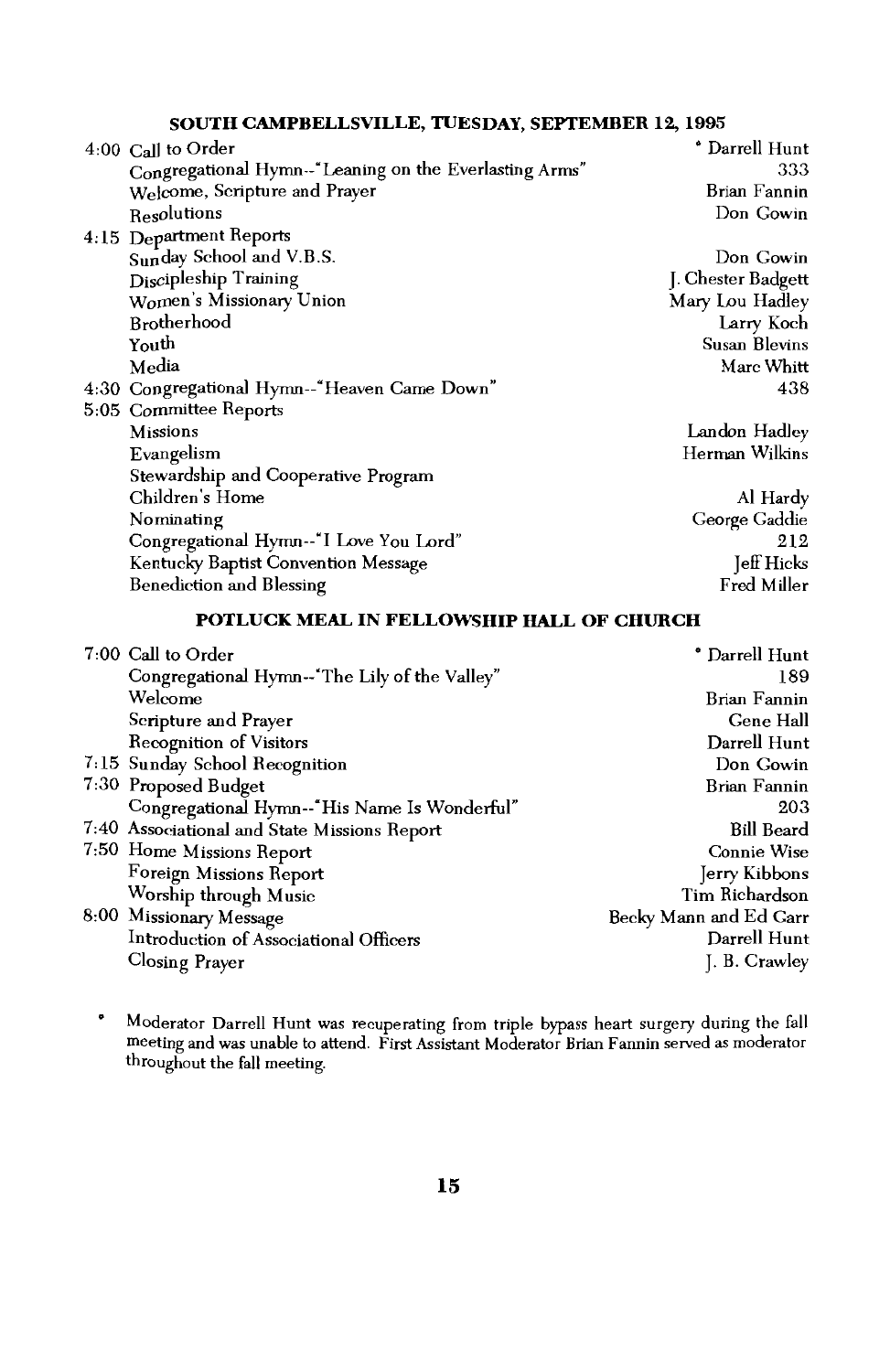## SOUTH CAMPBELLSVILLE, TUESDAY, SEPTEMBER 12, 1995

| Time | Item | Person/Number |
|---|---|---|
| 4:00 | Call to Order | * Darrell Hunt |
| | Congregational Hymn--"Leaning on the Everlasting Arms" | 333 |
| | Welcome, Scripture and Prayer | Brian Fannin |
| | Resolutions | Don Gowin |
| 4:15 | Department Reports | |
| | Sunday School and V.B.S. | Don Gowin |
| | Discipleship Training | J. Chester Badgett |
| | Women's Missionary Union | Mary Lou Hadley |
| | Brotherhood | Larry Koch |
| | Youth | Susan Blevins |
| | Media | Marc Whitt |
| 4:30 | Congregational Hymn--"Heaven Came Down" | 438 |
| 5:05 | Committee Reports | |
| | Missions | Landon Hadley |
| | Evangelism | Herman Wilkins |
| | Stewardship and Cooperative Program | |
| | Children's Home | Al Hardy |
| | Nominating | George Gaddie |
| | Congregational Hymn--"I Love You Lord" | 212 |
| | Kentucky Baptist Convention Message | Jeff Hicks |
| | Benediction and Blessing | Fred Miller |

### POTLUCK MEAL IN FELLOWSHIP HALL OF CHURCH

| Time | Item | Person/Number |
|---|---|---|
| 7:00 | Call to Order | * Darrell Hunt |
| | Congregational Hymn--"The Lily of the Valley" | 189 |
| | Welcome | Brian Fannin |
| | Scripture and Prayer | Gene Hall |
| | Recognition of Visitors | Darrell Hunt |
| 7:15 | Sunday School Recognition | Don Gowin |
| 7:30 | Proposed Budget | Brian Fannin |
| | Congregational Hymn--"His Name Is Wonderful" | 203 |
| 7:40 | Associational and State Missions Report | Bill Beard |
| 7:50 | Home Missions Report | Connie Wise |
| | Foreign Missions Report | Jerry Kibbons |
| | Worship through Music | Tim Richardson |
| 8:00 | Missionary Message | Becky Mann and Ed Carr |
| | Introduction of Associational Officers | Darrell Hunt |
| | Closing Prayer | J. B. Crawley |

* Moderator Darrell Hunt was recuperating from triple bypass heart surgery during the fall meeting and was unable to attend. First Assistant Moderator Brian Fannin served as moderator throughout the fall meeting.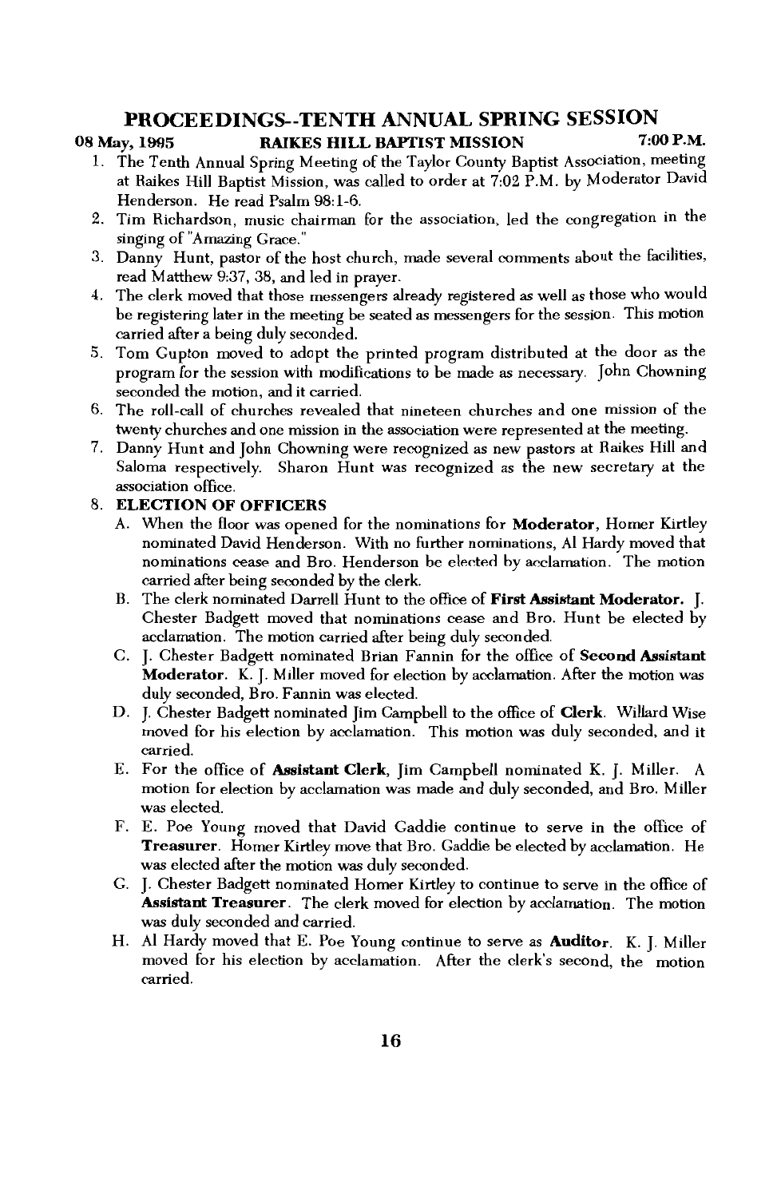# PROCEEDINGS--TENTH ANNUAL SPRING SESSION

**08 May, 1995 RAIKES HILL BAPTIST MISSION 7:00 P.M.**

1. The Tenth Annual Spring Meeting of the Taylor County Baptist Association, meeting at Raikes Hill Baptist Mission, was called to order at 7:02 P.M. by Moderator David Henderson. He read Psalm 98:1-6.
2. Tim Richardson, music chairman for the association, led the congregation in the singing of "Amazing Grace."
3. Danny Hunt, pastor of the host church, made several comments about the facilities, read Matthew 9:37, 38, and led in prayer.
4. The clerk moved that those messengers already registered as well as those who would be registering later in the meeting be seated as messengers for the session. This motion carried after a being duly seconded.
5. Tom Gupton moved to adopt the printed program distributed at the door as the program for the session with modifications to be made as necessary. John Chowning seconded the motion, and it carried.
6. The roll-call of churches revealed that nineteen churches and one mission of the twenty churches and one mission in the association were represented at the meeting.
7. Danny Hunt and John Chowning were recognized as new pastors at Raikes Hill and Saloma respectively. Sharon Hunt was recognized as the new secretary at the association office.
8. **ELECTION OF OFFICERS**
   - A. When the floor was opened for the nominations for **Moderator**, Homer Kirtley nominated David Henderson. With no further nominations, Al Hardy moved that nominations cease and Bro. Henderson be elected by acclamation. The motion carried after being seconded by the clerk.
   - B. The clerk nominated Darrell Hunt to the office of **First Assistant Moderator.** J. Chester Badgett moved that nominations cease and Bro. Hunt be elected by acclamation. The motion carried after being duly seconded.
   - C. J. Chester Badgett nominated Brian Fannin for the office of **Second Assistant Moderator**. K. J. Miller moved for election by acclamation. After the motion was duly seconded, Bro. Fannin was elected.
   - D. J. Chester Badgett nominated Jim Campbell to the office of **Clerk**. Willard Wise moved for his election by acclamation. This motion was duly seconded, and it carried.
   - E. For the office of **Assistant Clerk**, Jim Campbell nominated K. J. Miller. A motion for election by acclamation was made and duly seconded, and Bro. Miller was elected.
   - F. E. Poe Young moved that David Gaddie continue to serve in the office of **Treasurer**. Homer Kirtley move that Bro. Gaddie be elected by acclamation. He was elected after the motion was duly seconded.
   - G. J. Chester Badgett nominated Homer Kirtley to continue to serve in the office of **Assistant Treasurer**. The clerk moved for election by acclamation. The motion was duly seconded and carried.
   - H. Al Hardy moved that E. Poe Young continue to serve as **Auditor**. K. J. Miller moved for his election by acclamation. After the clerk's second, the motion carried.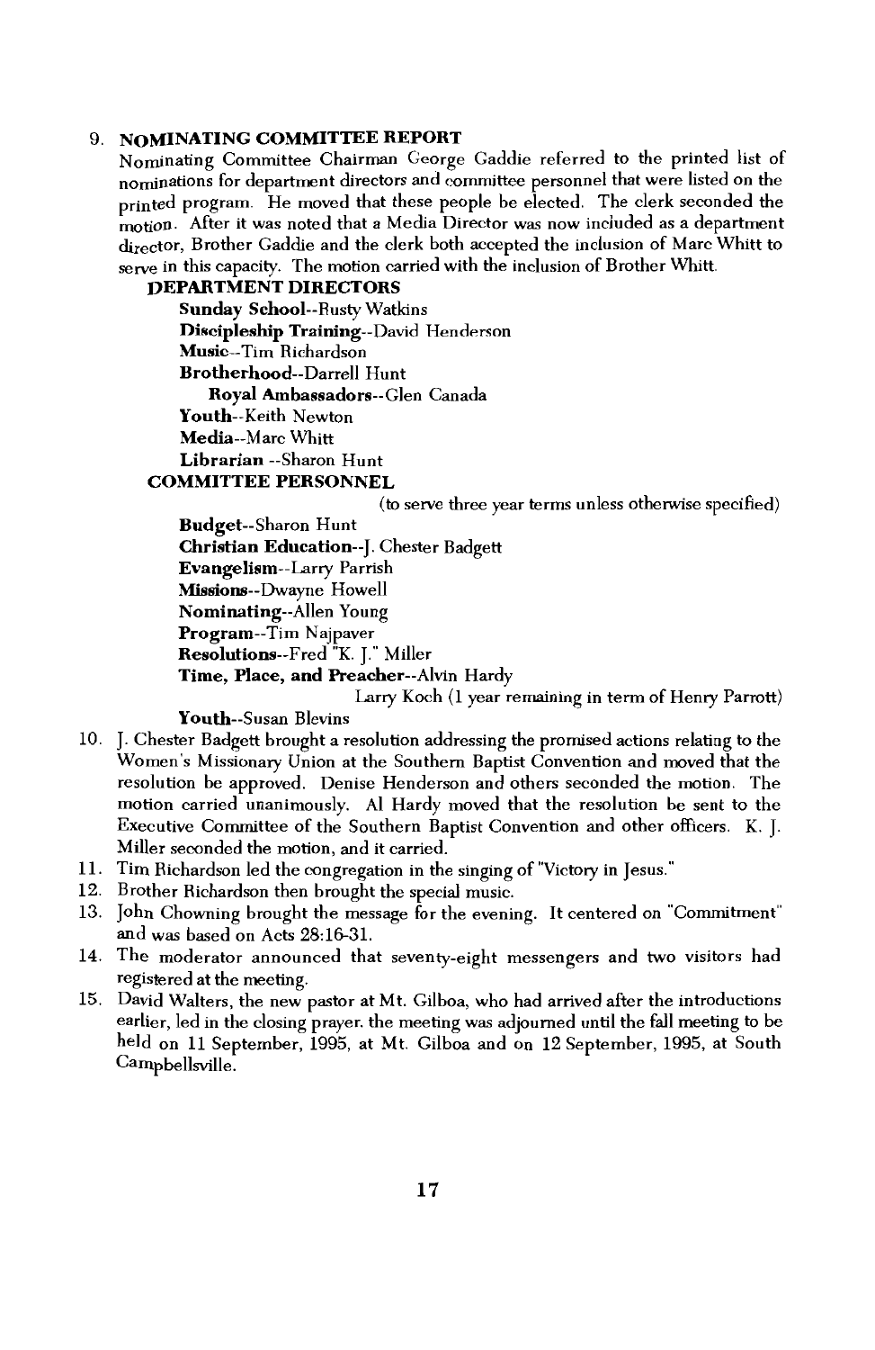9. **NOMINATING COMMITTEE REPORT**
   Nominating Committee Chairman George Gaddie referred to the printed list of nominations for department directors and committee personnel that were listed on the printed program. He moved that these people be elected. The clerk seconded the motion. After it was noted that a Media Director was now included as a department director, Brother Gaddie and the clerk both accepted the inclusion of Marc Whitt to serve in this capacity. The motion carried with the inclusion of Brother Whitt.

   **DEPARTMENT DIRECTORS**

   **Sunday School**--Rusty Watkins
   **Discipleship Training**--David Henderson
   **Music**--Tim Richardson
   **Brotherhood**--Darrell Hunt
   **Royal Ambassadors**--Glen Canada
   **Youth**--Keith Newton
   **Media**--Marc Whitt
   **Librarian** --Sharon Hunt

   **COMMITTEE PERSONNEL**

   (to serve three year terms unless otherwise specified)

   **Budget**--Sharon Hunt
   **Christian Education**--J. Chester Badgett
   **Evangelism**--Larry Parrish
   **Missions**--Dwayne Howell
   **Nominating**--Allen Young
   **Program**--Tim Najpaver
   **Resolutions**--Fred "K. J." Miller
   **Time, Place, and Preacher**--Alvin Hardy
   Larry Koch (1 year remaining in term of Henry Parrott)
   **Youth**--Susan Blevins

10. J. Chester Badgett brought a resolution addressing the promised actions relating to the Women's Missionary Union at the Southern Baptist Convention and moved that the resolution be approved. Denise Henderson and others seconded the motion. The motion carried unanimously. Al Hardy moved that the resolution be sent to the Executive Committee of the Southern Baptist Convention and other officers. K. J. Miller seconded the motion, and it carried.
11. Tim Richardson led the congregation in the singing of "Victory in Jesus."
12. Brother Richardson then brought the special music.
13. John Chowning brought the message for the evening. It centered on "Commitment" and was based on Acts 28:16-31.
14. The moderator announced that seventy-eight messengers and two visitors had registered at the meeting.
15. David Walters, the new pastor at Mt. Gilboa, who had arrived after the introductions earlier, led in the closing prayer. the meeting was adjourned until the fall meeting to be held on 11 September, 1995, at Mt. Gilboa and on 12 September, 1995, at South Campbellsville.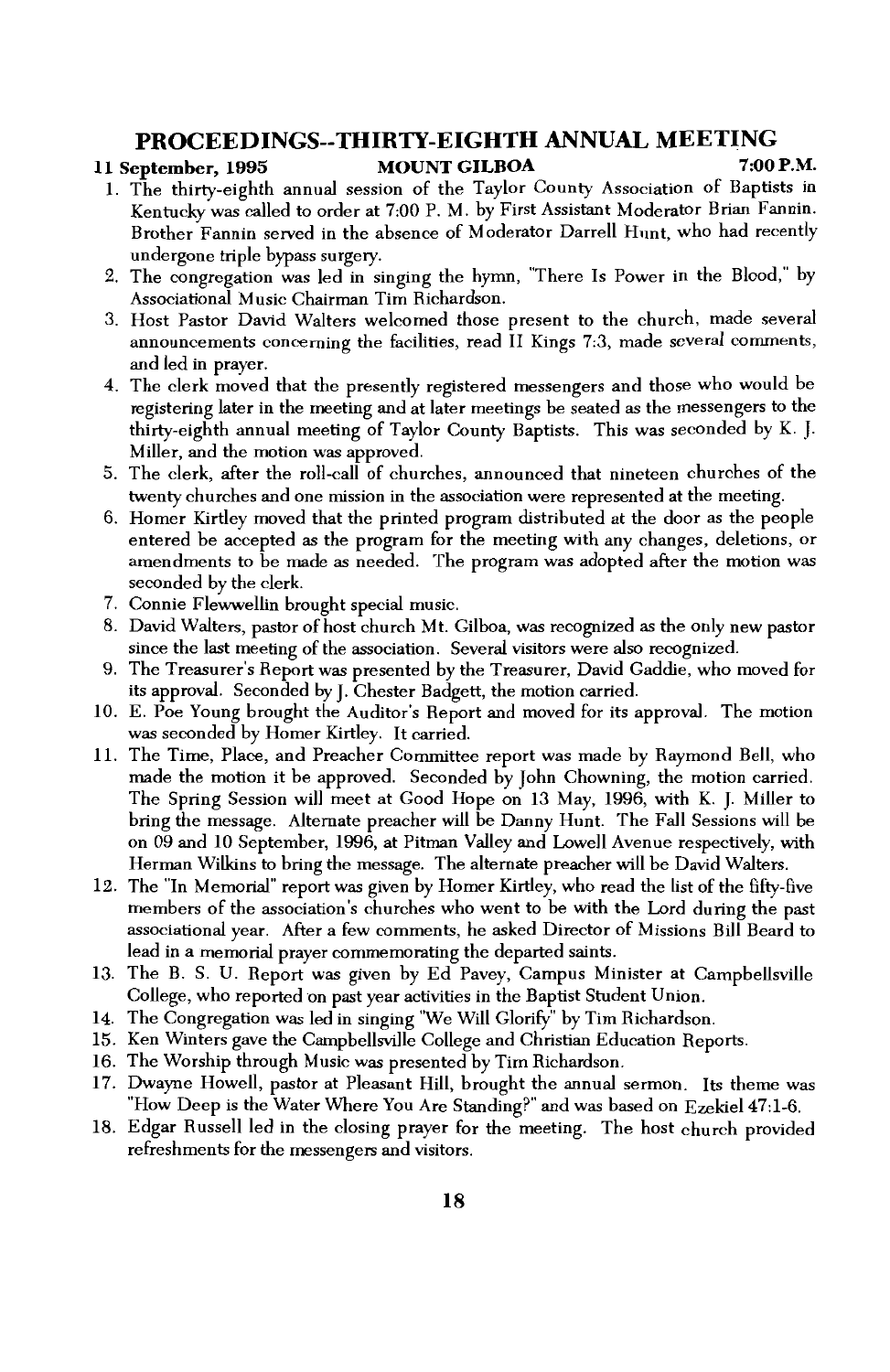## PROCEEDINGS--THIRTY-EIGHTH ANNUAL MEETING

**11 September, 1995 MOUNT GILBOA 7:00 P.M.**

1. The thirty-eighth annual session of the Taylor County Association of Baptists in Kentucky was called to order at 7:00 P. M. by First Assistant Moderator Brian Fannin. Brother Fannin served in the absence of Moderator Darrell Hunt, who had recently undergone triple bypass surgery.
2. The congregation was led in singing the hymn, "There Is Power in the Blood," by Associational Music Chairman Tim Richardson.
3. Host Pastor David Walters welcomed those present to the church, made several announcements concerning the facilities, read II Kings 7:3, made several comments, and led in prayer.
4. The clerk moved that the presently registered messengers and those who would be registering later in the meeting and at later meetings be seated as the messengers to the thirty-eighth annual meeting of Taylor County Baptists. This was seconded by K. J. Miller, and the motion was approved.
5. The clerk, after the roll-call of churches, announced that nineteen churches of the twenty churches and one mission in the association were represented at the meeting.
6. Homer Kirtley moved that the printed program distributed at the door as the people entered be accepted as the program for the meeting with any changes, deletions, or amendments to be made as needed. The program was adopted after the motion was seconded by the clerk.
7. Connie Flewwellin brought special music.
8. David Walters, pastor of host church Mt. Gilboa, was recognized as the only new pastor since the last meeting of the association. Several visitors were also recognized.
9. The Treasurer's Report was presented by the Treasurer, David Gaddie, who moved for its approval. Seconded by J. Chester Badgett, the motion carried.
10. E. Poe Young brought the Auditor's Report and moved for its approval. The motion was seconded by Homer Kirtley. It carried.
11. The Time, Place, and Preacher Committee report was made by Raymond Bell, who made the motion it be approved. Seconded by John Chowning, the motion carried. The Spring Session will meet at Good Hope on 13 May, 1996, with K. J. Miller to bring the message. Alternate preacher will be Danny Hunt. The Fall Sessions will be on 09 and 10 September, 1996, at Pitman Valley and Lowell Avenue respectively, with Herman Wilkins to bring the message. The alternate preacher will be David Walters.
12. The "In Memorial" report was given by Homer Kirtley, who read the list of the fifty-five members of the association's churches who went to be with the Lord during the past associational year. After a few comments, he asked Director of Missions Bill Beard to lead in a memorial prayer commemorating the departed saints.
13. The B. S. U. Report was given by Ed Pavey, Campus Minister at Campbellsville College, who reported on past year activities in the Baptist Student Union.
14. The Congregation was led in singing "We Will Glorify" by Tim Richardson.
15. Ken Winters gave the Campbellsville College and Christian Education Reports.
16. The Worship through Music was presented by Tim Richardson.
17. Dwayne Howell, pastor at Pleasant Hill, brought the annual sermon. Its theme was "How Deep is the Water Where You Are Standing?" and was based on Ezekiel 47:1-6.
18. Edgar Russell led in the closing prayer for the meeting. The host church provided refreshments for the messengers and visitors.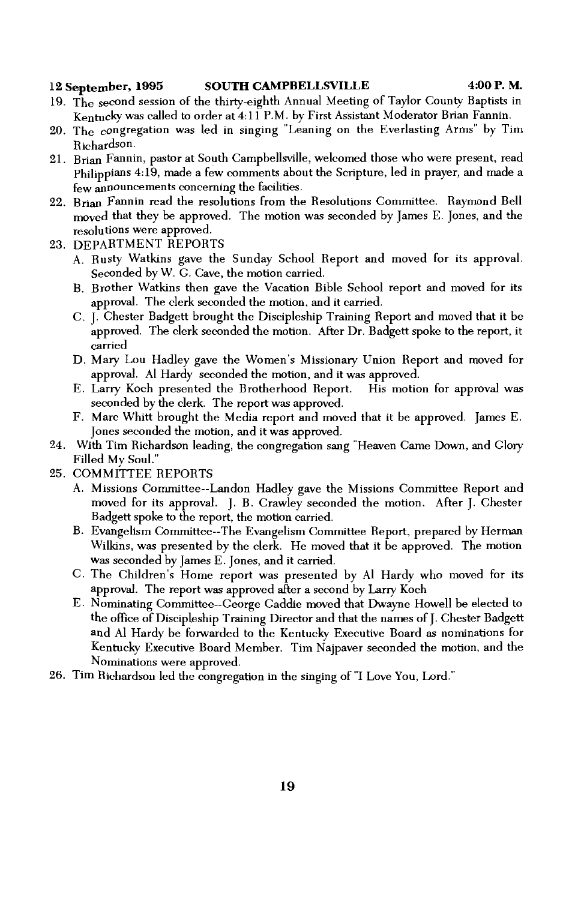**12 September, 1995 SOUTH CAMPBELLSVILLE 4:00 P. M.**

19. The second session of the thirty-eighth Annual Meeting of Taylor County Baptists in Kentucky was called to order at 4:11 P.M. by First Assistant Moderator Brian Fannin.
20. The congregation was led in singing "Leaning on the Everlasting Arms" by Tim Richardson.
21. Brian Fannin, pastor at South Campbellsville, welcomed those who were present, read Philippians 4:19, made a few comments about the Scripture, led in prayer, and made a few announcements concerning the facilities.
22. Brian Fannin read the resolutions from the Resolutions Committee. Raymond Bell moved that they be approved. The motion was seconded by James E. Jones, and the resolutions were approved.
23. DEPARTMENT REPORTS
    - A. Rusty Watkins gave the Sunday School Report and moved for its approval. Seconded by W. G. Cave, the motion carried.
    - B. Brother Watkins then gave the Vacation Bible School report and moved for its approval. The clerk seconded the motion, and it carried.
    - C. J. Chester Badgett brought the Discipleship Training Report and moved that it be approved. The clerk seconded the motion. After Dr. Badgett spoke to the report, it carried
    - D. Mary Lou Hadley gave the Women's Missionary Union Report and moved for approval. Al Hardy seconded the motion, and it was approved.
    - E. Larry Koch presented the Brotherhood Report. His motion for approval was seconded by the clerk. The report was approved.
    - F. Marc Whitt brought the Media report and moved that it be approved. James E. Jones seconded the motion, and it was approved.
24. With Tim Richardson leading, the congregation sang "Heaven Came Down, and Glory Filled My Soul."
25. COMMITTEE REPORTS
    - A. Missions Committee--Landon Hadley gave the Missions Committee Report and moved for its approval. J. B. Crawley seconded the motion. After J. Chester Badgett spoke to the report, the motion carried.
    - B. Evangelism Committee--The Evangelism Committee Report, prepared by Herman Wilkins, was presented by the clerk. He moved that it be approved. The motion was seconded by James E. Jones, and it carried.
    - C. The Children's Home report was presented by Al Hardy who moved for its approval. The report was approved after a second by Larry Koch
    - E. Nominating Committee--George Gaddie moved that Dwayne Howell be elected to the office of Discipleship Training Director and that the names of J. Chester Badgett and Al Hardy be forwarded to the Kentucky Executive Board as nominations for Kentucky Executive Board Member. Tim Najpaver seconded the motion, and the Nominations were approved.
26. Tim Richardson led the congregation in the singing of "I Love You, Lord."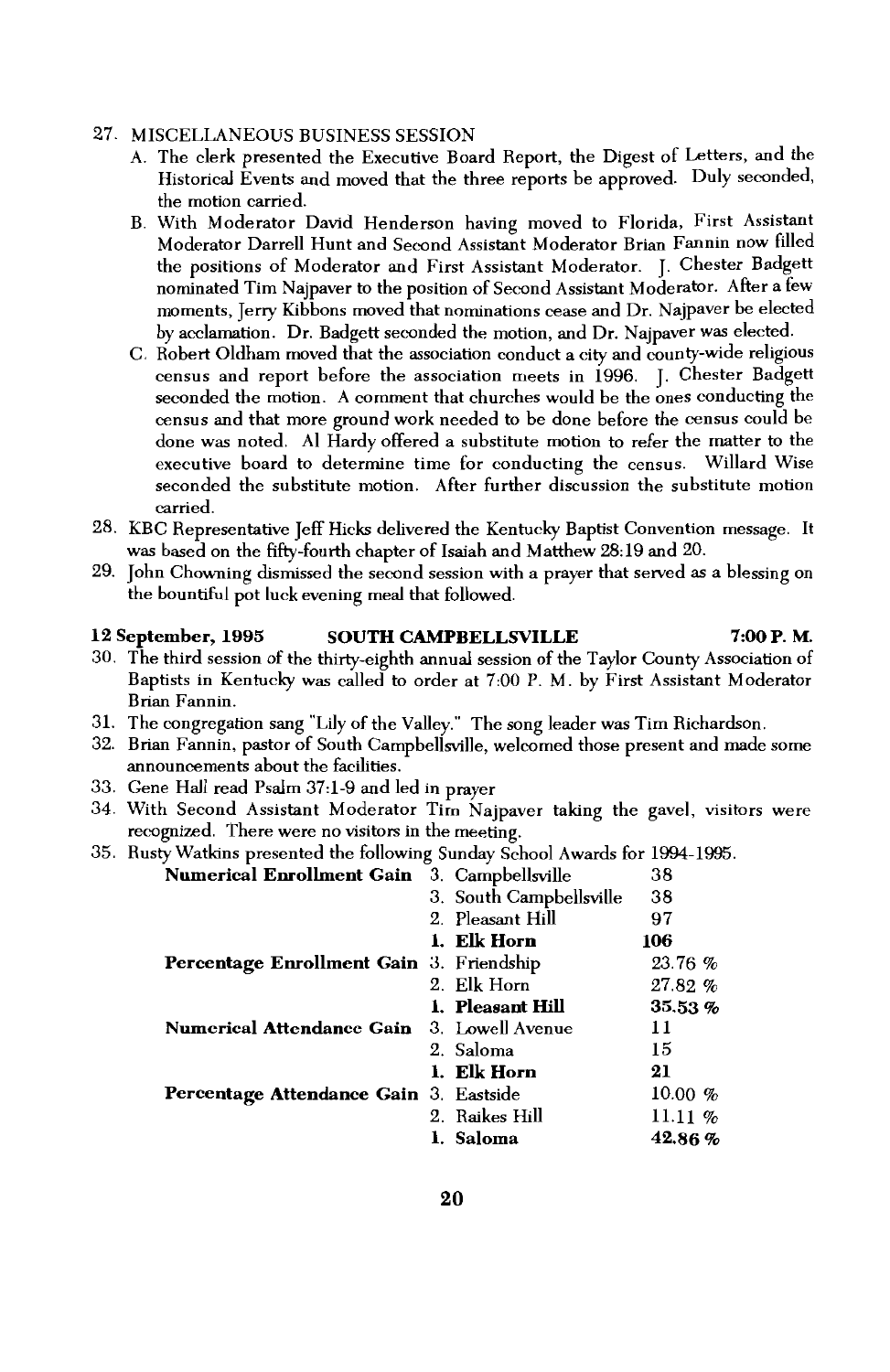27. MISCELLANEOUS BUSINESS SESSION
    A. The clerk presented the Executive Board Report, the Digest of Letters, and the Historical Events and moved that the three reports be approved. Duly seconded, the motion carried.
    B. With Moderator David Henderson having moved to Florida, First Assistant Moderator Darrell Hunt and Second Assistant Moderator Brian Fannin now filled the positions of Moderator and First Assistant Moderator. J. Chester Badgett nominated Tim Najpaver to the position of Second Assistant Moderator. After a few moments, Jerry Kibbons moved that nominations cease and Dr. Najpaver be elected by acclamation. Dr. Badgett seconded the motion, and Dr. Najpaver was elected.
    C. Robert Oldham moved that the association conduct a city and county-wide religious census and report before the association meets in 1996. J. Chester Badgett seconded the motion. A comment that churches would be the ones conducting the census and that more ground work needed to be done before the census could be done was noted. Al Hardy offered a substitute motion to refer the matter to the executive board to determine time for conducting the census. Willard Wise seconded the substitute motion. After further discussion the substitute motion carried.
28. KBC Representative Jeff Hicks delivered the Kentucky Baptist Convention message. It was based on the fifty-fourth chapter of Isaiah and Matthew 28:19 and 20.
29. John Chowning dismissed the second session with a prayer that served as a blessing on the bountiful pot luck evening meal that followed.

**12 September, 1995 — SOUTH CAMPBELLSVILLE — 7:00 P. M.**

30. The third session of the thirty-eighth annual session of the Taylor County Association of Baptists in Kentucky was called to order at 7:00 P. M. by First Assistant Moderator Brian Fannin.
31. The congregation sang "Lily of the Valley." The song leader was Tim Richardson.
32. Brian Fannin, pastor of South Campbellsville, welcomed those present and made some announcements about the facilities.
33. Gene Hall read Psalm 37:1-9 and led in prayer
34. With Second Assistant Moderator Tim Najpaver taking the gavel, visitors were recognized. There were no visitors in the meeting.
35. Rusty Watkins presented the following Sunday School Awards for 1994-1995.

| | | |
|---|---|---|
| **Numerical Enrollment Gain** | 3. Campbellsville | 38 |
| | 3. South Campbellsville | 38 |
| | 2. Pleasant Hill | 97 |
| | **1. Elk Horn** | **106** |
| **Percentage Enrollment Gain** | 3. Friendship | 23.76 % |
| | 2. Elk Horn | 27.82 % |
| | **1. Pleasant Hill** | **35.53 %** |
| **Numerical Attendance Gain** | 3. Lowell Avenue | 11 |
| | 2. Saloma | 15 |
| | **1. Elk Horn** | **21** |
| **Percentage Attendance Gain** | 3. Eastside | 10.00 % |
| | 2. Raikes Hill | 11.11 % |
| | **1. Saloma** | **42.86 %** |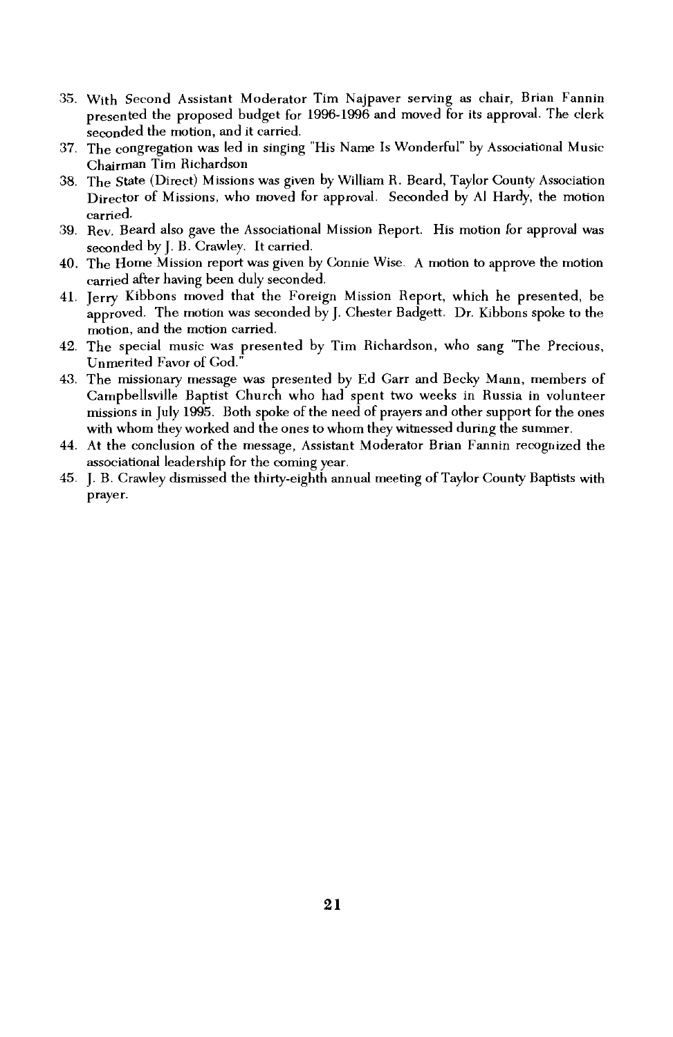35. With Second Assistant Moderator Tim Najpaver serving as chair, Brian Fannin presented the proposed budget for 1996-1996 and moved for its approval. The clerk seconded the motion, and it carried.
37. The congregation was led in singing "His Name Is Wonderful" by Associational Music Chairman Tim Richardson
38. The State (Direct) Missions was given by William R. Beard, Taylor County Association Director of Missions, who moved for approval. Seconded by Al Hardy, the motion carried.
39. Rev. Beard also gave the Associational Mission Report. His motion for approval was seconded by J. B. Crawley. It carried.
40. The Home Mission report was given by Connie Wise. A motion to approve the motion carried after having been duly seconded.
41. Jerry Kibbons moved that the Foreign Mission Report, which he presented, be approved. The motion was seconded by J. Chester Badgett. Dr. Kibbons spoke to the motion, and the motion carried.
42. The special music was presented by Tim Richardson, who sang "The Precious, Unmerited Favor of God."
43. The missionary message was presented by Ed Garr and Becky Mann, members of Campbellsville Baptist Church who had spent two weeks in Russia in volunteer missions in July 1995. Both spoke of the need of prayers and other support for the ones with whom they worked and the ones to whom they witnessed during the summer.
44. At the conclusion of the message, Assistant Moderator Brian Fannin recognized the associational leadership for the coming year.
45. J. B. Crawley dismissed the thirty-eighth annual meeting of Taylor County Baptists with prayer.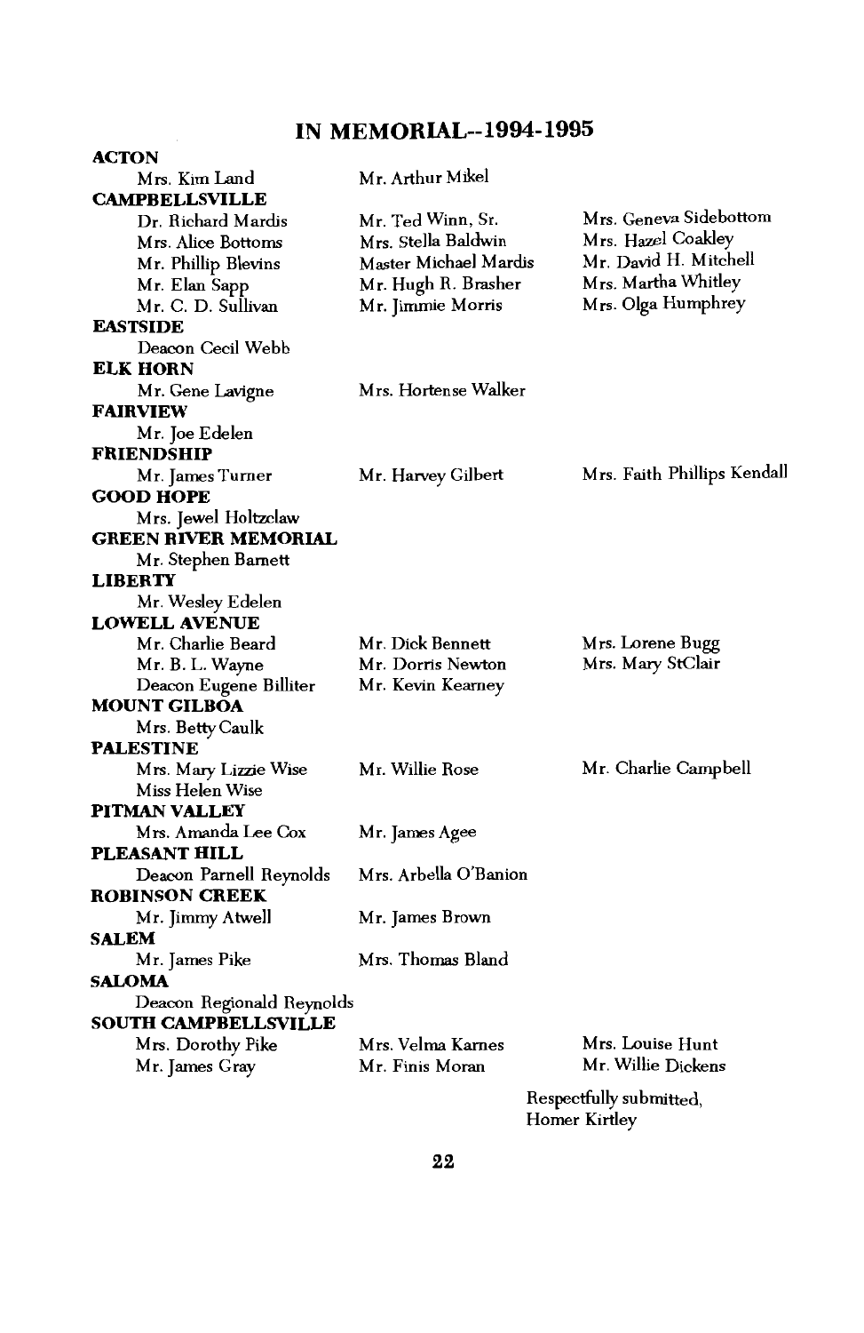# IN MEMORIAL--1994-1995

**ACTON**

Mrs. Kim Land
Mr. Arthur Mikel

**CAMPBELLSVILLE**

Dr. Richard Mardis
Mrs. Alice Bottoms
Mr. Phillip Blevins
Mr. Elan Sapp
Mr. C. D. Sullivan
Mr. Ted Winn, Sr.
Mrs. Stella Baldwin
Master Michael Mardis
Mr. Hugh R. Brasher
Mr. Jimmie Morris
Mrs. Geneva Sidebottom
Mrs. Hazel Coakley
Mr. David H. Mitchell
Mrs. Martha Whitley
Mrs. Olga Humphrey

**EASTSIDE**

Deacon Cecil Webb

**ELK HORN**

Mr. Gene Lavigne
Mrs. Hortense Walker

**FAIRVIEW**

Mr. Joe Edelen

**FRIENDSHIP**

Mr. James Turner
Mr. Harvey Gilbert
Mrs. Faith Phillips Kendall

**GOOD HOPE**

Mrs. Jewel Holtzclaw

**GREEN RIVER MEMORIAL**

Mr. Stephen Barnett

**LIBERTY**

Mr. Wesley Edelen

**LOWELL AVENUE**

Mr. Charlie Beard
Mr. B. L. Wayne
Deacon Eugene Billiter
Mr. Dick Bennett
Mr. Dorris Newton
Mr. Kevin Kearney
Mrs. Lorene Bugg
Mrs. Mary StClair

**MOUNT GILBOA**

Mrs. Betty Caulk

**PALESTINE**

Mrs. Mary Lizzie Wise
Miss Helen Wise
Mr. Willie Rose
Mr. Charlie Campbell

**PITMAN VALLEY**

Mrs. Amanda Lee Cox
Mr. James Agee

**PLEASANT HILL**

Deacon Parnell Reynolds
Mrs. Arbella O'Banion

**ROBINSON CREEK**

Mr. Jimmy Atwell
Mr. James Brown

**SALEM**

Mr. James Pike
Mrs. Thomas Bland

**SALOMA**

Deacon Regionald Reynolds

**SOUTH CAMPBELLSVILLE**

Mrs. Dorothy Pike
Mr. James Gray
Mrs. Velma Karnes
Mr. Finis Moran
Mrs. Louise Hunt
Mr. Willie Dickens

Respectfully submitted,
Homer Kirtley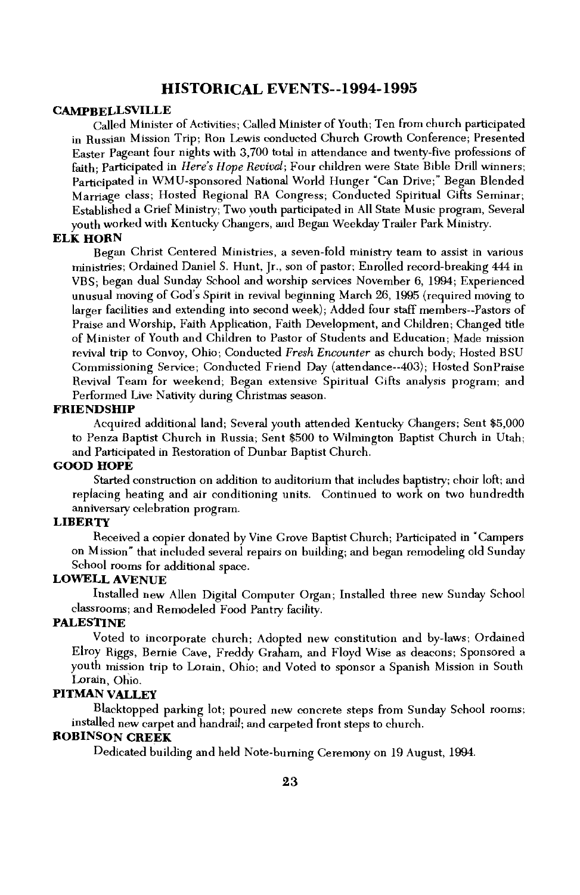## HISTORICAL EVENTS--1994-1995

**CAMPBELLSVILLE**

Called Minister of Activities; Called Minister of Youth; Ten from church participated in Russian Mission Trip; Ron Lewis conducted Church Growth Conference; Presented Easter Pageant four nights with 3,700 total in attendance and twenty-five professions of faith; Participated in *Here's Hope Revival*; Four children were State Bible Drill winners; Participated in WMU-sponsored National World Hunger "Can Drive;" Began Blended Marriage class; Hosted Regional RA Congress; Conducted Spiritual Gifts Seminar; Established a Grief Ministry; Two youth participated in All State Music program, Several youth worked with Kentucky Changers, and Began Weekday Trailer Park Ministry.

**ELK HORN**

Began Christ Centered Ministries, a seven-fold ministry team to assist in various ministries; Ordained Daniel S. Hunt, Jr., son of pastor; Enrolled record-breaking 444 in VBS; began dual Sunday School and worship services November 6, 1994; Experienced unusual moving of God's Spirit in revival beginning March 26, 1995 (required moving to larger facilities and extending into second week); Added four staff members--Pastors of Praise and Worship, Faith Application, Faith Development, and Children; Changed title of Minister of Youth and Children to Pastor of Students and Education; Made mission revival trip to Convoy, Ohio; Conducted *Fresh Encounter* as church body; Hosted BSU Commissioning Service; Conducted Friend Day (attendance--403); Hosted SonPraise Revival Team for weekend; Began extensive Spiritual Gifts analysis program; and Performed Live Nativity during Christmas season.

**FRIENDSHIP**

Acquired additional land; Several youth attended Kentucky Changers; Sent $5,000 to Penza Baptist Church in Russia; Sent $500 to Wilmington Baptist Church in Utah; and Participated in Restoration of Dunbar Baptist Church.

**GOOD HOPE**

Started construction on addition to auditorium that includes baptistry; choir loft; and replacing heating and air conditioning units. Continued to work on two hundredth anniversary celebration program.

**LIBERTY**

Received a copier donated by Vine Grove Baptist Church; Participated in "Campers on Mission" that included several repairs on building; and began remodeling old Sunday School rooms for additional space.

**LOWELL AVENUE**

Installed new Allen Digital Computer Organ; Installed three new Sunday School classrooms; and Remodeled Food Pantry facility.

**PALESTINE**

Voted to incorporate church; Adopted new constitution and by-laws; Ordained Elroy Riggs, Bernie Cave, Freddy Graham, and Floyd Wise as deacons; Sponsored a youth mission trip to Lorain, Ohio; and Voted to sponsor a Spanish Mission in South Lorain, Ohio.

**PITMAN VALLEY**

Blacktopped parking lot; poured new concrete steps from Sunday School rooms; installed new carpet and handrail; and carpeted front steps to church.

**ROBINSON CREEK**

Dedicated building and held Note-burning Ceremony on 19 August, 1994.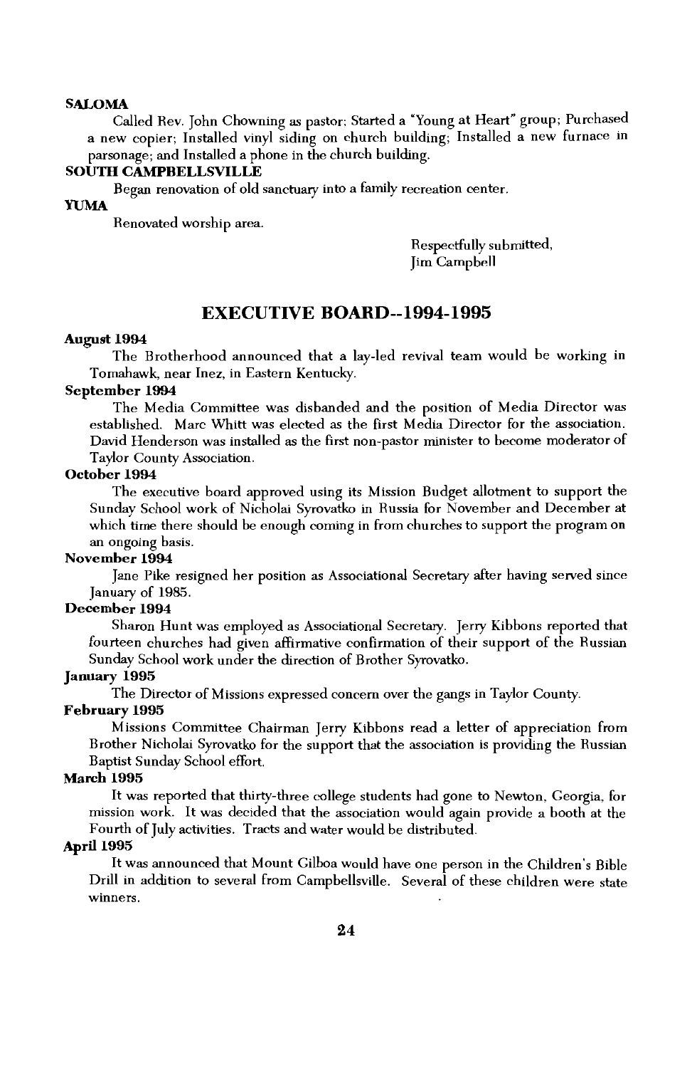**SALOMA**

Called Rev. John Chowning as pastor; Started a "Young at Heart" group; Purchased a new copier; Installed vinyl siding on church building; Installed a new furnace in parsonage; and Installed a phone in the church building.

**SOUTH CAMPBELLSVILLE**

Began renovation of old sanctuary into a family recreation center.

**YUMA**

Renovated worship area.

Respectfully submitted,
Jim Campbell

## EXECUTIVE BOARD--1994-1995

**August 1994**

The Brotherhood announced that a lay-led revival team would be working in Tomahawk, near Inez, in Eastern Kentucky.

**September 1994**

The Media Committee was disbanded and the position of Media Director was established. Marc Whitt was elected as the first Media Director for the association. David Henderson was installed as the first non-pastor minister to become moderator of Taylor County Association.

**October 1994**

The executive board approved using its Mission Budget allotment to support the Sunday School work of Nicholai Syrovatko in Russia for November and December at which time there should be enough coming in from churches to support the program on an ongoing basis.

**November 1994**

Jane Pike resigned her position as Associational Secretary after having served since January of 1985.

**December 1994**

Sharon Hunt was employed as Associational Secretary. Jerry Kibbons reported that fourteen churches had given affirmative confirmation of their support of the Russian Sunday School work under the direction of Brother Syrovatko.

**January 1995**

The Director of Missions expressed concern over the gangs in Taylor County.

**February 1995**

Missions Committee Chairman Jerry Kibbons read a letter of appreciation from Brother Nicholai Syrovatko for the support that the association is providing the Russian Baptist Sunday School effort.

**March 1995**

It was reported that thirty-three college students had gone to Newton, Georgia, for mission work. It was decided that the association would again provide a booth at the Fourth of July activities. Tracts and water would be distributed.

**April 1995**

It was announced that Mount Gilboa would have one person in the Children's Bible Drill in addition to several from Campbellsville. Several of these children were state winners.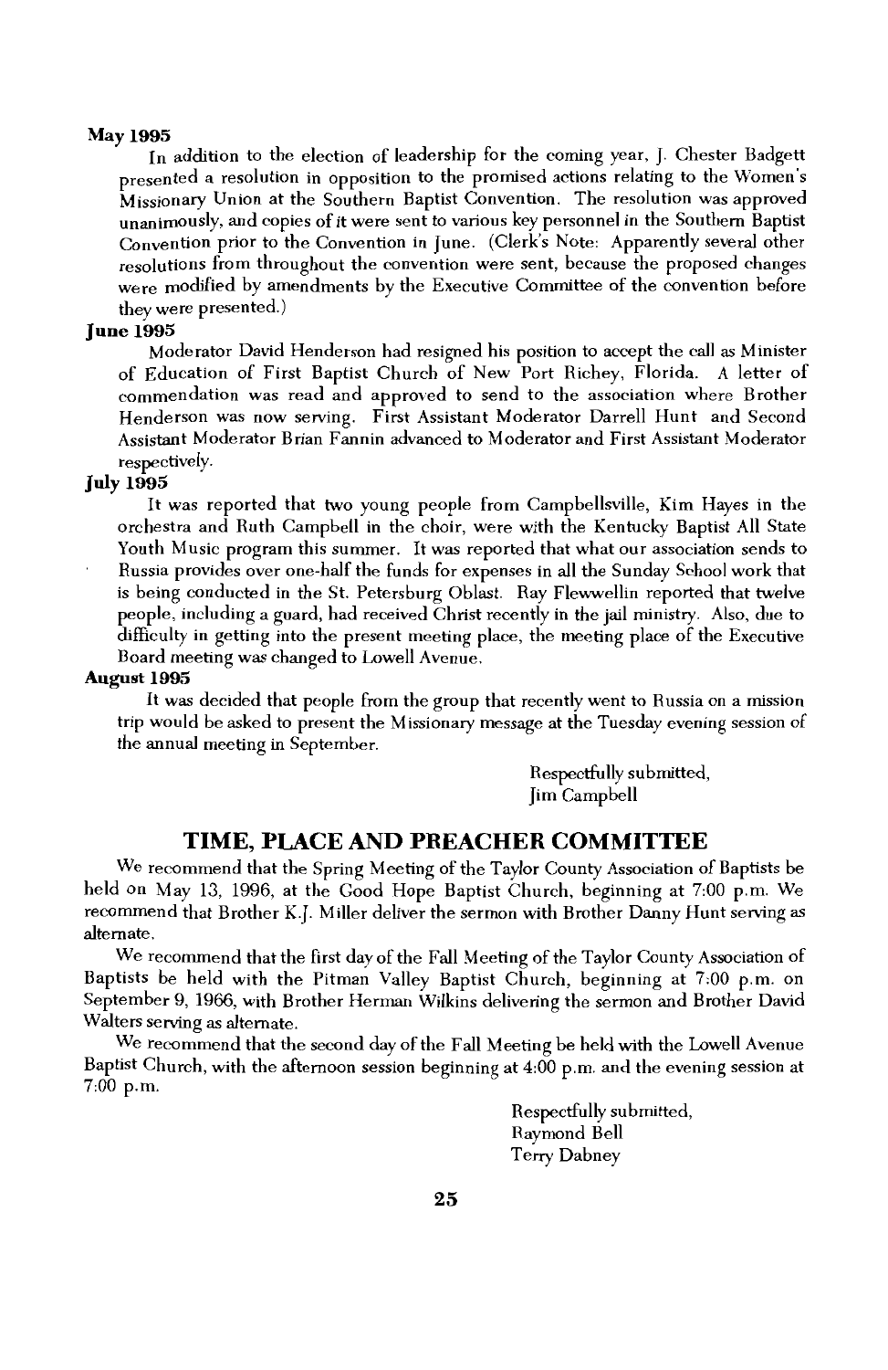**May 1995**

In addition to the election of leadership for the coming year, J. Chester Badgett presented a resolution in opposition to the promised actions relating to the Women's Missionary Union at the Southern Baptist Convention. The resolution was approved unanimously, and copies of it were sent to various key personnel in the Southern Baptist Convention prior to the Convention in June. (Clerk's Note: Apparently several other resolutions from throughout the convention were sent, because the proposed changes were modified by amendments by the Executive Committee of the convention before they were presented.)

**June 1995**

Moderator David Henderson had resigned his position to accept the call as Minister of Education of First Baptist Church of New Port Richey, Florida. A letter of commendation was read and approved to send to the association where Brother Henderson was now serving. First Assistant Moderator Darrell Hunt and Second Assistant Moderator Brian Fannin advanced to Moderator and First Assistant Moderator respectively.

**July 1995**

It was reported that two young people from Campbellsville, Kim Hayes in the orchestra and Ruth Campbell in the choir, were with the Kentucky Baptist All State Youth Music program this summer. It was reported that what our association sends to Russia provides over one-half the funds for expenses in all the Sunday School work that is being conducted in the St. Petersburg Oblast. Ray Flewwellin reported that twelve people, including a guard, had received Christ recently in the jail ministry. Also, due to difficulty in getting into the present meeting place, the meeting place of the Executive Board meeting was changed to Lowell Avenue.

**August 1995**

It was decided that people from the group that recently went to Russia on a mission trip would be asked to present the Missionary message at the Tuesday evening session of the annual meeting in September.

Respectfully submitted,
Jim Campbell

## TIME, PLACE AND PREACHER COMMITTEE

We recommend that the Spring Meeting of the Taylor County Association of Baptists be held on May 13, 1996, at the Good Hope Baptist Church, beginning at 7:00 p.m. We recommend that Brother K.J. Miller deliver the sermon with Brother Danny Hunt serving as alternate.

We recommend that the first day of the Fall Meeting of the Taylor County Association of Baptists be held with the Pitman Valley Baptist Church, beginning at 7:00 p.m. on September 9, 1966, with Brother Herman Wilkins delivering the sermon and Brother David Walters serving as alternate.

We recommend that the second day of the Fall Meeting be held with the Lowell Avenue Baptist Church, with the afternoon session beginning at 4:00 p.m. and the evening session at 7:00 p.m.

Respectfully submitted,
Raymond Bell
Terry Dabney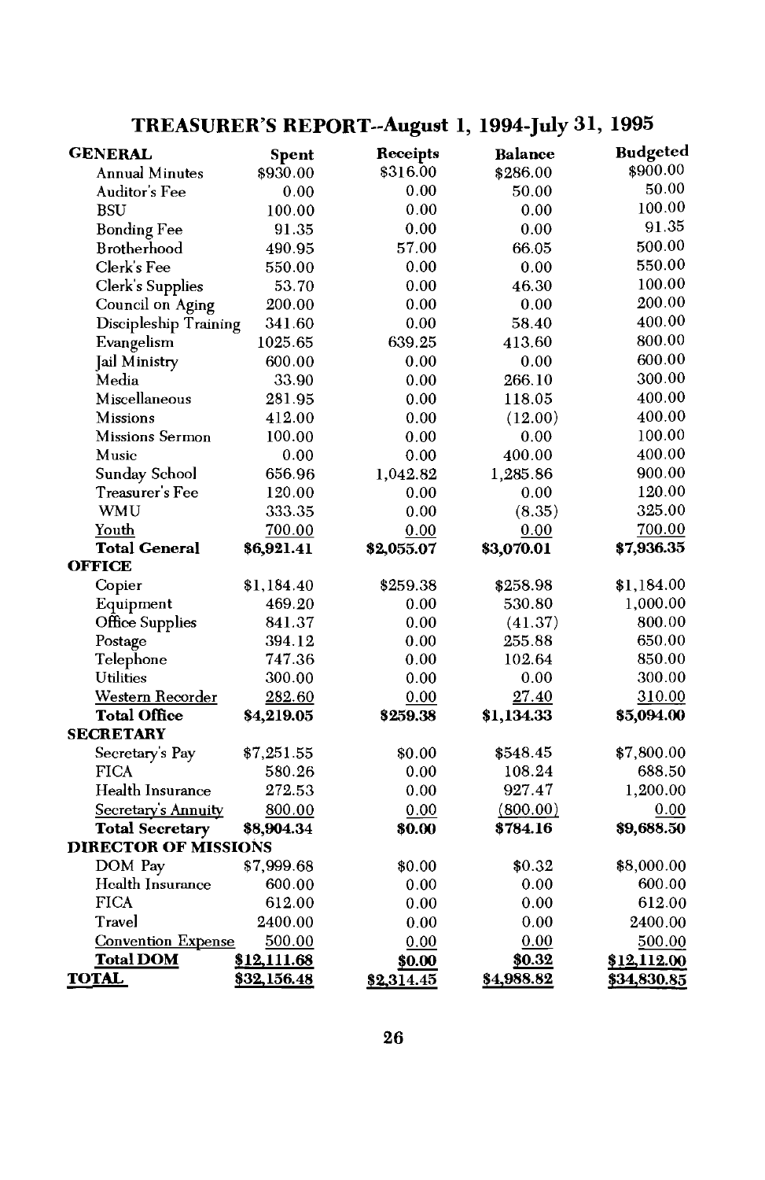# TREASURER'S REPORT--August 1, 1994-July 31, 1995

| GENERAL | Spent | Receipts | Balance | Budgeted |
|---|---|---|---|---|
| Annual Minutes | $930.00 | $316.00 | $286.00 | $900.00 |
| Auditor's Fee | 0.00 | 0.00 | 50.00 | 50.00 |
| BSU | 100.00 | 0.00 | 0.00 | 100.00 |
| Bonding Fee | 91.35 | 0.00 | 0.00 | 91.35 |
| Brotherhood | 490.95 | 57.00 | 66.05 | 500.00 |
| Clerk's Fee | 550.00 | 0.00 | 0.00 | 550.00 |
| Clerk's Supplies | 53.70 | 0.00 | 46.30 | 100.00 |
| Council on Aging | 200.00 | 0.00 | 0.00 | 200.00 |
| Discipleship Training | 341.60 | 0.00 | 58.40 | 400.00 |
| Evangelism | 1025.65 | 639.25 | 413.60 | 800.00 |
| Jail Ministry | 600.00 | 0.00 | 0.00 | 600.00 |
| Media | 33.90 | 0.00 | 266.10 | 300.00 |
| Miscellaneous | 281.95 | 0.00 | 118.05 | 400.00 |
| Missions | 412.00 | 0.00 | (12.00) | 400.00 |
| Missions Sermon | 100.00 | 0.00 | 0.00 | 100.00 |
| Music | 0.00 | 0.00 | 400.00 | 400.00 |
| Sunday School | 656.96 | 1,042.82 | 1,285.86 | 900.00 |
| Treasurer's Fee | 120.00 | 0.00 | 0.00 | 120.00 |
| WMU | 333.35 | 0.00 | (8.35) | 325.00 |
| Youth | 700.00 | 0.00 | 0.00 | 700.00 |
| **Total General** | **$6,921.41** | **$2,055.07** | **$3,070.01** | **$7,936.35** |
| **OFFICE** | | | | |
| Copier | $1,184.40 | $259.38 | $258.98 | $1,184.00 |
| Equipment | 469.20 | 0.00 | 530.80 | 1,000.00 |
| Office Supplies | 841.37 | 0.00 | (41.37) | 800.00 |
| Postage | 394.12 | 0.00 | 255.88 | 650.00 |
| Telephone | 747.36 | 0.00 | 102.64 | 850.00 |
| Utilities | 300.00 | 0.00 | 0.00 | 300.00 |
| Western Recorder | 282.60 | 0.00 | 27.40 | 310.00 |
| **Total Office** | **$4,219.05** | **$259.38** | **$1,134.33** | **$5,094.00** |
| **SECRETARY** | | | | |
| Secretary's Pay | $7,251.55 | $0.00 | $548.45 | $7,800.00 |
| FICA | 580.26 | 0.00 | 108.24 | 688.50 |
| Health Insurance | 272.53 | 0.00 | 927.47 | 1,200.00 |
| Secretary's Annuity | 800.00 | 0.00 | (800.00) | 0.00 |
| **Total Secretary** | **$8,904.34** | **$0.00** | **$784.16** | **$9,688.50** |
| **DIRECTOR OF MISSIONS** | | | | |
| DOM Pay | $7,999.68 | $0.00 | $0.32 | $8,000.00 |
| Health Insurance | 600.00 | 0.00 | 0.00 | 600.00 |
| FICA | 612.00 | 0.00 | 0.00 | 612.00 |
| Travel | 2400.00 | 0.00 | 0.00 | 2400.00 |
| Convention Expense | 500.00 | 0.00 | 0.00 | 500.00 |
| **Total DOM** | **$12,111.68** | **$0.00** | **$0.32** | **$12,112.00** |
| **TOTAL** | **$32,156.48** | **$2,314.45** | **$4,988.82** | **$34,830.85** |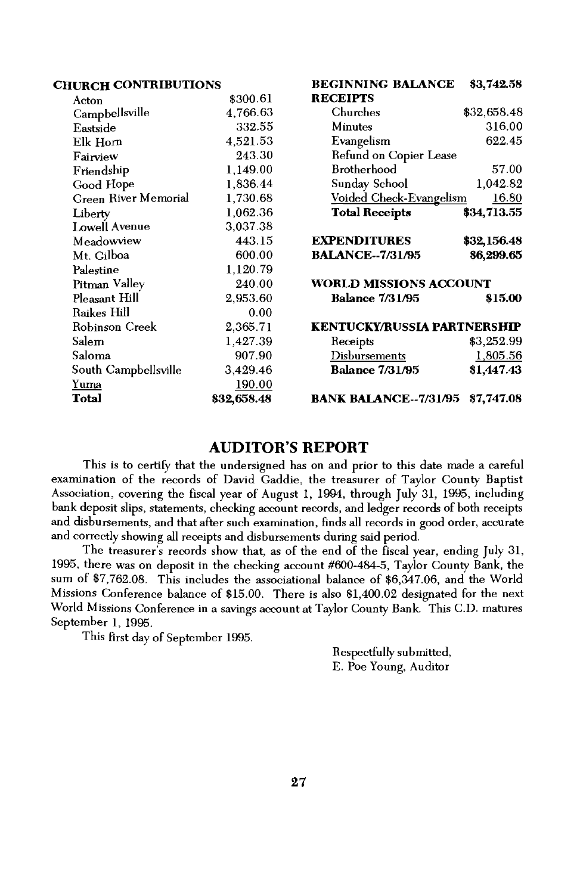## CHURCH CONTRIBUTIONS

| Church | Amount |
|---|---|
| Acton | $300.61 |
| Campbellsville | 4,766.63 |
| Eastside | 332.55 |
| Elk Horn | 4,521.53 |
| Fairview | 243.30 |
| Friendship | 1,149.00 |
| Good Hope | 1,836.44 |
| Green River Memorial | 1,730.68 |
| Liberty | 1,062.36 |
| Lowell Avenue | 3,037.38 |
| Meadowview | 443.15 |
| Mt. Gilboa | 600.00 |
| Palestine | 1,120.79 |
| Pitman Valley | 240.00 |
| Pleasant Hill | 2,953.60 |
| Raikes Hill | 0.00 |
| Robinson Creek | 2,365.71 |
| Salem | 1,427.39 |
| Saloma | 907.90 |
| South Campbellsville | 3,429.46 |
| Yuma | 190.00 |
| **Total** | **$32,658.48** |

| | |
|---|---|
| **BEGINNING BALANCE** | **$3,742.58** |
| **RECEIPTS** | |
| Churches | $32,658.48 |
| Minutes | 316.00 |
| Evangelism | 622.45 |
| Refund on Copier Lease | |
| Brotherhood | 57.00 |
| Sunday School | 1,042.82 |
| Voided Check-Evangelism | 16.80 |
| **Total Receipts** | **$34,713.55** |
| | |
| **EXPENDITURES** | **$32,156.48** |
| **BALANCE--7/31/95** | **$6,299.65** |
| | |
| **WORLD MISSIONS ACCOUNT** | |
| **Balance 7/31/95** | **$15.00** |
| | |
| **KENTUCKY/RUSSIA PARTNERSHIP** | |
| Receipts | $3,252.99 |
| Disbursements | 1,805.56 |
| **Balance 7/31/95** | **$1,447.43** |
| | |
| **BANK BALANCE--7/31/95** | **$7,747.08** |

## AUDITOR'S REPORT

This is to certify that the undersigned has on and prior to this date made a careful examination of the records of David Gaddie, the treasurer of Taylor County Baptist Association, covering the fiscal year of August 1, 1994, through July 31, 1995, including bank deposit slips, statements, checking account records, and ledger records of both receipts and disbursements, and that after such examination, finds all records in good order, accurate and correctly showing all receipts and disbursements during said period.

The treasurer's records show that, as of the end of the fiscal year, ending July 31, 1995, there was on deposit in the checking account #600-484-5, Taylor County Bank, the sum of $7,762.08. This includes the associational balance of $6,347.06, and the World Missions Conference balance of $15.00. There is also $1,400.02 designated for the next World Missions Conference in a savings account at Taylor County Bank. This C.D. matures September 1, 1995.

This first day of September 1995.

Respectfully submitted,
E. Poe Young, Auditor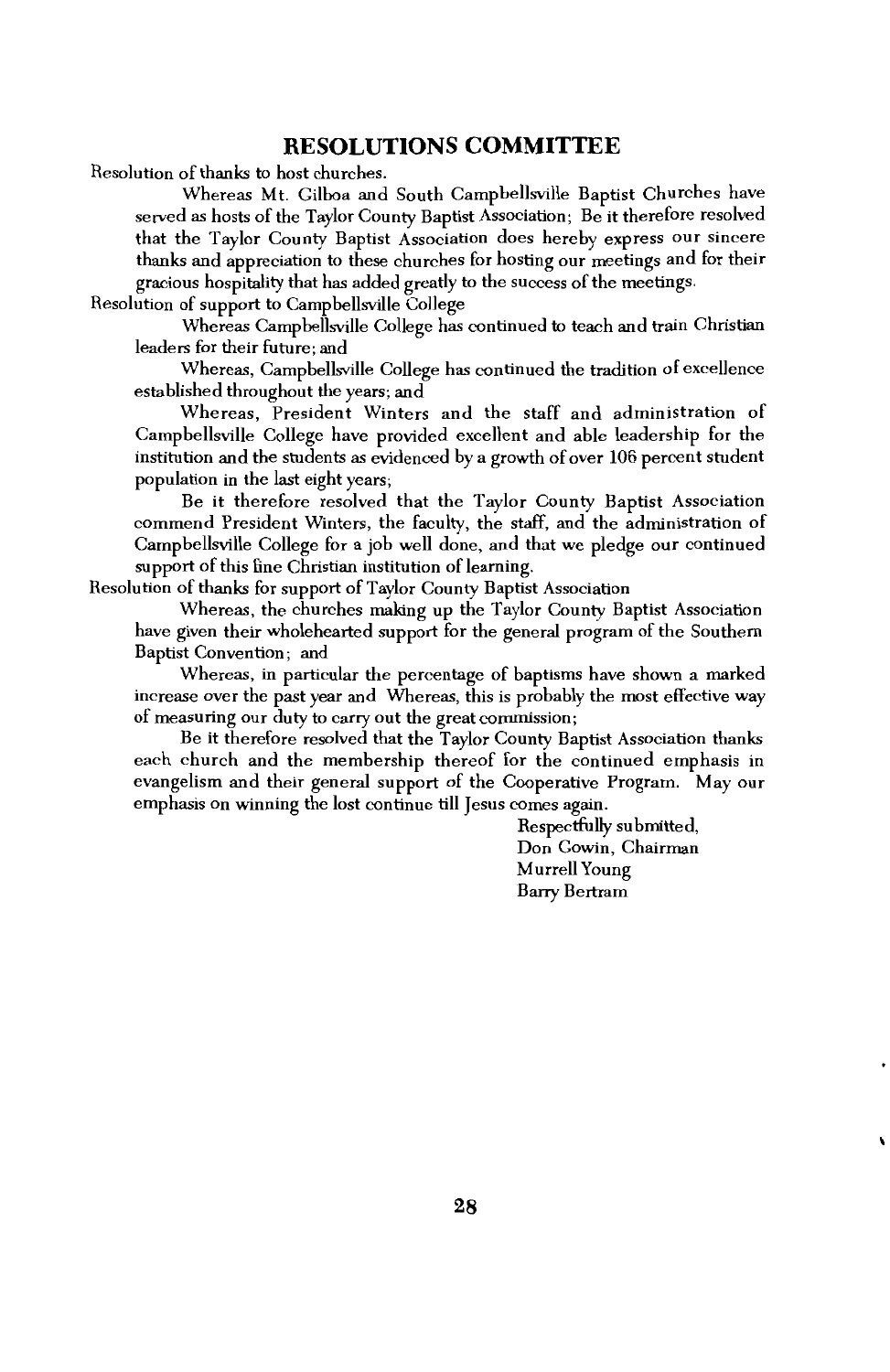## RESOLUTIONS COMMITTEE

Resolution of thanks to host churches.

Whereas Mt. Gilboa and South Campbellsville Baptist Churches have served as hosts of the Taylor County Baptist Association; Be it therefore resolved that the Taylor County Baptist Association does hereby express our sincere thanks and appreciation to these churches for hosting our meetings and for their gracious hospitality that has added greatly to the success of the meetings.

Resolution of support to Campbellsville College

Whereas Campbellsville College has continued to teach and train Christian leaders for their future; and

Whereas, Campbellsville College has continued the tradition of excellence established throughout the years; and

Whereas, President Winters and the staff and administration of Campbellsville College have provided excellent and able leadership for the institution and the students as evidenced by a growth of over 106 percent student population in the last eight years;

Be it therefore resolved that the Taylor County Baptist Association commend President Winters, the faculty, the staff, and the administration of Campbellsville College for a job well done, and that we pledge our continued support of this fine Christian institution of learning.

Resolution of thanks for support of Taylor County Baptist Association

Whereas, the churches making up the Taylor County Baptist Association have given their wholehearted support for the general program of the Southern Baptist Convention; and

Whereas, in particular the percentage of baptisms have shown a marked increase over the past year and Whereas, this is probably the most effective way of measuring our duty to carry out the great commission;

Be it therefore resolved that the Taylor County Baptist Association thanks each church and the membership thereof for the continued emphasis in evangelism and their general support of the Cooperative Program. May our emphasis on winning the lost continue till Jesus comes again.

Respectfully submitted,
Don Cowin, Chairman
Murrell Young
Barry Bertram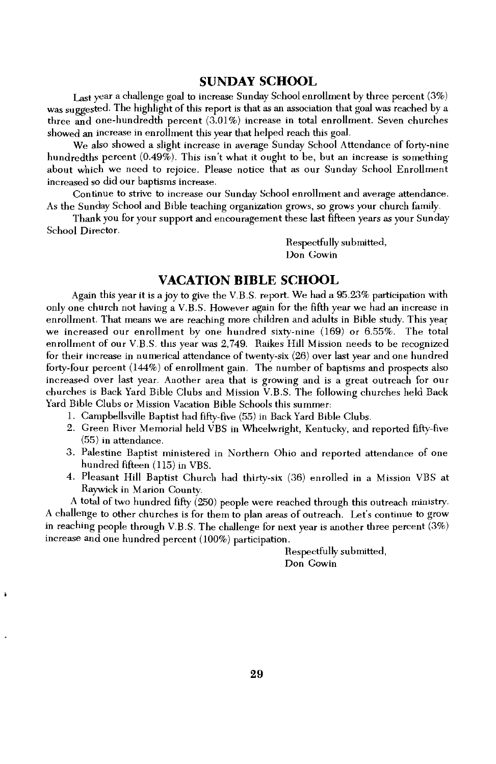## SUNDAY SCHOOL

Last year a challenge goal to increase Sunday School enrollment by three percent (3%) was suggested. The highlight of this report is that as an association that goal was reached by a three and one-hundredth percent (3.01%) increase in total enrollment. Seven churches showed an increase in enrollment this year that helped reach this goal.

We also showed a slight increase in average Sunday School Attendance of forty-nine hundredths percent (0.49%). This isn't what it ought to be, but an increase is something about which we need to rejoice. Please notice that as our Sunday School Enrollment increased so did our baptisms increase.

Continue to strive to increase our Sunday School enrollment and average attendance. As the Sunday School and Bible teaching organization grows, so grows your church family.

Thank you for your support and encouragement these last fifteen years as your Sunday School Director.

Respectfully submitted,
Don Gowin

## VACATION BIBLE SCHOOL

Again this year it is a joy to give the V.B.S. report. We had a 95.23% participation with only one church not having a V.B.S. However again for the fifth year we had an increase in enrollment. That means we are reaching more children and adults in Bible study. This year we increased our enrollment by one hundred sixty-nine (169) or 6.55%. The total enrollment of our V.B.S. this year was 2,749. Raikes Hill Mission needs to be recognized for their increase in numerical attendance of twenty-six (26) over last year and one hundred forty-four percent (144%) of enrollment gain. The number of baptisms and prospects also increased over last year. Another area that is growing and is a great outreach for our churches is Back Yard Bible Clubs and Mission V.B.S. The following churches held Back Yard Bible Clubs or Mission Vacation Bible Schools this summer:

1. Campbellsville Baptist had fifty-five (55) in Back Yard Bible Clubs.
2. Green River Memorial held VBS in Wheelwright, Kentucky, and reported fifty-five (55) in attendance.
3. Palestine Baptist ministered in Northern Ohio and reported attendance of one hundred fifteen (115) in VBS.
4. Pleasant Hill Baptist Church had thirty-six (36) enrolled in a Mission VBS at Raywick in Marion County.

A total of two hundred fifty (250) people were reached through this outreach ministry. A challenge to other churches is for them to plan areas of outreach. Let's continue to grow in reaching people through V.B.S. The challenge for next year is another three percent (3%) increase and one hundred percent (100%) participation.

Respectfully submitted,
Don Gowin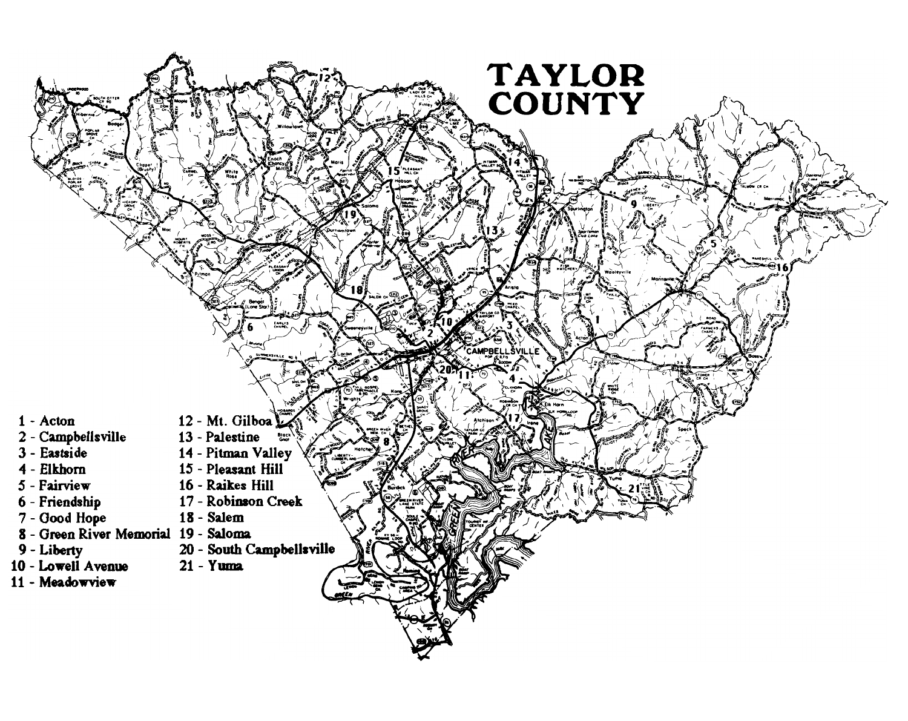# TAYLOR COUNTY

1 - Acton
2 - Campbellsville
3 - Eastside
4 - Elkhorn
5 - Fairview
6 - Friendship
7 - Good Hope
8 - Green River Memorial
9 - Liberty
10 - Lowell Avenue
11 - Meadowview
12 - Mt. Gilboa
13 - Palestine
14 - Pitman Valley
15 - Pleasant Hill
16 - Raikes Hill
17 - Robinson Creek
18 - Salem
19 - Saloma
20 - South Campbellsville
21 - Yuma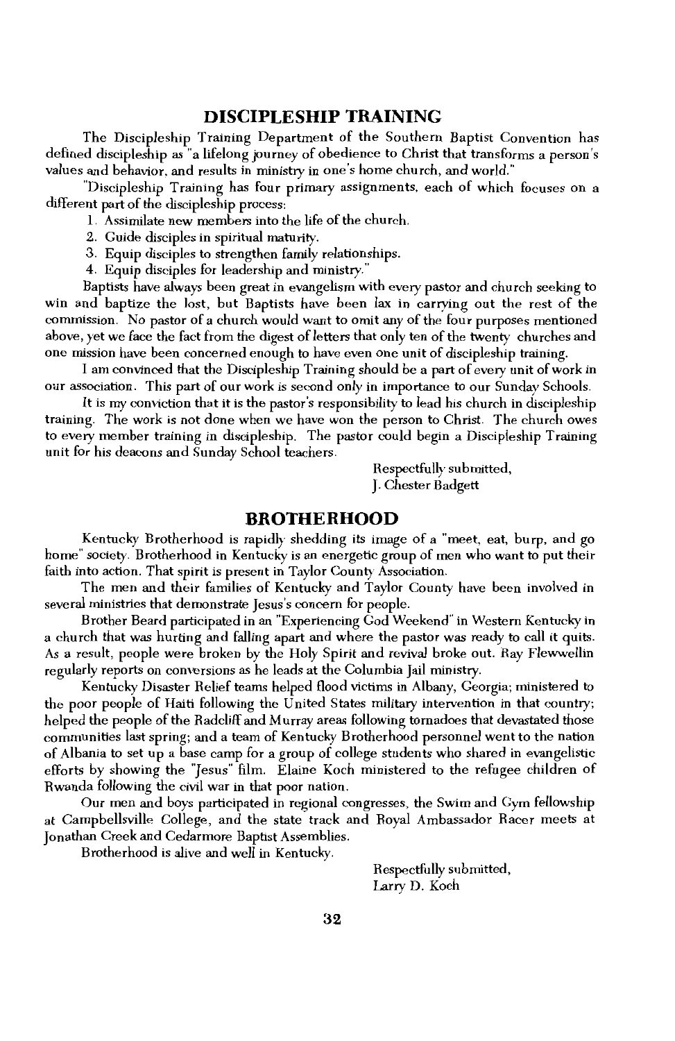## DISCIPLESHIP TRAINING

The Discipleship Training Department of the Southern Baptist Convention has defined discipleship as "a lifelong journey of obedience to Christ that transforms a person's values and behavior, and results in ministry in one's home church, and world."

"Discipleship Training has four primary assignments, each of which focuses on a different part of the discipleship process:

1. Assimilate new members into the life of the church.
2. Guide disciples in spiritual maturity.
3. Equip disciples to strengthen family relationships.
4. Equip disciples for leadership and ministry."

Baptists have always been great in evangelism with every pastor and church seeking to win and baptize the lost, but Baptists have been lax in carrying out the rest of the commission. No pastor of a church would want to omit any of the four purposes mentioned above, yet we face the fact from the digest of letters that only ten of the twenty churches and one mission have been concerned enough to have even one unit of discipleship training.

I am convinced that the Discipleship Training should be a part of every unit of work in our association. This part of our work is second only in importance to our Sunday Schools.

It is my conviction that it is the pastor's responsibility to lead his church in discipleship training. The work is not done when we have won the person to Christ. The church owes to every member training in discipleship. The pastor could begin a Discipleship Training unit for his deacons and Sunday School teachers.

Respectfully submitted,
J. Chester Badgett

## BROTHERHOOD

Kentucky Brotherhood is rapidly shedding its image of a "meet, eat, burp, and go home" society. Brotherhood in Kentucky is an energetic group of men who want to put their faith into action. That spirit is present in Taylor County Association.

The men and their families of Kentucky and Taylor County have been involved in several ministries that demonstrate Jesus's concern for people.

Brother Beard participated in an "Experiencing God Weekend" in Western Kentucky in a church that was hurting and falling apart and where the pastor was ready to call it quits. As a result, people were broken by the Holy Spirit and revival broke out. Ray Flewwellin regularly reports on conversions as he leads at the Columbia Jail ministry.

Kentucky Disaster Relief teams helped flood victims in Albany, Georgia; ministered to the poor people of Haiti following the United States military intervention in that country; helped the people of the Radcliff and Murray areas following tornadoes that devastated those communities last spring; and a team of Kentucky Brotherhood personnel went to the nation of Albania to set up a base camp for a group of college students who shared in evangelistic efforts by showing the "Jesus" film. Elaine Koch ministered to the refugee children of Rwanda following the civil war in that poor nation.

Our men and boys participated in regional congresses, the Swim and Gym fellowship at Campbellsville College, and the state track and Royal Ambassador Racer meets at Jonathan Creek and Cedarmore Baptist Assemblies.

Brotherhood is alive and well in Kentucky.

Respectfully submitted,
Larry D. Koch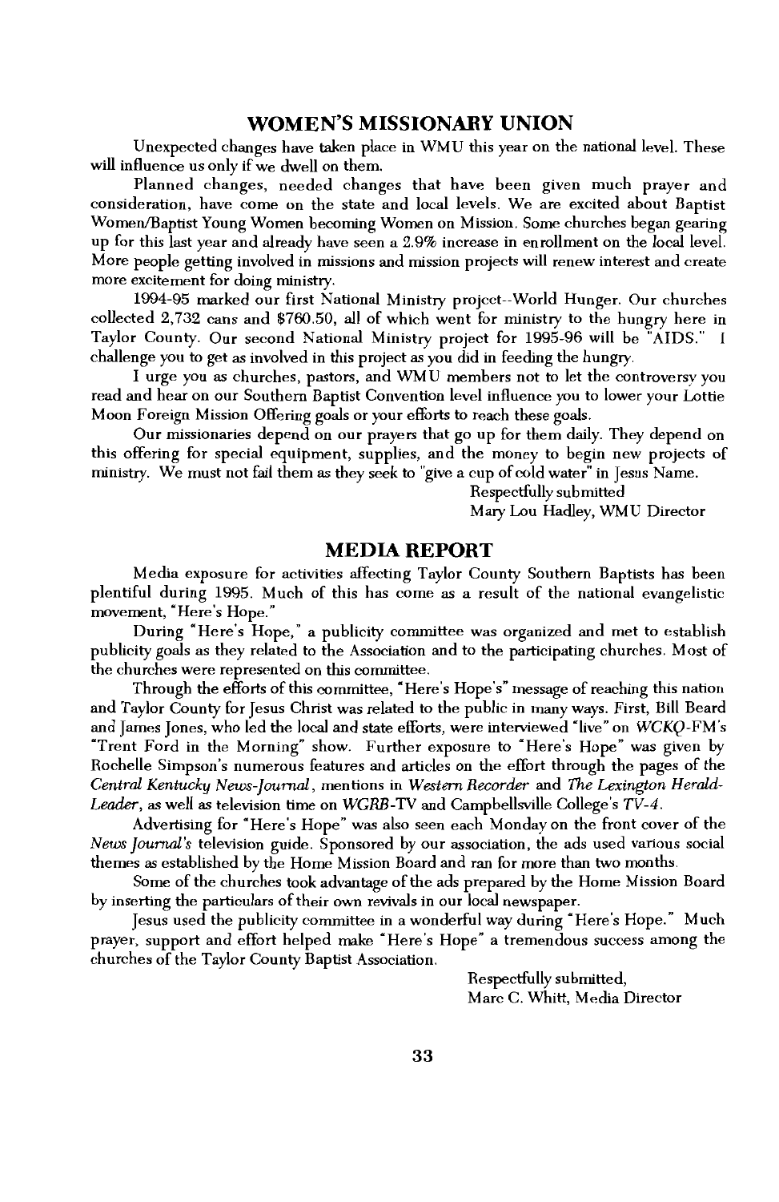## WOMEN'S MISSIONARY UNION

Unexpected changes have taken place in WMU this year on the national level. These will influence us only if we dwell on them.

Planned changes, needed changes that have been given much prayer and consideration, have come on the state and local levels. We are excited about Baptist Women/Baptist Young Women becoming Women on Mission. Some churches began gearing up for this last year and already have seen a 2.9% increase in enrollment on the local level. More people getting involved in missions and mission projects will renew interest and create more excitement for doing ministry.

1994-95 marked our first National Ministry project--World Hunger. Our churches collected 2,732 cans and $760.50, all of which went for ministry to the hungry here in Taylor County. Our second National Ministry project for 1995-96 will be "AIDS." I challenge you to get as involved in this project as you did in feeding the hungry.

I urge you as churches, pastors, and WMU members not to let the controversy you read and hear on our Southern Baptist Convention level influence you to lower your Lottie Moon Foreign Mission Offering goals or your efforts to reach these goals.

Our missionaries depend on our prayers that go up for them daily. They depend on this offering for special equipment, supplies, and the money to begin new projects of ministry. We must not fail them as they seek to "give a cup of cold water" in Jesus Name.

Respectfully submitted
Mary Lou Hadley, WMU Director

## MEDIA REPORT

Media exposure for activities affecting Taylor County Southern Baptists has been plentiful during 1995. Much of this has come as a result of the national evangelistic movement, "Here's Hope."

During "Here's Hope," a publicity committee was organized and met to establish publicity goals as they related to the Association and to the participating churches. Most of the churches were represented on this committee.

Through the efforts of this committee, "Here's Hope's" message of reaching this nation and Taylor County for Jesus Christ was related to the public in many ways. First, Bill Beard and James Jones, who led the local and state efforts, were interviewed "live" on *WCKQ*-FM's "Trent Ford in the Morning" show. Further exposure to "Here's Hope" was given by Rochelle Simpson's numerous features and articles on the effort through the pages of the *Central Kentucky News-Journal*, mentions in *Western Recorder* and *The Lexington Herald-Leader*, as well as television time on *WGRB*-TV and Campbellsville College's *TV-4*.

Advertising for "Here's Hope" was also seen each Monday on the front cover of the *News Journal's* television guide. Sponsored by our association, the ads used various social themes as established by the Home Mission Board and ran for more than two months.

Some of the churches took advantage of the ads prepared by the Home Mission Board by inserting the particulars of their own revivals in our local newspaper.

Jesus used the publicity committee in a wonderful way during "Here's Hope." Much prayer, support and effort helped make "Here's Hope" a tremendous success among the churches of the Taylor County Baptist Association.

Respectfully submitted,
Marc C. Whitt, Media Director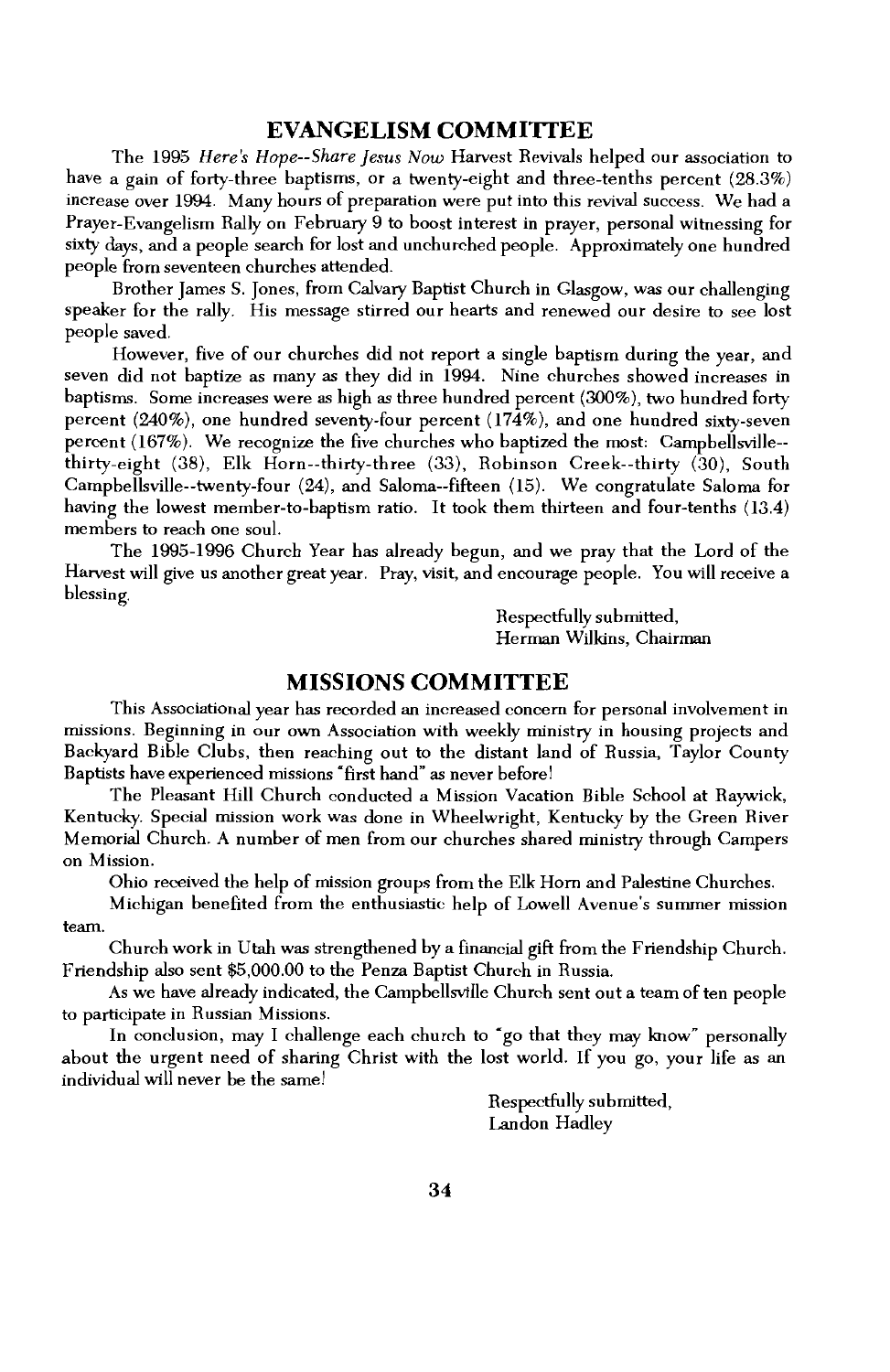## EVANGELISM COMMITTEE

The 1995 *Here's Hope--Share Jesus Now* Harvest Revivals helped our association to have a gain of forty-three baptisms, or a twenty-eight and three-tenths percent (28.3%) increase over 1994. Many hours of preparation were put into this revival success. We had a Prayer-Evangelism Rally on February 9 to boost interest in prayer, personal witnessing for sixty days, and a people search for lost and unchurched people. Approximately one hundred people from seventeen churches attended.

Brother James S. Jones, from Calvary Baptist Church in Glasgow, was our challenging speaker for the rally. His message stirred our hearts and renewed our desire to see lost people saved.

However, five of our churches did not report a single baptism during the year, and seven did not baptize as many as they did in 1994. Nine churches showed increases in baptisms. Some increases were as high as three hundred percent (300%), two hundred forty percent (240%), one hundred seventy-four percent (174%), and one hundred sixty-seven percent (167%). We recognize the five churches who baptized the most: Campbellsville--thirty-eight (38), Elk Horn--thirty-three (33), Robinson Creek--thirty (30), South Campbellsville--twenty-four (24), and Saloma--fifteen (15). We congratulate Saloma for having the lowest member-to-baptism ratio. It took them thirteen and four-tenths (13.4) members to reach one soul.

The 1995-1996 Church Year has already begun, and we pray that the Lord of the Harvest will give us another great year. Pray, visit, and encourage people. You will receive a blessing.

Respectfully submitted,
Herman Wilkins, Chairman

## MISSIONS COMMITTEE

This Associational year has recorded an increased concern for personal involvement in missions. Beginning in our own Association with weekly ministry in housing projects and Backyard Bible Clubs, then reaching out to the distant land of Russia, Taylor County Baptists have experienced missions "first hand" as never before!

The Pleasant Hill Church conducted a Mission Vacation Bible School at Raywick, Kentucky. Special mission work was done in Wheelwright, Kentucky by the Green River Memorial Church. A number of men from our churches shared ministry through Campers on Mission.

Ohio received the help of mission groups from the Elk Horn and Palestine Churches.

Michigan benefited from the enthusiastic help of Lowell Avenue's summer mission team.

Church work in Utah was strengthened by a financial gift from the Friendship Church. Friendship also sent $5,000.00 to the Penza Baptist Church in Russia.

As we have already indicated, the Campbellsville Church sent out a team of ten people to participate in Russian Missions.

In conclusion, may I challenge each church to "go that they may know" personally about the urgent need of sharing Christ with the lost world. If you go, your life as an individual will never be the same!

Respectfully submitted,
Landon Hadley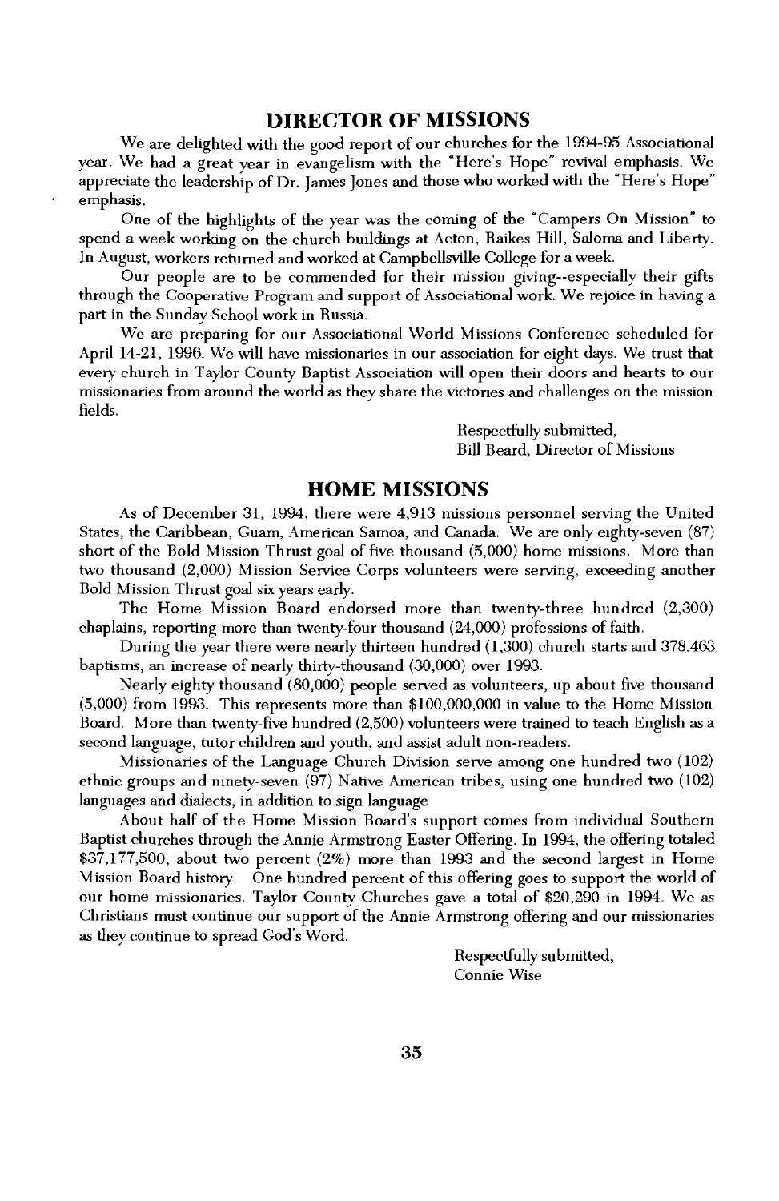## DIRECTOR OF MISSIONS

We are delighted with the good report of our churches for the 1994-95 Associational year. We had a great year in evangelism with the "Here's Hope" revival emphasis. We appreciate the leadership of Dr. James Jones and those who worked with the "Here's Hope" emphasis.

One of the highlights of the year was the coming of the "Campers On Mission" to spend a week working on the church buildings at Acton, Raikes Hill, Saloma and Liberty. In August, workers returned and worked at Campbellsville College for a week.

Our people are to be commended for their mission giving--especially their gifts through the Cooperative Program and support of Associational work. We rejoice in having a part in the Sunday School work in Russia.

We are preparing for our Associational World Missions Conference scheduled for April 14-21, 1996. We will have missionaries in our association for eight days. We trust that every church in Taylor County Baptist Association will open their doors and hearts to our missionaries from around the world as they share the victories and challenges on the mission fields.

Respectfully submitted,
Bill Beard, Director of Missions

## HOME MISSIONS

As of December 31, 1994, there were 4,913 missions personnel serving the United States, the Caribbean, Guam, American Samoa, and Canada. We are only eighty-seven (87) short of the Bold Mission Thrust goal of five thousand (5,000) home missions. More than two thousand (2,000) Mission Service Corps volunteers were serving, exceeding another Bold Mission Thrust goal six years early.

The Home Mission Board endorsed more than twenty-three hundred (2,300) chaplains, reporting more than twenty-four thousand (24,000) professions of faith.

During the year there were nearly thirteen hundred (1,300) church starts and 378,463 baptisms, an increase of nearly thirty-thousand (30,000) over 1993.

Nearly eighty thousand (80,000) people served as volunteers, up about five thousand (5,000) from 1993. This represents more than $100,000,000 in value to the Home Mission Board. More than twenty-five hundred (2,500) volunteers were trained to teach English as a second language, tutor children and youth, and assist adult non-readers.

Missionaries of the Language Church Division serve among one hundred two (102) ethnic groups and ninety-seven (97) Native American tribes, using one hundred two (102) languages and dialects, in addition to sign language

About half of the Home Mission Board's support comes from individual Southern Baptist churches through the Annie Armstrong Easter Offering. In 1994, the offering totaled $37,177,500, about two percent (2%) more than 1993 and the second largest in Home Mission Board history. One hundred percent of this offering goes to support the world of our home missionaries. Taylor County Churches gave a total of $20,290 in 1994. We as Christians must continue our support of the Annie Armstrong offering and our missionaries as they continue to spread God's Word.

Respectfully submitted,
Connie Wise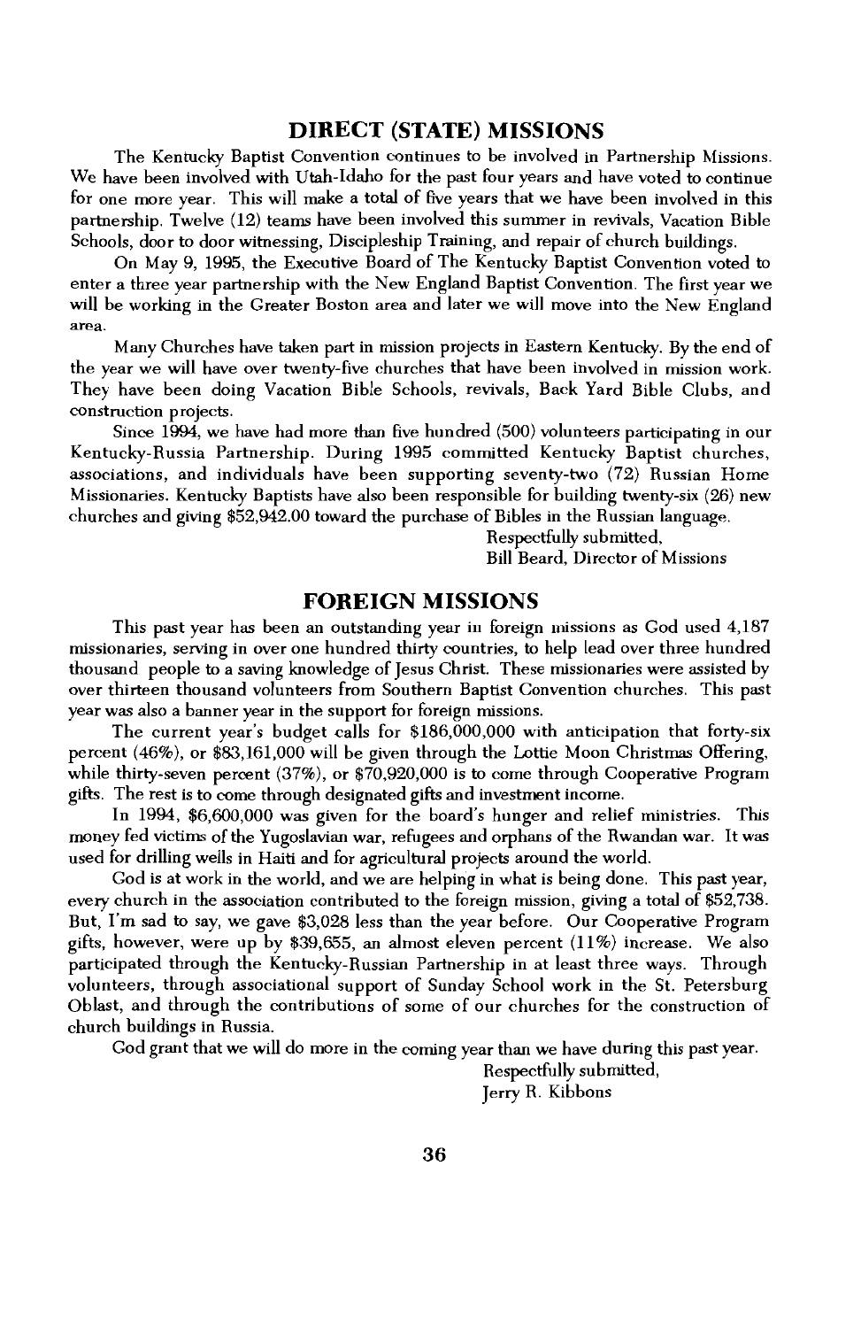## DIRECT (STATE) MISSIONS

The Kentucky Baptist Convention continues to be involved in Partnership Missions. We have been involved with Utah-Idaho for the past four years and have voted to continue for one more year. This will make a total of five years that we have been involved in this partnership. Twelve (12) teams have been involved this summer in revivals, Vacation Bible Schools, door to door witnessing, Discipleship Training, and repair of church buildings.

On May 9, 1995, the Executive Board of The Kentucky Baptist Convention voted to enter a three year partnership with the New England Baptist Convention. The first year we will be working in the Greater Boston area and later we will move into the New England area.

Many Churches have taken part in mission projects in Eastern Kentucky. By the end of the year we will have over twenty-five churches that have been involved in mission work. They have been doing Vacation Bible Schools, revivals, Back Yard Bible Clubs, and construction projects.

Since 1994, we have had more than five hundred (500) volunteers participating in our Kentucky-Russia Partnership. During 1995 committed Kentucky Baptist churches, associations, and individuals have been supporting seventy-two (72) Russian Home Missionaries. Kentucky Baptists have also been responsible for building twenty-six (26) new churches and giving $52,942.00 toward the purchase of Bibles in the Russian language.

Respectfully submitted,
Bill Beard, Director of Missions

## FOREIGN MISSIONS

This past year has been an outstanding year in foreign missions as God used 4,187 missionaries, serving in over one hundred thirty countries, to help lead over three hundred thousand people to a saving knowledge of Jesus Christ. These missionaries were assisted by over thirteen thousand volunteers from Southern Baptist Convention churches. This past year was also a banner year in the support for foreign missions.

The current year's budget calls for $186,000,000 with anticipation that forty-six percent (46%), or $83,161,000 will be given through the Lottie Moon Christmas Offering, while thirty-seven percent (37%), or $70,920,000 is to come through Cooperative Program gifts. The rest is to come through designated gifts and investment income.

In 1994, $6,600,000 was given for the board's hunger and relief ministries. This money fed victims of the Yugoslavian war, refugees and orphans of the Rwandan war. It was used for drilling wells in Haiti and for agricultural projects around the world.

God is at work in the world, and we are helping in what is being done. This past year, every church in the association contributed to the foreign mission, giving a total of $52,738. But, I'm sad to say, we gave $3,028 less than the year before. Our Cooperative Program gifts, however, were up by $39,655, an almost eleven percent (11%) increase. We also participated through the Kentucky-Russian Partnership in at least three ways. Through volunteers, through associational support of Sunday School work in the St. Petersburg Oblast, and through the contributions of some of our churches for the construction of church buildings in Russia.

God grant that we will do more in the coming year than we have during this past year.

Respectfully submitted,
Jerry R. Kibbons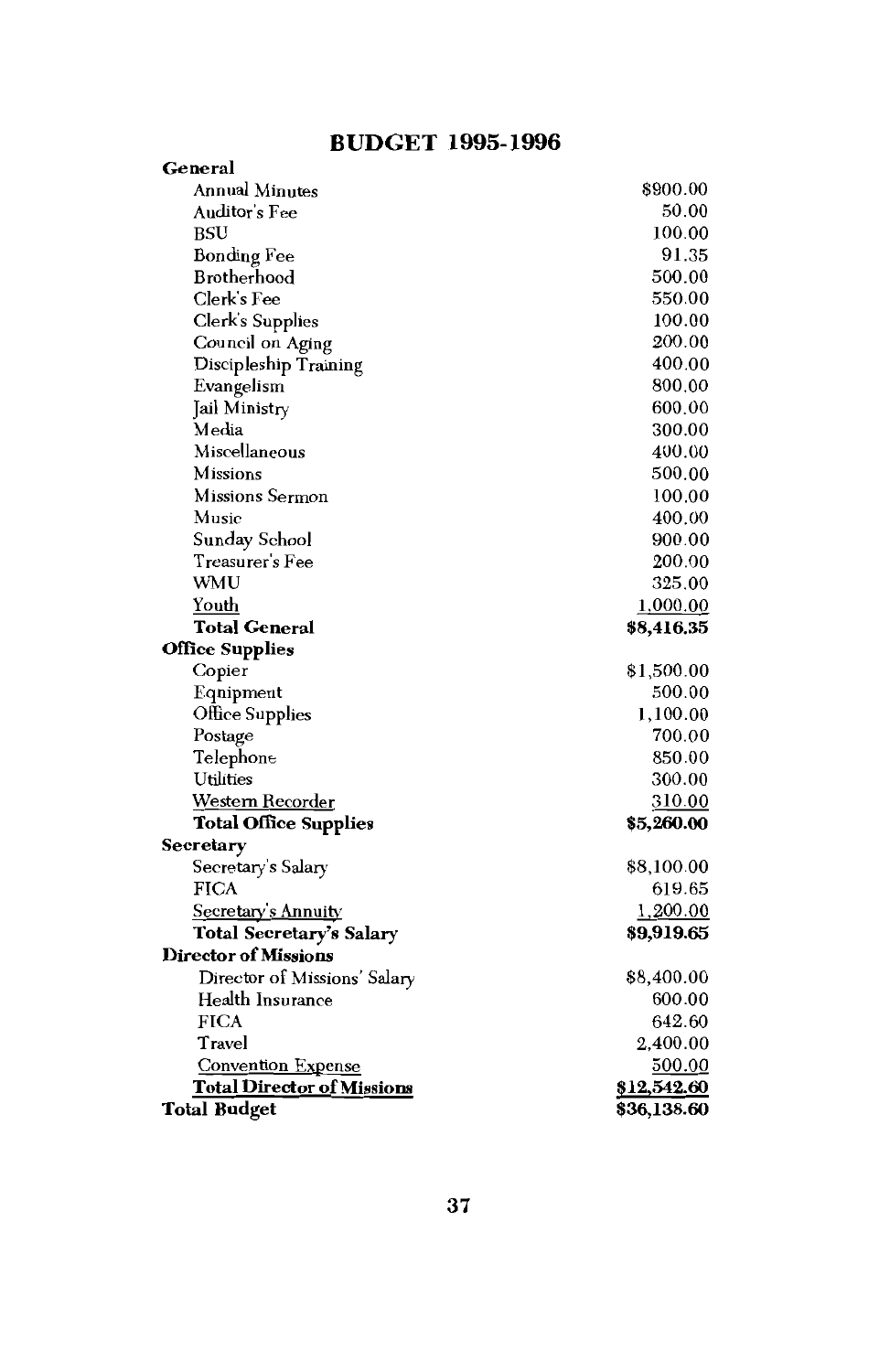## BUDGET 1995-1996

| | |
|---|---|
| **General** | |
| Annual Minutes | $900.00 |
| Auditor's Fee | 50.00 |
| BSU | 100.00 |
| Bonding Fee | 91.35 |
| Brotherhood | 500.00 |
| Clerk's Fee | 550.00 |
| Clerk's Supplies | 100.00 |
| Council on Aging | 200.00 |
| Discipleship Training | 400.00 |
| Evangelism | 800.00 |
| Jail Ministry | 600.00 |
| Media | 300.00 |
| Miscellaneous | 400.00 |
| Missions | 500.00 |
| Missions Sermon | 100.00 |
| Music | 400.00 |
| Sunday School | 900.00 |
| Treasurer's Fee | 200.00 |
| WMU | 325.00 |
| Youth | 1,000.00 |
| **Total General** | **$8,416.35** |
| **Office Supplies** | |
| Copier | $1,500.00 |
| Eqnipment | 500.00 |
| Office Supplies | 1,100.00 |
| Postage | 700.00 |
| Telephone | 850.00 |
| Utilities | 300.00 |
| Western Recorder | 310.00 |
| **Total Office Supplies** | **$5,260.00** |
| **Secretary** | |
| Secretary's Salary | $8,100.00 |
| FICA | 619.65 |
| Secretary's Annuity | 1,200.00 |
| **Total Secretary's Salary** | **$9,919.65** |
| **Director of Missions** | |
| Director of Missions' Salary | $8,400.00 |
| Health Insurance | 600.00 |
| FICA | 642.60 |
| Travel | 2,400.00 |
| Convention Expense | 500.00 |
| **Total Director of Missions** | **$12,542.60** |
| **Total Budget** | **$36,138.60** |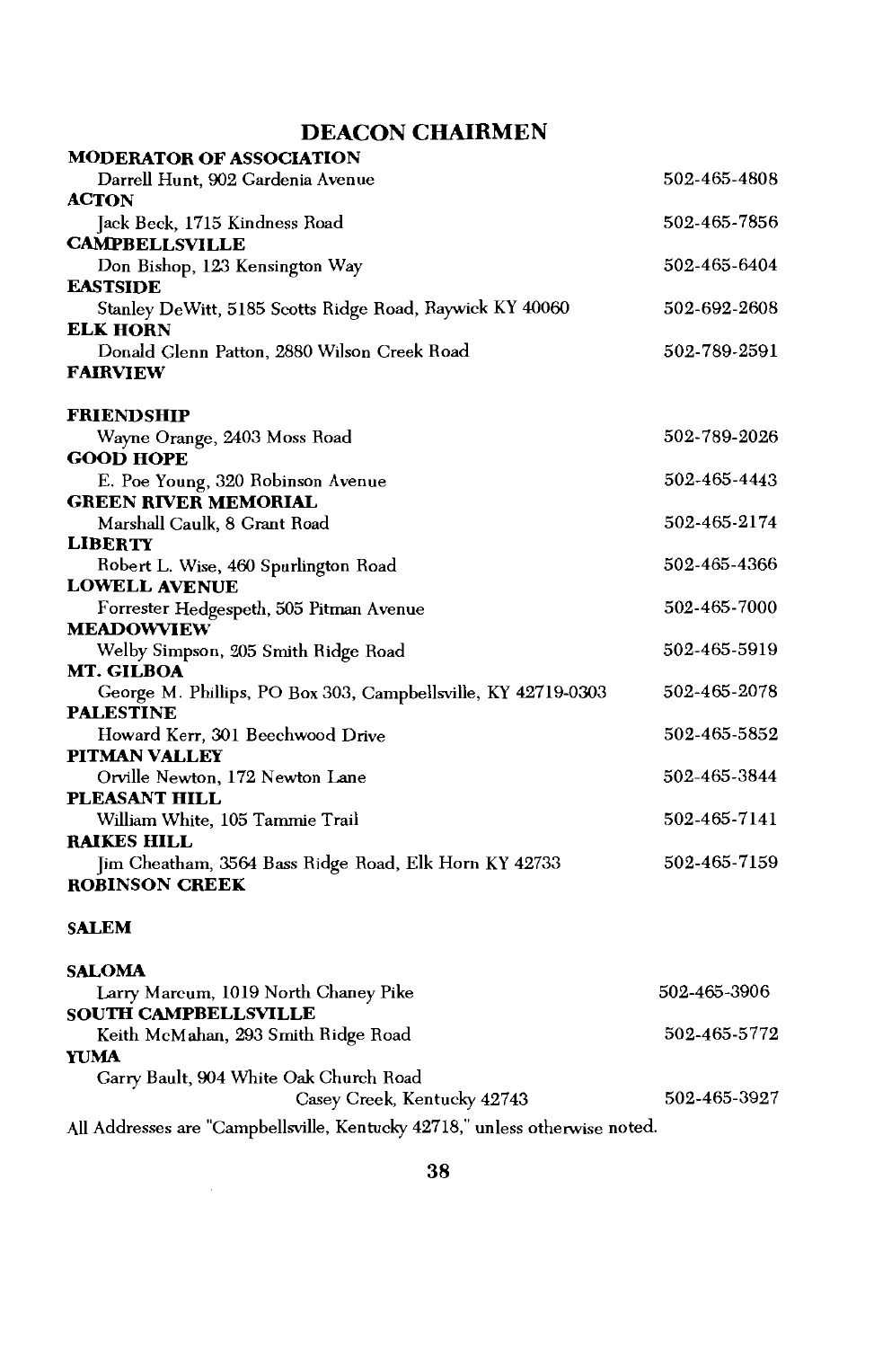## DEACON CHAIRMEN

**MODERATOR OF ASSOCIATION**
Darrell Hunt, 902 Gardenia Avenue 502-465-4808

**ACTON**
Jack Beck, 1715 Kindness Road 502-465-7856

**CAMPBELLSVILLE**
Don Bishop, 123 Kensington Way 502-465-6404

**EASTSIDE**
Stanley DeWitt, 5185 Scotts Ridge Road, Raywick KY 40060 502-692-2608

**ELK HORN**
Donald Glenn Patton, 2880 Wilson Creek Road 502-789-2591

**FAIRVIEW**

**FRIENDSHIP**
Wayne Orange, 2403 Moss Road 502-789-2026

**GOOD HOPE**
E. Poe Young, 320 Robinson Avenue 502-465-4443

**GREEN RIVER MEMORIAL**
Marshall Caulk, 8 Grant Road 502-465-2174

**LIBERTY**
Robert L. Wise, 460 Spurlington Road 502-465-4366

**LOWELL AVENUE**
Forrester Hedgespeth, 505 Pitman Avenue 502-465-7000

**MEADOWVIEW**
Welby Simpson, 205 Smith Ridge Road 502-465-5919

**MT. GILBOA**
George M. Phillips, PO Box 303, Campbellsville, KY 42719-0303 502-465-2078

**PALESTINE**
Howard Kerr, 301 Beechwood Drive 502-465-5852

**PITMAN VALLEY**
Orville Newton, 172 Newton Lane 502-465-3844

**PLEASANT HILL**
William White, 105 Tammie Trail 502-465-7141

**RAIKES HILL**
Jim Cheatham, 3564 Bass Ridge Road, Elk Horn KY 42733 502-465-7159

**ROBINSON CREEK**

**SALEM**

**SALOMA**
Larry Marcum, 1019 North Chaney Pike 502-465-3906

**SOUTH CAMPBELLSVILLE**
Keith McMahan, 293 Smith Ridge Road 502-465-5772

**YUMA**
Garry Bault, 904 White Oak Church Road
Casey Creek, Kentucky 42743 502-465-3927

All Addresses are "Campbellsville, Kentucky 42718," unless otherwise noted.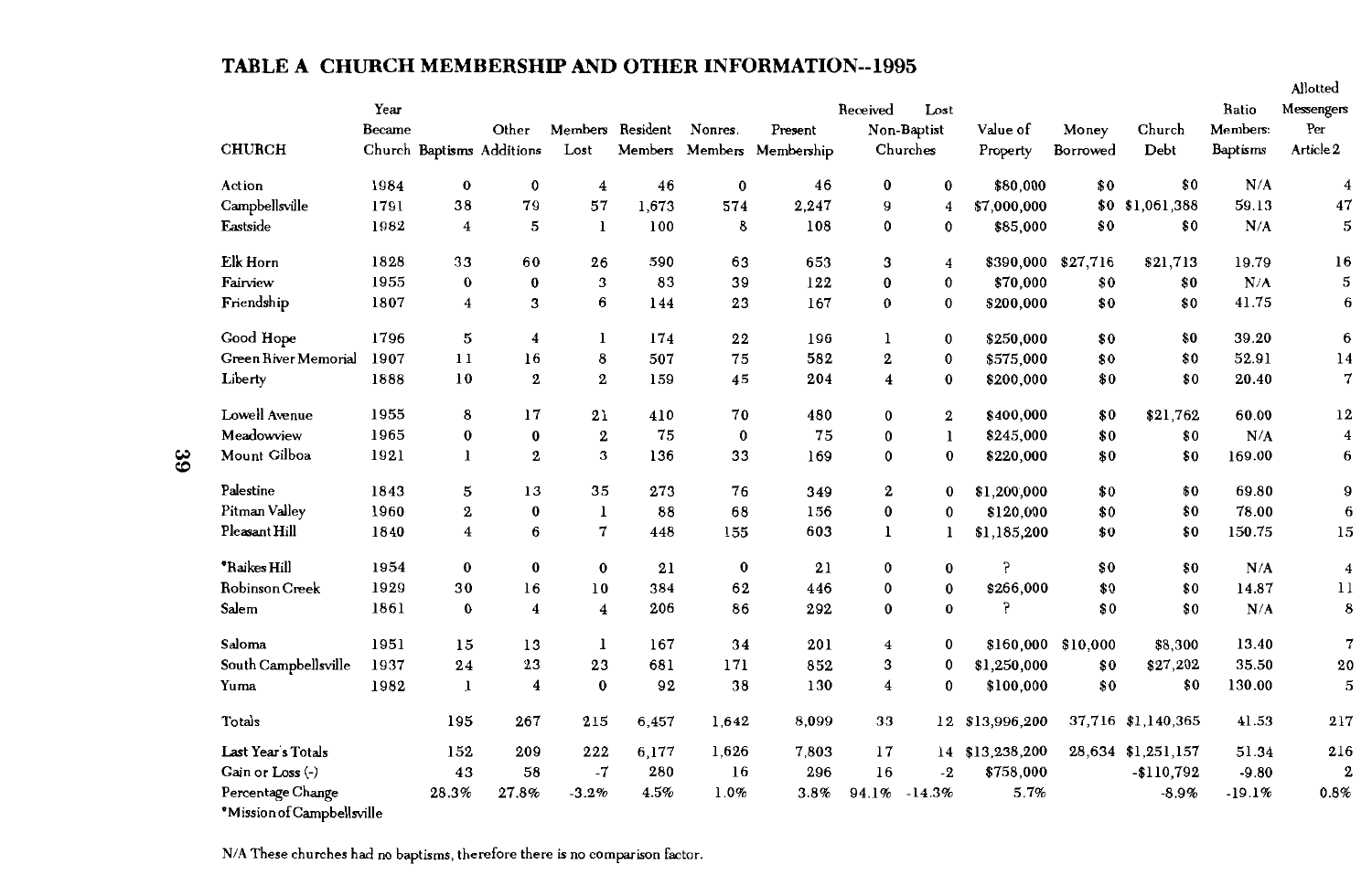## TABLE A CHURCH MEMBERSHIP AND OTHER INFORMATION--1995

| CHURCH | Year Became Church | Baptisms | Other Additions | Members Lost | Resident Members | Nonres. Members | Present Membership | Received Non-Baptist Churches | Lost Non-Baptist Churches | Value of Property | Money Borrowed | Church Debt | Ratio Members: Baptisms | Allotted Messengers Per Article 2 |
|---|---|---|---|---|---|---|---|---|---|---|---|---|---|---|
| Action | 1984 | 0 | 0 | 4 | 46 | 0 | 46 | 0 | 0 | $80,000 | $0 | $0 | N/A | 4 |
| Campbellsville | 1791 | 38 | 79 | 57 | 1,673 | 574 | 2,247 | 9 | 4 | $7,000,000 | $0 | $1,061,388 | 59.13 | 47 |
| Eastside | 1982 | 4 | 5 | 1 | 100 | 8 | 108 | 0 | 0 | $85,000 | $0 | $0 | N/A | 5 |
| Elk Horn | 1828 | 33 | 60 | 26 | 590 | 63 | 653 | 3 | 4 | $390,000 | $27,716 | $21,713 | 19.79 | 16 |
| Fairview | 1955 | 0 | 0 | 3 | 83 | 39 | 122 | 0 | 0 | $70,000 | $0 | $0 | N/A | 5 |
| Friendship | 1807 | 4 | 3 | 6 | 144 | 23 | 167 | 0 | 0 | $200,000 | $0 | $0 | 41.75 | 6 |
| Good Hope | 1796 | 5 | 4 | 1 | 174 | 22 | 196 | 1 | 0 | $250,000 | $0 | $0 | 39.20 | 6 |
| Green River Memorial | 1907 | 11 | 16 | 8 | 507 | 75 | 582 | 2 | 0 | $575,000 | $0 | $0 | 52.91 | 14 |
| Liberty | 1888 | 10 | 2 | 2 | 159 | 45 | 204 | 4 | 0 | $200,000 | $0 | $0 | 20.40 | 7 |
| Lowell Avenue | 1955 | 8 | 17 | 21 | 410 | 70 | 480 | 0 | 2 | $400,000 | $0 | $21,762 | 60.00 | 12 |
| Meadowview | 1965 | 0 | 0 | 2 | 75 | 0 | 75 | 0 | 1 | $245,000 | $0 | $0 | N/A | 4 |
| Mount Gilboa | 1921 | 1 | 2 | 3 | 136 | 33 | 169 | 0 | 0 | $220,000 | $0 | $0 | 169.00 | 6 |
| Palestine | 1843 | 5 | 13 | 35 | 273 | 76 | 349 | 2 | 0 | $1,200,000 | $0 | $0 | 69.80 | 9 |
| Pitman Valley | 1960 | 2 | 0 | 1 | 88 | 68 | 156 | 0 | 0 | $120,000 | $0 | $0 | 78.00 | 6 |
| Pleasant Hill | 1840 | 4 | 6 | 7 | 448 | 155 | 603 | 1 | 1 | $1,185,200 | $0 | $0 | 150.75 | 15 |
| *Raikes Hill | 1954 | 0 | 0 | 0 | 21 | 0 | 21 | 0 | 0 | ? | $0 | $0 | N/A | 4 |
| Robinson Creek | 1929 | 30 | 16 | 10 | 384 | 62 | 446 | 0 | 0 | $266,000 | $0 | $0 | 14.87 | 11 |
| Salem | 1861 | 0 | 4 | 4 | 206 | 86 | 292 | 0 | 0 | ? | $0 | $0 | N/A | 8 |
| Saloma | 1951 | 15 | 13 | 1 | 167 | 34 | 201 | 4 | 0 | $160,000 | $10,000 | $8,300 | 13.40 | 7 |
| South Campbellsville | 1937 | 24 | 23 | 23 | 681 | 171 | 852 | 3 | 0 | $1,250,000 | $0 | $27,202 | 35.50 | 20 |
| Yuma | 1982 | 1 | 4 | 0 | 92 | 38 | 130 | 4 | 0 | $100,000 | $0 | $0 | 130.00 | 5 |
| Totals | | 195 | 267 | 215 | 6,457 | 1,642 | 8,099 | 33 | 12 | $13,996,200 | 37,716 | $1,140,365 | 41.53 | 217 |
| Last Year's Totals | | 152 | 209 | 222 | 6,177 | 1,626 | 7,803 | 17 | 14 | $13,238,200 | 28,634 | $1,251,157 | 51.34 | 216 |
| Gain or Loss (-) | | 43 | 58 | -7 | 280 | 16 | 296 | 16 | -2 | $758,000 | | -$110,792 | -9.80 | 2 |
| Percentage Change | | 28.3% | 27.8% | -3.2% | 4.5% | 1.0% | 3.8% | 94.1% | -14.3% | 5.7% | | -8.9% | -19.1% | 0.8% |

*Mission of Campbellsville

N/A These churches had no baptisms, therefore there is no comparison factor.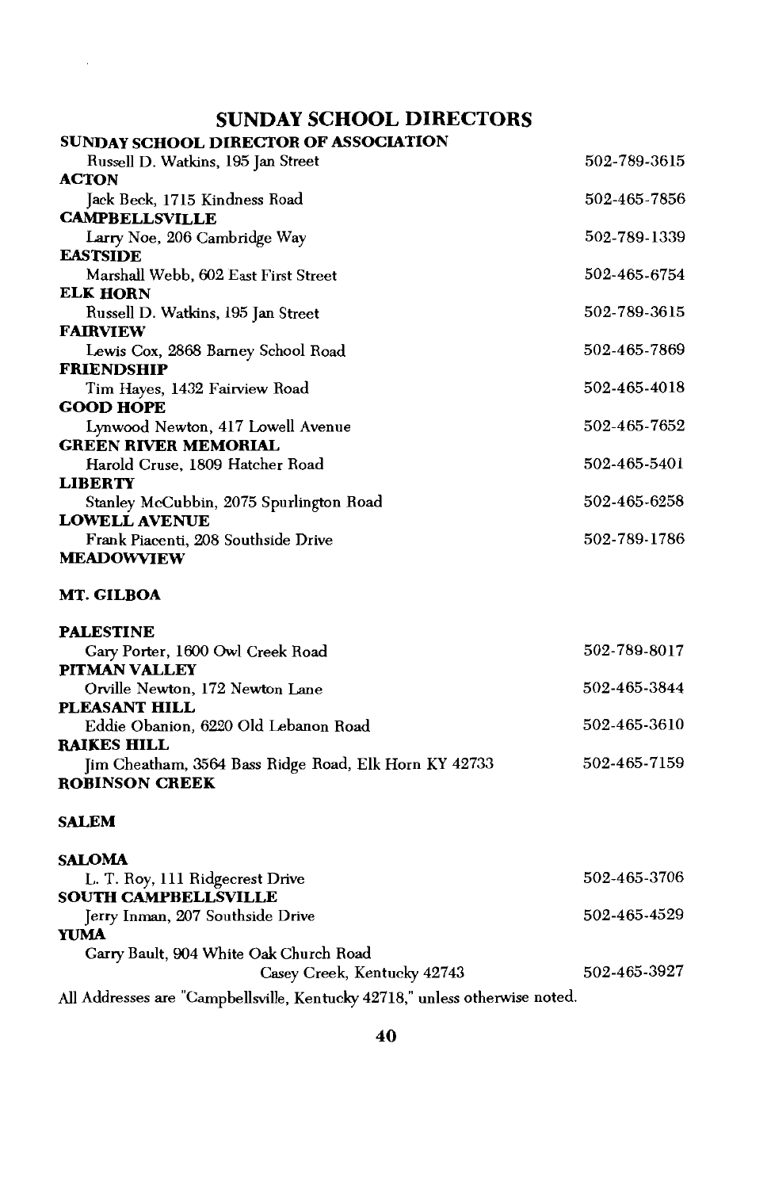# SUNDAY SCHOOL DIRECTORS

**SUNDAY SCHOOL DIRECTOR OF ASSOCIATION**
Russell D. Watkins, 195 Jan Street — 502-789-3615

**ACTON**
Jack Beck, 1715 Kindness Road — 502-465-7856

**CAMPBELLSVILLE**
Larry Noe, 206 Cambridge Way — 502-789-1339

**EASTSIDE**
Marshall Webb, 602 East First Street — 502-465-6754

**ELK HORN**
Russell D. Watkins, 195 Jan Street — 502-789-3615

**FAIRVIEW**
Lewis Cox, 2868 Barney School Road — 502-465-7869

**FRIENDSHIP**
Tim Hayes, 1432 Fairview Road — 502-465-4018

**GOOD HOPE**
Lynwood Newton, 417 Lowell Avenue — 502-465-7652

**GREEN RIVER MEMORIAL**
Harold Cruse, 1809 Hatcher Road — 502-465-5401

**LIBERTY**
Stanley McCubbin, 2075 Spurlington Road — 502-465-6258

**LOWELL AVENUE**
Frank Piacenti, 208 Southside Drive — 502-789-1786

**MEADOWVIEW**

**MT. GILBOA**

**PALESTINE**
Gary Porter, 1600 Owl Creek Road — 502-789-8017

**PITMAN VALLEY**
Orville Newton, 172 Newton Lane — 502-465-3844

**PLEASANT HILL**
Eddie Obanion, 6220 Old Lebanon Road — 502-465-3610

**RAIKES HILL**
Jim Cheatham, 3564 Bass Ridge Road, Elk Horn KY 42733 — 502-465-7159

**ROBINSON CREEK**

**SALEM**

**SALOMA**
L. T. Roy, 111 Ridgecrest Drive — 502-465-3706

**SOUTH CAMPBELLSVILLE**
Jerry Inman, 207 Southside Drive — 502-465-4529

**YUMA**
Garry Bault, 904 White Oak Church Road
Casey Creek, Kentucky 42743 — 502-465-3927

All Addresses are "Campbellsville, Kentucky 42718," unless otherwise noted.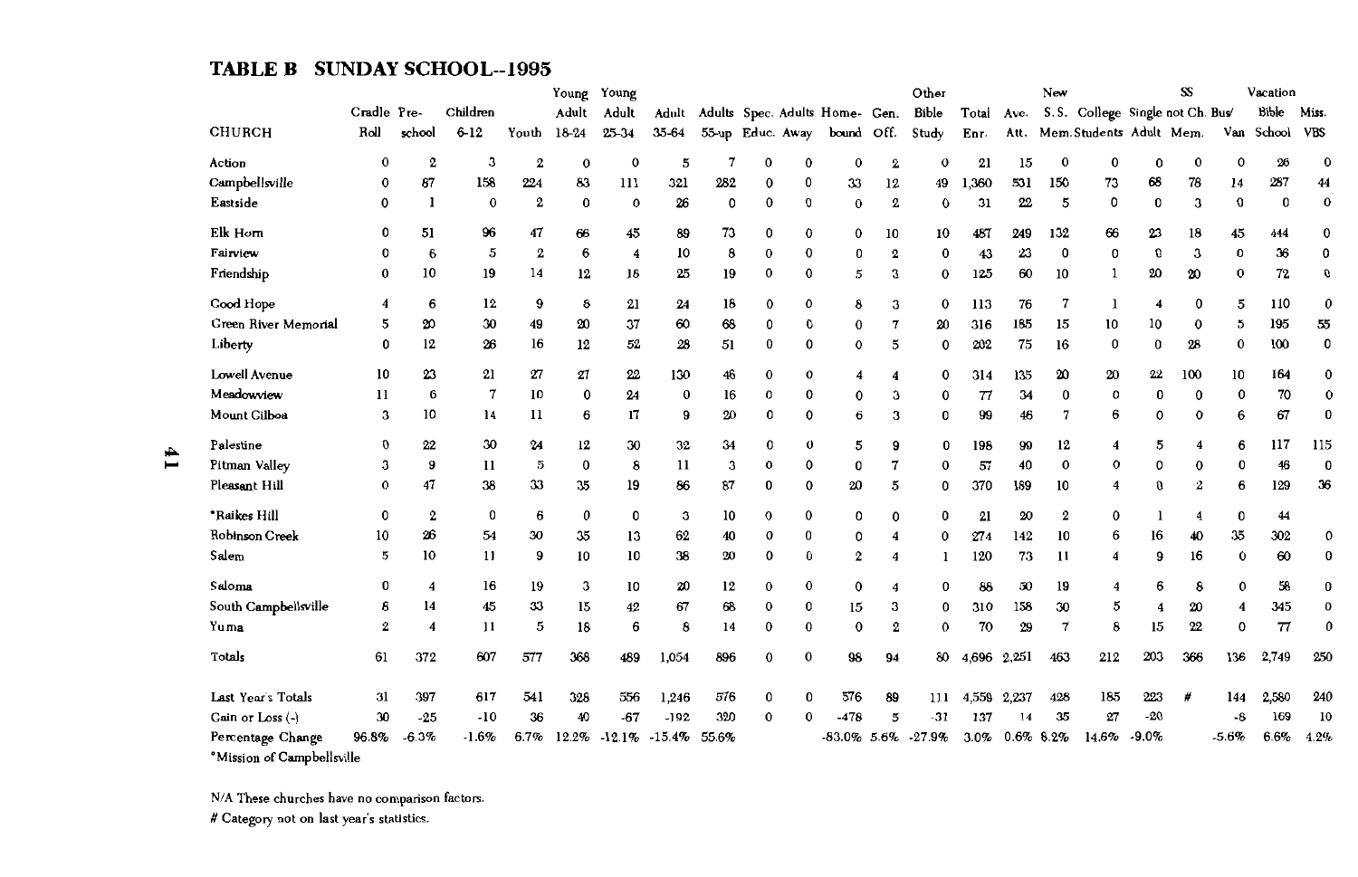## TABLE B SUNDAY SCHOOL--1995

| CHURCH | Cradle Roll | Pre-school | Children 6-12 | Youth | Young Adult 18-24 | Young Adult 25-34 | Adult 35-64 | Adults 55-up | Spec. Educ. | Adults Away | Home-bound | Gen. Off. | Other Bible Study | Total Enr. | Ave. Att. | New S.S. Mem. | College Students | Single Adult | SS not Ch. Mem. | Bus/Van | Vacation Bible School | Miss. VBS |
|---|---|---|---|---|---|---|---|---|---|---|---|---|---|---|---|---|---|---|---|---|---|---|
| Action | 0 | 2 | 3 | 2 | 0 | 0 | 5 | 7 | 0 | 0 | 0 | 2 | 0 | 21 | 15 | 0 | 0 | 0 | 0 | 0 | 26 | 0 |
| Campbellsville | 0 | 67 | 158 | 224 | 83 | 111 | 321 | 282 | 0 | 0 | 33 | 12 | 49 | 1,360 | 531 | 150 | 73 | 68 | 78 | 14 | 287 | 44 |
| Eastside | 0 | 1 | 0 | 2 | 0 | 0 | 26 | 0 | 0 | 0 | 0 | 2 | 0 | 31 | 22 | 5 | 0 | 0 | 3 | 0 | 0 | 0 |
| Elk Horn | 0 | 51 | 96 | 47 | 66 | 45 | 89 | 73 | 0 | 0 | 0 | 10 | 10 | 487 | 249 | 132 | 66 | 23 | 18 | 45 | 444 | 0 |
| Fairview | 0 | 6 | 5 | 2 | 6 | 4 | 10 | 8 | 0 | 0 | 0 | 2 | 0 | 43 | 23 | 0 | 0 | 0 | 3 | 0 | 36 | 0 |
| Friendship | 0 | 10 | 19 | 14 | 12 | 16 | 25 | 19 | 0 | 0 | 5 | 3 | 0 | 125 | 60 | 10 | 1 | 20 | 20 | 0 | 72 | 0 |
| Good Hope | 4 | 6 | 12 | 9 | 8 | 21 | 24 | 18 | 0 | 0 | 8 | 3 | 0 | 113 | 76 | 7 | 1 | 4 | 0 | 5 | 110 | 0 |
| Green River Memorial | 5 | 20 | 30 | 49 | 20 | 37 | 60 | 68 | 0 | 0 | 0 | 7 | 20 | 316 | 185 | 15 | 10 | 10 | 0 | 5 | 195 | 55 |
| Liberty | 0 | 12 | 26 | 16 | 12 | 52 | 28 | 51 | 0 | 0 | 0 | 5 | 0 | 202 | 75 | 16 | 0 | 0 | 28 | 0 | 100 | 0 |
| Lowell Avenue | 10 | 23 | 21 | 27 | 27 | 22 | 130 | 46 | 0 | 0 | 4 | 4 | 0 | 314 | 135 | 20 | 20 | 22 | 100 | 10 | 164 | 0 |
| Meadowview | 11 | 6 | 7 | 10 | 0 | 24 | 0 | 16 | 0 | 0 | 0 | 3 | 0 | 77 | 34 | 0 | 0 | 0 | 0 | 0 | 70 | 0 |
| Mount Gilboa | 3 | 10 | 14 | 11 | 6 | 17 | 9 | 20 | 0 | 0 | 6 | 3 | 0 | 99 | 46 | 7 | 6 | 0 | 0 | 6 | 67 | 0 |
| Palestine | 0 | 22 | 30 | 24 | 12 | 30 | 32 | 34 | 0 | 0 | 5 | 9 | 0 | 198 | 99 | 12 | 4 | 5 | 4 | 6 | 117 | 115 |
| Pitman Valley | 3 | 9 | 11 | 5 | 0 | 8 | 11 | 3 | 0 | 0 | 0 | 7 | 0 | 57 | 40 | 0 | 0 | 0 | 0 | 0 | 46 | 0 |
| Pleasant Hill | 0 | 47 | 38 | 33 | 35 | 19 | 86 | 87 | 0 | 0 | 20 | 5 | 0 | 370 | 189 | 10 | 4 | 0 | 2 | 6 | 129 | 36 |
| *Raikes Hill | 0 | 2 | 0 | 6 | 0 | 0 | 3 | 10 | 0 | 0 | 0 | 0 | 0 | 21 | 20 | 2 | 0 | 1 | 4 | 0 | 44 | |
| Robinson Creek | 10 | 26 | 54 | 30 | 35 | 13 | 62 | 40 | 0 | 0 | 0 | 4 | 0 | 274 | 142 | 10 | 6 | 16 | 40 | 35 | 302 | 0 |
| Salem | 5 | 10 | 11 | 9 | 10 | 10 | 38 | 20 | 0 | 0 | 2 | 4 | 1 | 120 | 73 | 11 | 4 | 9 | 16 | 0 | 60 | 0 |
| Saloma | 0 | 4 | 16 | 19 | 3 | 10 | 20 | 12 | 0 | 0 | 0 | 4 | 0 | 88 | 50 | 19 | 4 | 6 | 8 | 0 | 58 | 0 |
| South Campbellsville | 8 | 14 | 45 | 33 | 15 | 42 | 67 | 68 | 0 | 0 | 15 | 3 | 0 | 310 | 158 | 30 | 5 | 4 | 20 | 4 | 345 | 0 |
| Yuma | 2 | 4 | 11 | 5 | 18 | 6 | 8 | 14 | 0 | 0 | 0 | 2 | 0 | 70 | 29 | 7 | 8 | 15 | 22 | 0 | 77 | 0 |
| Totals | 61 | 372 | 607 | 577 | 368 | 489 | 1,054 | 896 | 0 | 0 | 98 | 94 | 80 | 4,696 | 2,251 | 463 | 212 | 203 | 366 | 136 | 2,749 | 250 |
| Last Year's Totals | 31 | 397 | 617 | 541 | 328 | 556 | 1,246 | 576 | 0 | 0 | 576 | 89 | 111 | 4,559 | 2,237 | 428 | 185 | 223 | # | 144 | 2,580 | 240 |
| Gain or Loss (-) | 30 | -25 | -10 | 36 | 40 | -67 | -192 | 320 | 0 | 0 | -478 | 5 | -31 | 137 | 14 | 35 | 27 | -20 | | -8 | 169 | 10 |
| Percentage Change | 96.8% | -6.3% | -1.6% | 6.7% | 12.2% | -12.1% | -15.4% | 55.6% | | | -83.0% | 5.6% | -27.9% | 3.0% | 0.6% | 8.2% | 14.6% | -9.0% | | -5.6% | 6.6% | 4.2% |

*Mission of Campbellsville

N/A These churches have no comparison factors.

# Category not on last year's statistics.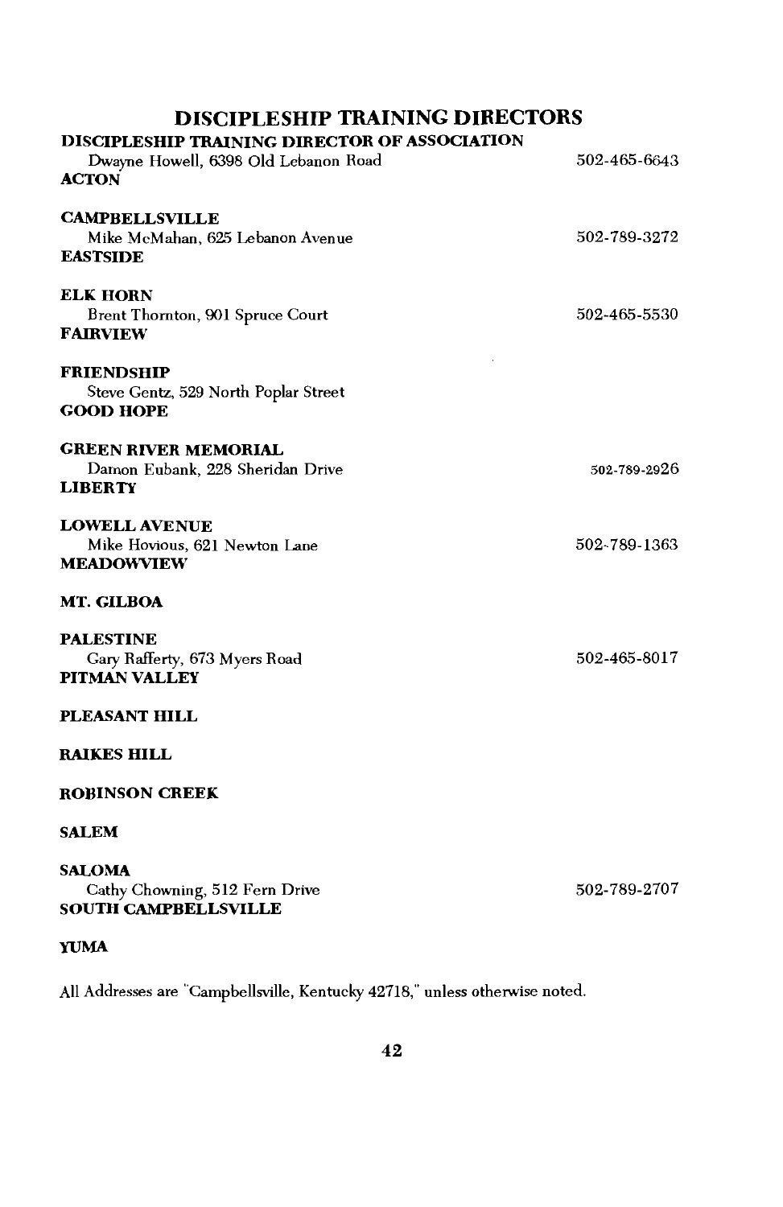# DISCIPLESHIP TRAINING DIRECTORS

**DISCIPLESHIP TRAINING DIRECTOR OF ASSOCIATION**
Dwayne Howell, 6398 Old Lebanon Road — 502-465-6643

**ACTON**

**CAMPBELLSVILLE**
Mike McMahan, 625 Lebanon Avenue — 502-789-3272

**EASTSIDE**

**ELK HORN**
Brent Thornton, 901 Spruce Court — 502-465-5530

**FAIRVIEW**

**FRIENDSHIP**
Steve Gentz, 529 North Poplar Street

**GOOD HOPE**

**GREEN RIVER MEMORIAL**
Damon Eubank, 228 Sheridan Drive — 502-789-2926

**LIBERTY**

**LOWELL AVENUE**
Mike Hovious, 621 Newton Lane — 502-789-1363

**MEADOWVIEW**

**MT. GILBOA**

**PALESTINE**
Gary Rafferty, 673 Myers Road — 502-465-8017

**PITMAN VALLEY**

**PLEASANT HILL**

**RAIKES HILL**

**ROBINSON CREEK**

**SALEM**

**SALOMA**
Cathy Chowning, 512 Fern Drive — 502-789-2707

**SOUTH CAMPBELLSVILLE**

**YUMA**

All Addresses are "Campbellsville, Kentucky 42718," unless otherwise noted.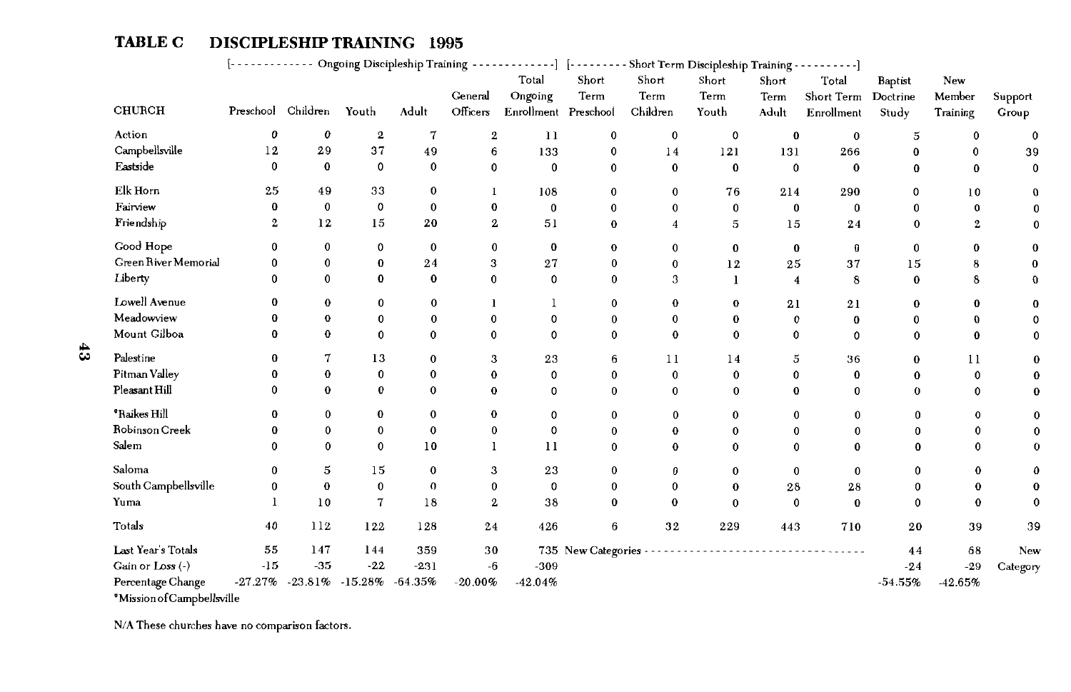## TABLE C DISCIPLESHIP TRAINING 1995

| CHURCH | Ongoing Discipleship Training | | | | | | Short Term Discipleship Training | | | | | | | |
|---|---|---|---|---|---|---|---|---|---|---|---|---|---|---|
| | Preschool | Children | Youth | Adult | General Officers | Total Ongoing Enrollment | Short Term Preschool | Short Term Children | Short Term Youth | Short Term Adult | Total Short Term Enrollment | Baptist Doctrine Study | New Member Training | Support Group |
| Action | 0 | 0 | 2 | 7 | 2 | 11 | 0 | 0 | 0 | 0 | 0 | 5 | 0 | 0 |
| Campbellsville | 12 | 29 | 37 | 49 | 6 | 133 | 0 | 14 | 121 | 131 | 266 | 0 | 0 | 39 |
| Eastside | 0 | 0 | 0 | 0 | 0 | 0 | 0 | 0 | 0 | 0 | 0 | 0 | 0 | 0 |
| Elk Horn | 25 | 49 | 33 | 0 | 1 | 108 | 0 | 0 | 76 | 214 | 290 | 0 | 10 | 0 |
| Fairview | 0 | 0 | 0 | 0 | 0 | 0 | 0 | 0 | 0 | 0 | 0 | 0 | 0 | 0 |
| Friendship | 2 | 12 | 15 | 20 | 2 | 51 | 0 | 4 | 5 | 15 | 24 | 0 | 2 | 0 |
| Good Hope | 0 | 0 | 0 | 0 | 0 | 0 | 0 | 0 | 0 | 0 | 0 | 0 | 0 | 0 |
| Green River Memorial | 0 | 0 | 0 | 24 | 3 | 27 | 0 | 0 | 12 | 25 | 37 | 15 | 8 | 0 |
| Liberty | 0 | 0 | 0 | 0 | 0 | 0 | 0 | 3 | 1 | 4 | 8 | 0 | 8 | 0 |
| Lowell Avenue | 0 | 0 | 0 | 0 | 1 | 1 | 0 | 0 | 0 | 21 | 21 | 0 | 0 | 0 |
| Meadowview | 0 | 0 | 0 | 0 | 0 | 0 | 0 | 0 | 0 | 0 | 0 | 0 | 0 | 0 |
| Mount Gilboa | 0 | 0 | 0 | 0 | 0 | 0 | 0 | 0 | 0 | 0 | 0 | 0 | 0 | 0 |
| Palestine | 0 | 7 | 13 | 0 | 3 | 23 | 6 | 11 | 14 | 5 | 36 | 0 | 11 | 0 |
| Pitman Valley | 0 | 0 | 0 | 0 | 0 | 0 | 0 | 0 | 0 | 0 | 0 | 0 | 0 | 0 |
| Pleasant Hill | 0 | 0 | 0 | 0 | 0 | 0 | 0 | 0 | 0 | 0 | 0 | 0 | 0 | 0 |
| *Raikes Hill | 0 | 0 | 0 | 0 | 0 | 0 | 0 | 0 | 0 | 0 | 0 | 0 | 0 | 0 |
| Robinson Creek | 0 | 0 | 0 | 0 | 0 | 0 | 0 | 0 | 0 | 0 | 0 | 0 | 0 | 0 |
| Salem | 0 | 0 | 0 | 10 | 1 | 11 | 0 | 0 | 0 | 0 | 0 | 0 | 0 | 0 |
| Saloma | 0 | 5 | 15 | 0 | 3 | 23 | 0 | 0 | 0 | 0 | 0 | 0 | 0 | 0 |
| South Campbellsville | 0 | 0 | 0 | 0 | 0 | 0 | 0 | 0 | 0 | 28 | 28 | 0 | 0 | 0 |
| Yuma | 1 | 10 | 7 | 18 | 2 | 38 | 0 | 0 | 0 | 0 | 0 | 0 | 0 | 0 |
| Totals | 40 | 112 | 122 | 128 | 24 | 426 | 6 | 32 | 229 | 443 | 710 | 20 | 39 | 39 |
| Last Year's Totals | 55 | 147 | 144 | 359 | 30 | 735 | New Categories | | | | | 44 | 68 | New |
| Gain or Loss (-) | -15 | -35 | -22 | -231 | -6 | -309 | | | | | | -24 | -29 | Category |
| Percentage Change | -27.27% | -23.81% | -15.28% | -64.35% | -20.00% | -42.04% | | | | | | -54.55% | -42.65% | |

*Mission of Campbellsville

N/A These churches have no comparison factors.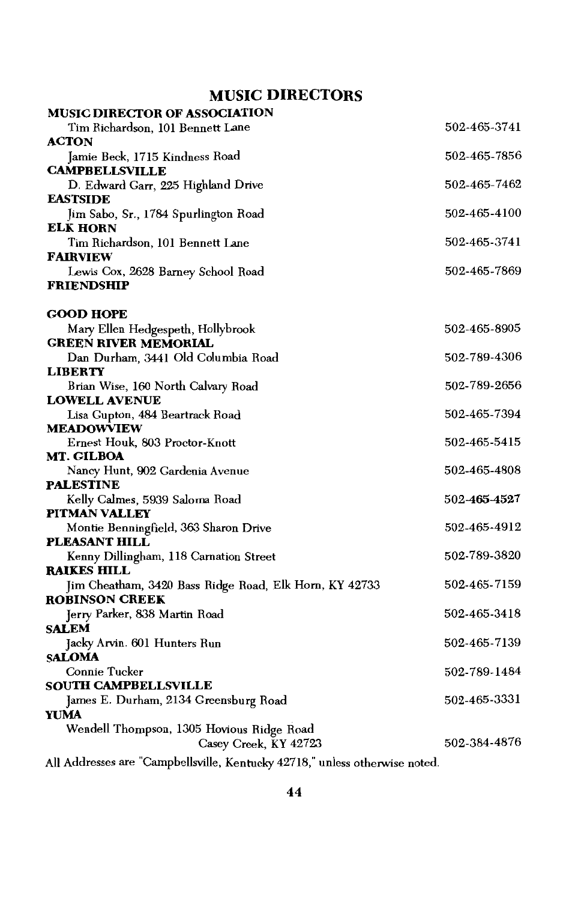## MUSIC DIRECTORS

**MUSIC DIRECTOR OF ASSOCIATION**
Tim Richardson, 101 Bennett Lane — 502-465-3741

**ACTON**
Jamie Beck, 1715 Kindness Road — 502-465-7856

**CAMPBELLSVILLE**
D. Edward Garr, 225 Highland Drive — 502-465-7462

**EASTSIDE**
Jim Sabo, Sr., 1784 Spurlington Road — 502-465-4100

**ELK HORN**
Tim Richardson, 101 Bennett Lane — 502-465-3741

**FAIRVIEW**
Lewis Cox, 2628 Barney School Road — 502-465-7869

**FRIENDSHIP**

**GOOD HOPE**
Mary Ellen Hedgespeth, Hollybrook — 502-465-8905

**GREEN RIVER MEMORIAL**
Dan Durham, 3441 Old Columbia Road — 502-789-4306

**LIBERTY**
Brian Wise, 160 North Calvary Road — 502-789-2656

**LOWELL AVENUE**
Lisa Gupton, 484 Beartrack Road — 502-465-7394

**MEADOWVIEW**
Ernest Houk, 803 Proctor-Knott — 502-465-5415

**MT. GILBOA**
Nancy Hunt, 902 Gardenia Avenue — 502-465-4808

**PALESTINE**
Kelly Calmes, 5939 Saloma Road — 502-465-4527

**PITMAN VALLEY**
Montie Benningfield, 363 Sharon Drive — 502-465-4912

**PLEASANT HILL**
Kenny Dillingham, 118 Carnation Street — 502-789-3820

**RAIKES HILL**
Jim Cheatham, 3420 Bass Ridge Road, Elk Horn, KY 42733 — 502-465-7159

**ROBINSON CREEK**
Jerry Parker, 838 Martin Road — 502-465-3418

**SALEM**
Jacky Arvin, 601 Hunters Run — 502-465-7139

**SALOMA**
Connie Tucker — 502-789-1484

**SOUTH CAMPBELLSVILLE**
James E. Durham, 2134 Greensburg Road — 502-465-3331

**YUMA**
Wendell Thompson, 1305 Hovious Ridge Road
Casey Creek, KY 42723 — 502-384-4876

All Addresses are "Campbellsville, Kentucky 42718," unless otherwise noted.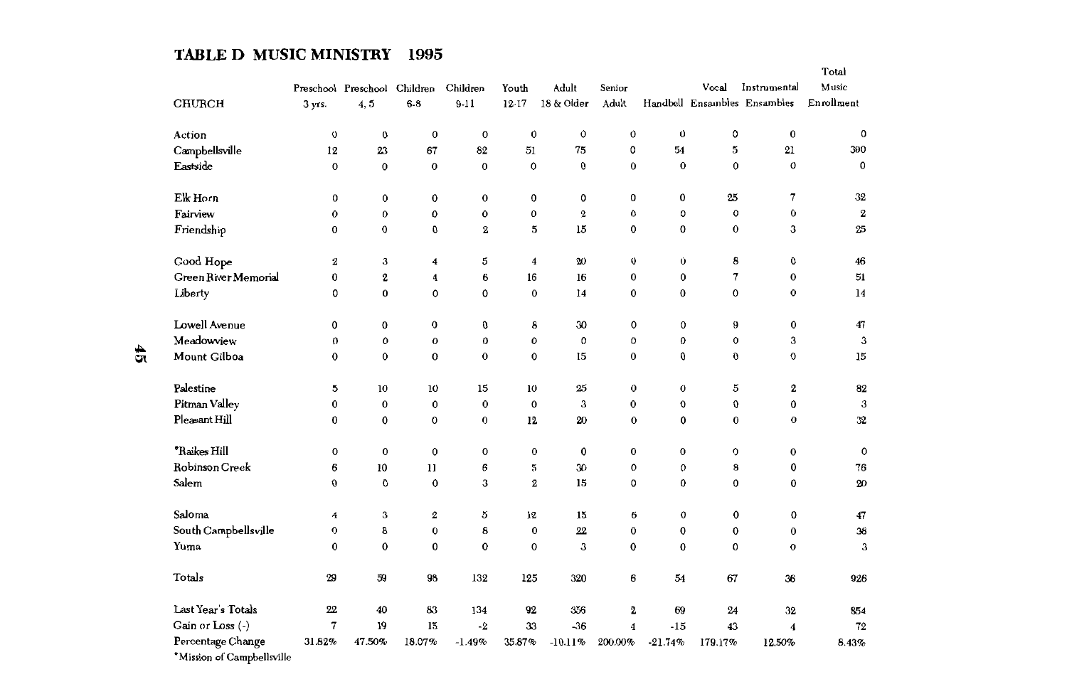## TABLE D MUSIC MINISTRY 1995

| CHURCH | Preschool 3 yrs. | Preschool 4, 5 | Children 6-8 | Children 9-11 | Youth 12-17 | Adult 18 & Older | Senior Adult | Handbell | Vocal Ensambles | Instrumental Ensambles | Total Music Enrollment |
|---|---|---|---|---|---|---|---|---|---|---|---|
| Action | 0 | 0 | 0 | 0 | 0 | 0 | 0 | 0 | 0 | 0 | 0 |
| Campbellsville | 12 | 23 | 67 | 82 | 51 | 75 | 0 | 54 | 5 | 21 | 390 |
| Eastside | 0 | 0 | 0 | 0 | 0 | 0 | 0 | 0 | 0 | 0 | 0 |
| Elk Horn | 0 | 0 | 0 | 0 | 0 | 0 | 0 | 0 | 25 | 7 | 32 |
| Fairview | 0 | 0 | 0 | 0 | 0 | 2 | 0 | 0 | 0 | 0 | 2 |
| Friendship | 0 | 0 | 0 | 2 | 5 | 15 | 0 | 0 | 0 | 3 | 25 |
| Good Hope | 2 | 3 | 4 | 5 | 4 | 20 | 0 | 0 | 8 | 0 | 46 |
| Green River Memorial | 0 | 2 | 4 | 6 | 16 | 16 | 0 | 0 | 7 | 0 | 51 |
| Liberty | 0 | 0 | 0 | 0 | 0 | 14 | 0 | 0 | 0 | 0 | 14 |
| Lowell Avenue | 0 | 0 | 0 | 0 | 8 | 30 | 0 | 0 | 9 | 0 | 47 |
| Meadowview | 0 | 0 | 0 | 0 | 0 | 0 | 0 | 0 | 0 | 3 | 3 |
| Mount Gilboa | 0 | 0 | 0 | 0 | 0 | 15 | 0 | 0 | 0 | 0 | 15 |
| Palestine | 5 | 10 | 10 | 15 | 10 | 25 | 0 | 0 | 5 | 2 | 82 |
| Pitman Valley | 0 | 0 | 0 | 0 | 0 | 3 | 0 | 0 | 0 | 0 | 3 |
| Pleasant Hill | 0 | 0 | 0 | 0 | 12 | 20 | 0 | 0 | 0 | 0 | 32 |
| *Raikes Hill | 0 | 0 | 0 | 0 | 0 | 0 | 0 | 0 | 0 | 0 | 0 |
| Robinson Creek | 6 | 10 | 11 | 6 | 5 | 30 | 0 | 0 | 8 | 0 | 76 |
| Salem | 0 | 0 | 0 | 3 | 2 | 15 | 0 | 0 | 0 | 0 | 20 |
| Saloma | 4 | 3 | 2 | 5 | 12 | 15 | 6 | 0 | 0 | 0 | 47 |
| South Campbellsville | 0 | 8 | 0 | 8 | 0 | 22 | 0 | 0 | 0 | 0 | 38 |
| Yuma | 0 | 0 | 0 | 0 | 0 | 3 | 0 | 0 | 0 | 0 | 3 |
| Totals | 29 | 59 | 98 | 132 | 125 | 320 | 6 | 54 | 67 | 36 | 926 |
| Last Year's Totals | 22 | 40 | 83 | 134 | 92 | 356 | 2 | 69 | 24 | 32 | 854 |
| Gain or Loss (-) | 7 | 19 | 15 | -2 | 33 | -36 | 4 | -15 | 43 | 4 | 72 |
| Percentage Change | 31.82% | 47.50% | 18.07% | -1.49% | 35.87% | -10.11% | 200.00% | -21.74% | 179.17% | 12.50% | 8.43% |

*Mission of Campbellsville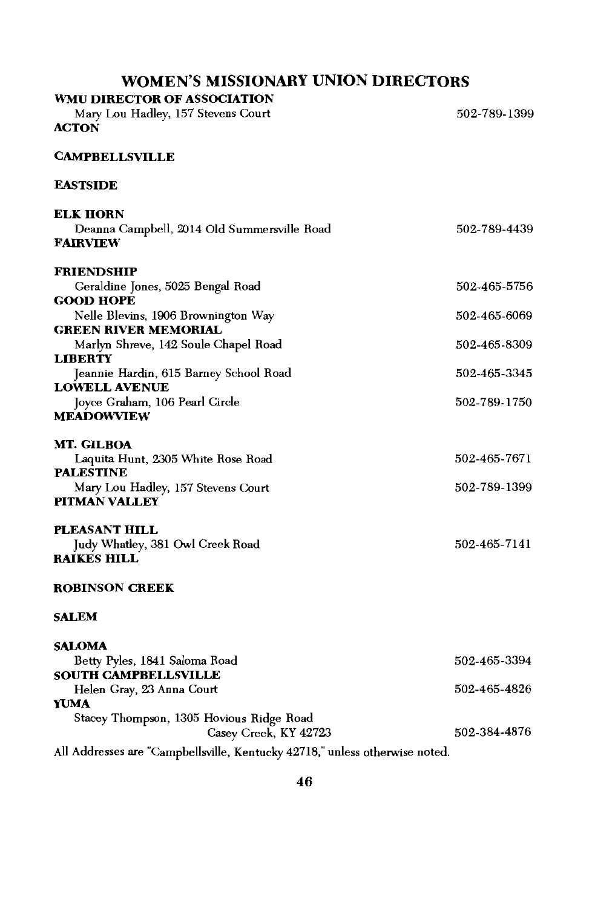## WOMEN'S MISSIONARY UNION DIRECTORS

**WMU DIRECTOR OF ASSOCIATION**
Mary Lou Hadley, 157 Stevens Court — 502-789-1399

**ACTON**

**CAMPBELLSVILLE**

**EASTSIDE**

**ELK HORN**
Deanna Campbell, 2014 Old Summersville Road — 502-789-4439

**FAIRVIEW**

**FRIENDSHIP**
Geraldine Jones, 5025 Bengal Road — 502-465-5756

**GOOD HOPE**
Nelle Blevins, 1906 Brownington Way — 502-465-6069

**GREEN RIVER MEMORIAL**
Marlyn Shreve, 142 Soule Chapel Road — 502-465-8309

**LIBERTY**
Jeannie Hardin, 615 Barney School Road — 502-465-3345

**LOWELL AVENUE**
Joyce Graham, 106 Pearl Circle — 502-789-1750

**MEADOWVIEW**

**MT. GILBOA**
Laquita Hunt, 2305 White Rose Road — 502-465-7671

**PALESTINE**
Mary Lou Hadley, 157 Stevens Court — 502-789-1399

**PITMAN VALLEY**

**PLEASANT HILL**
Judy Whatley, 381 Owl Creek Road — 502-465-7141

**RAIKES HILL**

**ROBINSON CREEK**

**SALEM**

**SALOMA**
Betty Pyles, 1841 Saloma Road — 502-465-3394

**SOUTH CAMPBELLSVILLE**
Helen Gray, 23 Anna Court — 502-465-4826

**YUMA**
Stacey Thompson, 1305 Hovious Ridge Road
Casey Creek, KY 42723 — 502-384-4876

All Addresses are "Campbellsville, Kentucky 42718," unless otherwise noted.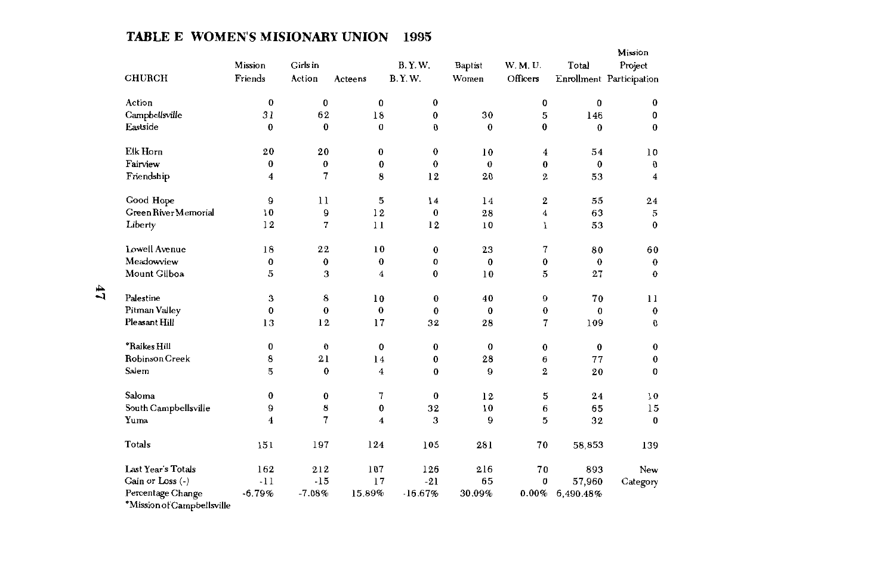## TABLE E WOMEN'S MISIONARY UNION 1995

| CHURCH | Mission Friends | Girls in Action | Acteens | B. Y. W. B. Y. W. | Baptist Women | W. M. U. Officers | Total Enrollment | Mission Project Participation |
|---|---|---|---|---|---|---|---|---|
| Action | 0 | 0 | 0 | 0 | | 0 | 0 | 0 |
| Campbellsville | 31 | 62 | 18 | 0 | 30 | 5 | 146 | 0 |
| Eastside | 0 | 0 | 0 | 0 | 0 | 0 | 0 | 0 |
| Elk Horn | 20 | 20 | 0 | 0 | 10 | 4 | 54 | 10 |
| Fairview | 0 | 0 | 0 | 0 | 0 | 0 | 0 | 0 |
| Friendship | 4 | 7 | 8 | 12 | 20 | 2 | 53 | 4 |
| Good Hope | 9 | 11 | 5 | 14 | 14 | 2 | 55 | 24 |
| Green River Memorial | 10 | 9 | 12 | 0 | 28 | 4 | 63 | 5 |
| Liberty | 12 | 7 | 11 | 12 | 10 | 1 | 53 | 0 |
| Lowell Avenue | 18 | 22 | 10 | 0 | 23 | 7 | 80 | 60 |
| Meadowview | 0 | 0 | 0 | 0 | 0 | 0 | 0 | 0 |
| Mount Gilboa | 5 | 3 | 4 | 0 | 10 | 5 | 27 | 0 |
| Palestine | 3 | 8 | 10 | 0 | 40 | 9 | 70 | 11 |
| Pitman Valley | 0 | 0 | 0 | 0 | 0 | 0 | 0 | 0 |
| Pleasant Hill | 13 | 12 | 17 | 32 | 28 | 7 | 109 | 0 |
| *Raikes Hill | 0 | 0 | 0 | 0 | 0 | 0 | 0 | 0 |
| Robinson Creek | 8 | 21 | 14 | 0 | 28 | 6 | 77 | 0 |
| Salem | 5 | 0 | 4 | 0 | 9 | 2 | 20 | 0 |
| Saloma | 0 | 0 | 7 | 0 | 12 | 5 | 24 | 10 |
| South Campbellsville | 9 | 8 | 0 | 32 | 10 | 6 | 65 | 15 |
| Yuma | 4 | 7 | 4 | 3 | 9 | 5 | 32 | 0 |
| Totals | 151 | 197 | 124 | 105 | 281 | 70 | 58,853 | 139 |
| Last Year's Totals | 162 | 212 | 107 | 126 | 216 | 70 | 893 | New |
| Gain or Loss (-) | -11 | -15 | 17 | -21 | 65 | 0 | 57,960 | Category |
| Percentage Change | -6.79% | -7.08% | 15.89% | -16.67% | 30.09% | 0.00% | 6,490.48% | |

*Mission of Campbellsville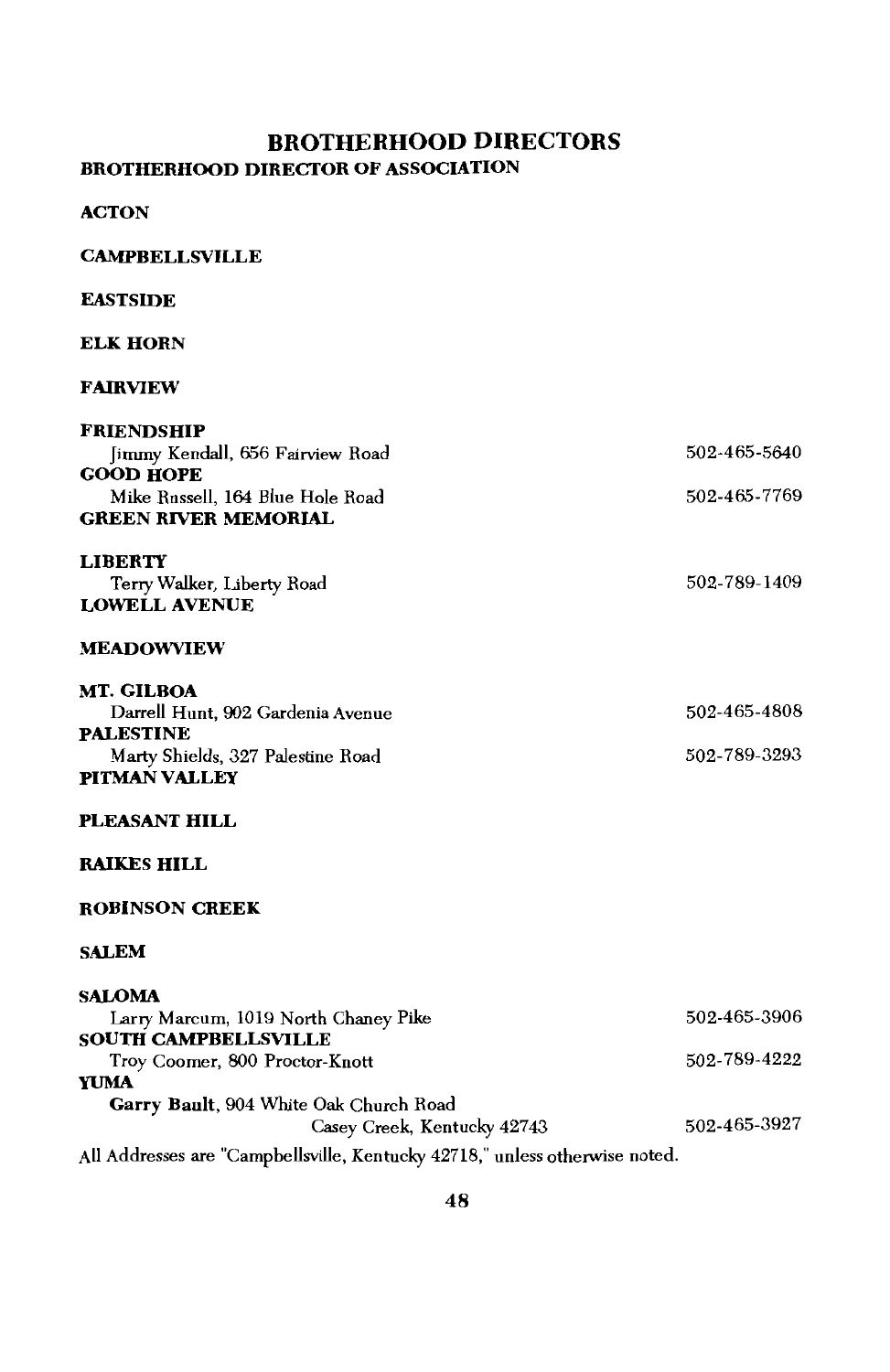# BROTHERHOOD DIRECTORS

## BROTHERHOOD DIRECTOR OF ASSOCIATION

**ACTON**

**CAMPBELLSVILLE**

**EASTSIDE**

**ELK HORN**

**FAIRVIEW**

**FRIENDSHIP**
Jimmy Kendall, 656 Fairview Road — 502-465-5640

**GOOD HOPE**
Mike Russell, 164 Blue Hole Road — 502-465-7769

**GREEN RIVER MEMORIAL**

**LIBERTY**
Terry Walker, Liberty Road — 502-789-1409

**LOWELL AVENUE**

**MEADOWVIEW**

**MT. GILBOA**
Darrell Hunt, 902 Gardenia Avenue — 502-465-4808

**PALESTINE**
Marty Shields, 327 Palestine Road — 502-789-3293

**PITMAN VALLEY**

**PLEASANT HILL**

**RAIKES HILL**

**ROBINSON CREEK**

**SALEM**

**SALOMA**
Larry Marcum, 1019 North Chaney Pike — 502-465-3906

**SOUTH CAMPBELLSVILLE**
Troy Coomer, 800 Proctor-Knott — 502-789-4222

**YUMA**
**Garry Bault**, 904 White Oak Church Road
Casey Creek, Kentucky 42743 — 502-465-3927

All Addresses are "Campbellsville, Kentucky 42718," unless otherwise noted.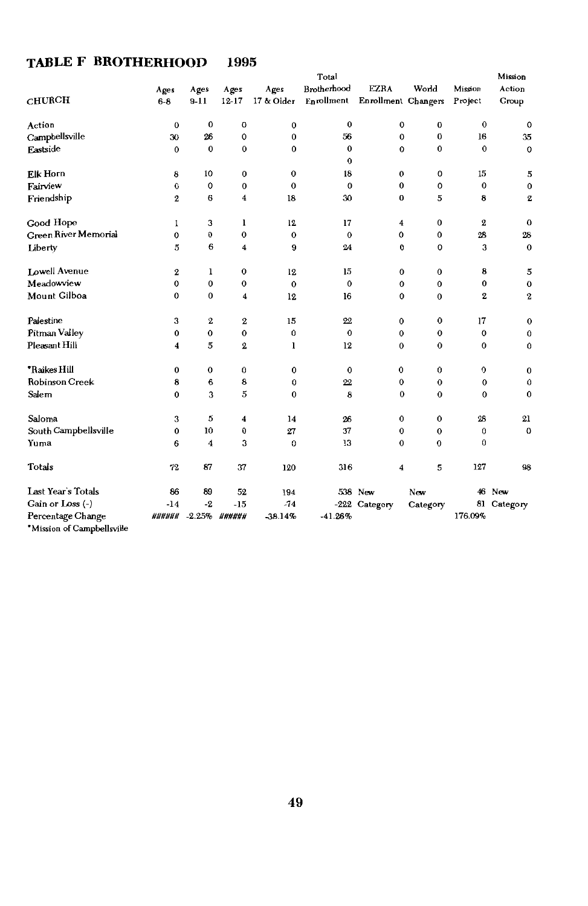## TABLE F BROTHERHOOD 1995

| CHURCH | Ages 6-8 | Ages 9-11 | Ages 12-17 | Ages 17 & Older | Total Brotherhood Enrollment | EZRA Enrollment | World Changers | Mission Project | Mission Action Group |
|---|---|---|---|---|---|---|---|---|---|
| Action | 0 | 0 | 0 | 0 | 0 | 0 | 0 | 0 | 0 |
| Campbellsville | 30 | 26 | 0 | 0 | 56 | 0 | 0 | 16 | 35 |
| Eastside | 0 | 0 | 0 | 0 | 0 | 0 | 0 | 0 | 0 |
| | | | | | 0 | | | | |
| Elk Horn | 8 | 10 | 0 | 0 | 18 | 0 | 0 | 15 | 5 |
| Fairview | 0 | 0 | 0 | 0 | 0 | 0 | 0 | 0 | 0 |
| Friendship | 2 | 6 | 4 | 18 | 30 | 0 | 5 | 8 | 2 |
| Good Hope | 1 | 3 | 1 | 12 | 17 | 4 | 0 | 2 | 0 |
| Green River Memorial | 0 | 0 | 0 | 0 | 0 | 0 | 0 | 28 | 28 |
| Liberty | 5 | 6 | 4 | 9 | 24 | 0 | 0 | 3 | 0 |
| Lowell Avenue | 2 | 1 | 0 | 12 | 15 | 0 | 0 | 8 | 5 |
| Meadowview | 0 | 0 | 0 | 0 | 0 | 0 | 0 | 0 | 0 |
| Mount Gilboa | 0 | 0 | 4 | 12 | 16 | 0 | 0 | 2 | 2 |
| Palestine | 3 | 2 | 2 | 15 | 22 | 0 | 0 | 17 | 0 |
| Pitman Valley | 0 | 0 | 0 | 0 | 0 | 0 | 0 | 0 | 0 |
| Pleasant Hill | 4 | 5 | 2 | 1 | 12 | 0 | 0 | 0 | 0 |
| *Raikes Hill | 0 | 0 | 0 | 0 | 0 | 0 | 0 | 0 | 0 |
| Robinson Creek | 8 | 6 | 8 | 0 | 22 | 0 | 0 | 0 | 0 |
| Salem | 0 | 3 | 5 | 0 | 8 | 0 | 0 | 0 | 0 |
| Saloma | 3 | 5 | 4 | 14 | 26 | 0 | 0 | 28 | 21 |
| South Campbellsville | 0 | 10 | 0 | 27 | 37 | 0 | 0 | 0 | 0 |
| Yuma | 6 | 4 | 3 | 0 | 13 | 0 | 0 | 0 | |
| Totals | 72 | 87 | 37 | 120 | 316 | 4 | 5 | 127 | 98 |
| Last Year's Totals | 86 | 89 | 52 | 194 | 538 | New | New | 46 | New |
| Gain or Loss (-) | -14 | -2 | -15 | -74 | -222 | Category | Category | 81 | Category |
| Percentage Change | ###### | -2.25% | ###### | -38.14% | -41.26% | | | 176.09% | |

*Mission of Campbellsville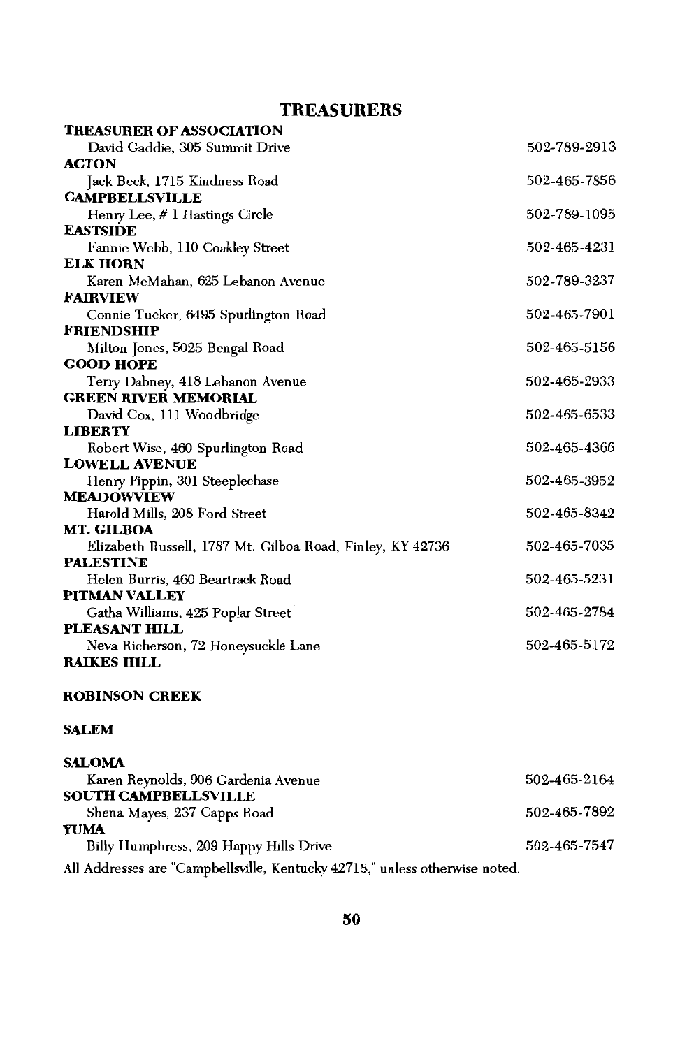## TREASURERS

**TREASURER OF ASSOCIATION**
David Gaddie, 305 Summit Drive — 502-789-2913

**ACTON**
Jack Beck, 1715 Kindness Road — 502-465-7856

**CAMPBELLSVILLE**
Henry Lee, # 1 Hastings Circle — 502-789-1095

**EASTSIDE**
Fannie Webb, 110 Coakley Street — 502-465-4231

**ELK HORN**
Karen McMahan, 625 Lebanon Avenue — 502-789-3237

**FAIRVIEW**
Connie Tucker, 6495 Spurlington Road — 502-465-7901

**FRIENDSHIP**
Milton Jones, 5025 Bengal Road — 502-465-5156

**GOOD HOPE**
Terry Dabney, 418 Lebanon Avenue — 502-465-2933

**GREEN RIVER MEMORIAL**
David Cox, 111 Woodbridge — 502-465-6533

**LIBERTY**
Robert Wise, 460 Spurlington Road — 502-465-4366

**LOWELL AVENUE**
Henry Pippin, 301 Steeplechase — 502-465-3952

**MEADOWVIEW**
Harold Mills, 208 Ford Street — 502-465-8342

**MT. GILBOA**
Elizabeth Russell, 1787 Mt. Gilboa Road, Finley, KY 42736 — 502-465-7035

**PALESTINE**
Helen Burris, 460 Beartrack Road — 502-465-5231

**PITMAN VALLEY**
Gatha Williams, 425 Poplar Street — 502-465-2784

**PLEASANT HILL**
Neva Richerson, 72 Honeysuckle Lane — 502-465-5172

**RAIKES HILL**

**ROBINSON CREEK**

**SALEM**

**SALOMA**
Karen Reynolds, 906 Gardenia Avenue — 502-465-2164

**SOUTH CAMPBELLSVILLE**
Shena Mayes, 237 Capps Road — 502-465-7892

**YUMA**
Billy Humphress, 209 Happy Hills Drive — 502-465-7547

All Addresses are "Campbellsville, Kentucky 42718," unless otherwise noted.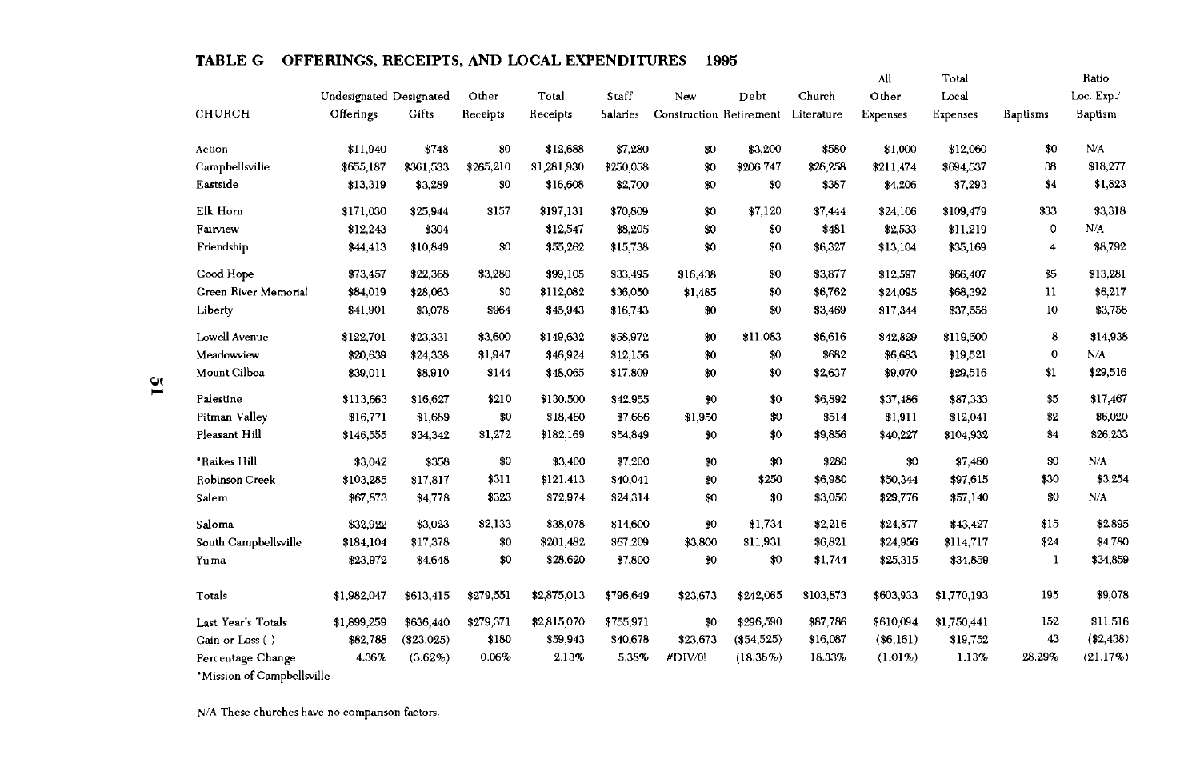## TABLE G OFFERINGS, RECEIPTS, AND LOCAL EXPENDITURES 1995

| CHURCH | Undesignated Offerings | Designated Gifts | Other Receipts | Total Receipts | Staff Salaries | New Construction | Debt Retirement | Church Literature | All Other Expenses | Total Local Expenses | Baptisms | Ratio Loc. Exp./ Baptism |
|---|---|---|---|---|---|---|---|---|---|---|---|---|
| Action | $11,940 | $748 | $0 | $12,688 | $7,280 | $0 | $3,200 | $580 | $1,000 | $12,060 | $0 | N/A |
| Campbellsville | $655,187 | $361,533 | $265,210 | $1,281,930 | $250,058 | $0 | $206,747 | $26,258 | $211,474 | $694,537 | 38 | $18,277 |
| Eastside | $13,319 | $3,289 | $0 | $16,608 | $2,700 | $0 | $0 | $387 | $4,206 | $7,293 | $4 | $1,823 |
| Elk Horn | $171,030 | $25,944 | $157 | $197,131 | $70,809 | $0 | $7,120 | $7,444 | $24,106 | $109,479 | $33 | $3,318 |
| Fairview | $12,243 | $304 | | $12,547 | $8,205 | $0 | $0 | $481 | $2,533 | $11,219 | 0 | N/A |
| Friendship | $44,413 | $10,849 | $0 | $55,262 | $15,738 | $0 | $0 | $6,327 | $13,104 | $35,169 | 4 | $8,792 |
| Good Hope | $73,457 | $22,368 | $3,280 | $99,105 | $33,495 | $16,438 | $0 | $3,877 | $12,597 | $66,407 | $5 | $13,281 |
| Green River Memorial | $84,019 | $28,063 | $0 | $112,082 | $36,050 | $1,485 | $0 | $6,762 | $24,095 | $68,392 | 11 | $6,217 |
| Liberty | $41,901 | $3,078 | $964 | $45,943 | $16,743 | $0 | $0 | $3,469 | $17,344 | $37,556 | 10 | $3,756 |
| Lowell Avenue | $122,701 | $23,331 | $3,600 | $149,632 | $58,972 | $0 | $11,083 | $6,616 | $42,829 | $119,500 | 8 | $14,938 |
| Meadowview | $20,639 | $24,338 | $1,947 | $46,924 | $12,156 | $0 | $0 | $682 | $6,683 | $19,521 | 0 | N/A |
| Mount Gilboa | $39,011 | $8,910 | $144 | $48,065 | $17,809 | $0 | $0 | $2,637 | $9,070 | $29,516 | $1 | $29,516 |
| Palestine | $113,663 | $16,627 | $210 | $130,500 | $42,955 | $0 | $0 | $6,892 | $37,486 | $87,333 | $5 | $17,467 |
| Pitman Valley | $16,771 | $1,689 | $0 | $18,460 | $7,666 | $1,950 | $0 | $514 | $1,911 | $12,041 | $2 | $6,020 |
| Pleasant Hill | $146,555 | $34,342 | $1,272 | $182,169 | $54,849 | $0 | $0 | $9,856 | $40,227 | $104,932 | $4 | $26,233 |
| *Raikes Hill | $3,042 | $358 | $0 | $3,400 | $7,200 | $0 | $0 | $280 | $0 | $7,480 | $0 | N/A |
| Robinson Creek | $103,285 | $17,817 | $311 | $121,413 | $40,041 | $0 | $250 | $6,980 | $50,344 | $97,615 | $30 | $3,254 |
| Salem | $67,873 | $4,778 | $323 | $72,974 | $24,314 | $0 | $0 | $3,050 | $29,776 | $57,140 | $0 | N/A |
| Saloma | $32,922 | $3,023 | $2,133 | $38,078 | $14,600 | $0 | $1,734 | $2,216 | $24,877 | $43,427 | $15 | $2,895 |
| South Campbellsville | $184,104 | $17,378 | $0 | $201,482 | $67,209 | $3,800 | $11,931 | $6,821 | $24,956 | $114,717 | $24 | $4,780 |
| Yuma | $23,972 | $4,648 | $0 | $28,620 | $7,800 | $0 | $0 | $1,744 | $25,315 | $34,859 | 1 | $34,859 |
| Totals | $1,982,047 | $613,415 | $279,551 | $2,875,013 | $796,649 | $23,673 | $242,065 | $103,873 | $603,933 | $1,770,193 | 195 | $9,078 |
| Last Year's Totals | $1,899,259 | $636,440 | $279,371 | $2,815,070 | $755,971 | $0 | $296,590 | $87,786 | $610,094 | $1,750,441 | 152 | $11,516 |
| Gain or Loss (-) | $82,788 | ($23,025) | $180 | $59,943 | $40,678 | $23,673 | ($54,525) | $16,087 | ($6,161) | $19,752 | 43 | ($2,438) |
| Percentage Change | 4.36% | (3.62%) | 0.06% | 2.13% | 5.38% | #DIV/0! | (18.38%) | 18.33% | (1.01%) | 1.13% | 28.29% | (21.17%) |

*Mission of Campbellsville

N/A These churches have no comparison factors.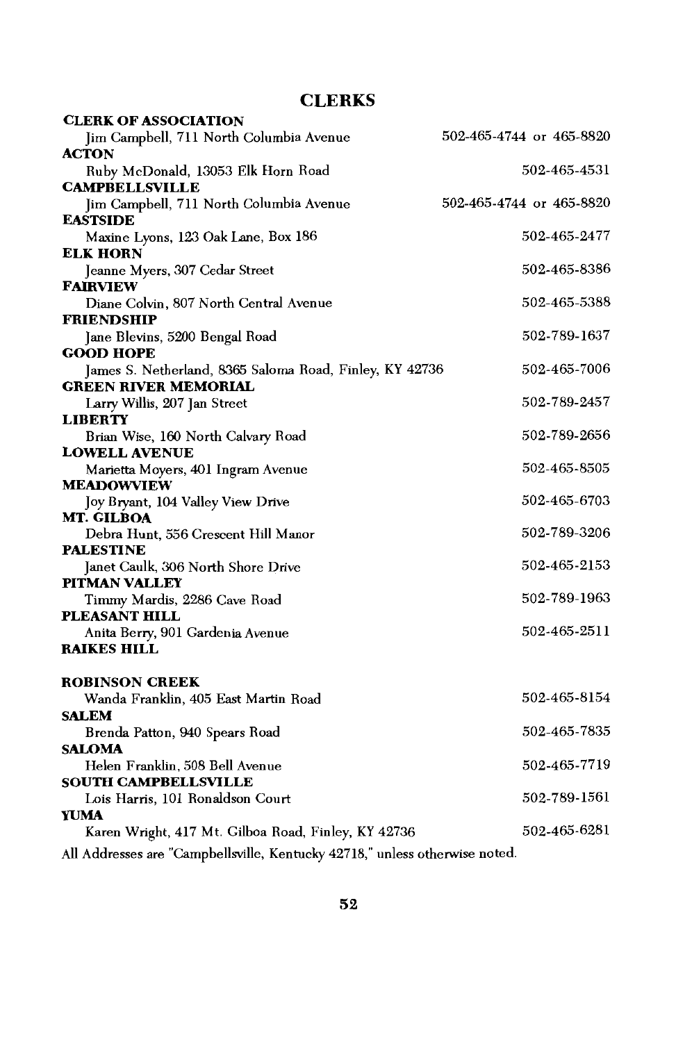# CLERKS

**CLERK OF ASSOCIATION**
Jim Campbell, 711 North Columbia Avenue — 502-465-4744 or 465-8820

**ACTON**
Ruby McDonald, 13053 Elk Horn Road — 502-465-4531

**CAMPBELLSVILLE**
Jim Campbell, 711 North Columbia Avenue — 502-465-4744 or 465-8820

**EASTSIDE**
Maxine Lyons, 123 Oak Lane, Box 186 — 502-465-2477

**ELK HORN**
Jeanne Myers, 307 Cedar Street — 502-465-8386

**FAIRVIEW**
Diane Colvin, 807 North Central Avenue — 502-465-5388

**FRIENDSHIP**
Jane Blevins, 5200 Bengal Road — 502-789-1637

**GOOD HOPE**
James S. Netherland, 8365 Saloma Road, Finley, KY 42736 — 502-465-7006

**GREEN RIVER MEMORIAL**
Larry Willis, 207 Jan Street — 502-789-2457

**LIBERTY**
Brian Wise, 160 North Calvary Road — 502-789-2656

**LOWELL AVENUE**
Marietta Moyers, 401 Ingram Avenue — 502-465-8505

**MEADOWVIEW**
Joy Bryant, 104 Valley View Drive — 502-465-6703

**MT. GILBOA**
Debra Hunt, 556 Crescent Hill Manor — 502-789-3206

**PALESTINE**
Janet Caulk, 306 North Shore Drive — 502-465-2153

**PITMAN VALLEY**
Timmy Mardis, 2286 Cave Road — 502-789-1963

**PLEASANT HILL**
Anita Berry, 901 Gardenia Avenue — 502-465-2511

**RAIKES HILL**

**ROBINSON CREEK**
Wanda Franklin, 405 East Martin Road — 502-465-8154

**SALEM**
Brenda Patton, 940 Spears Road — 502-465-7835

**SALOMA**
Helen Franklin, 508 Bell Avenue — 502-465-7719

**SOUTH CAMPBELLSVILLE**
Lois Harris, 101 Ronaldson Court — 502-789-1561

**YUMA**
Karen Wright, 417 Mt. Gilboa Road, Finley, KY 42736 — 502-465-6281

All Addresses are "Campbellsville, Kentucky 42718," unless otherwise noted.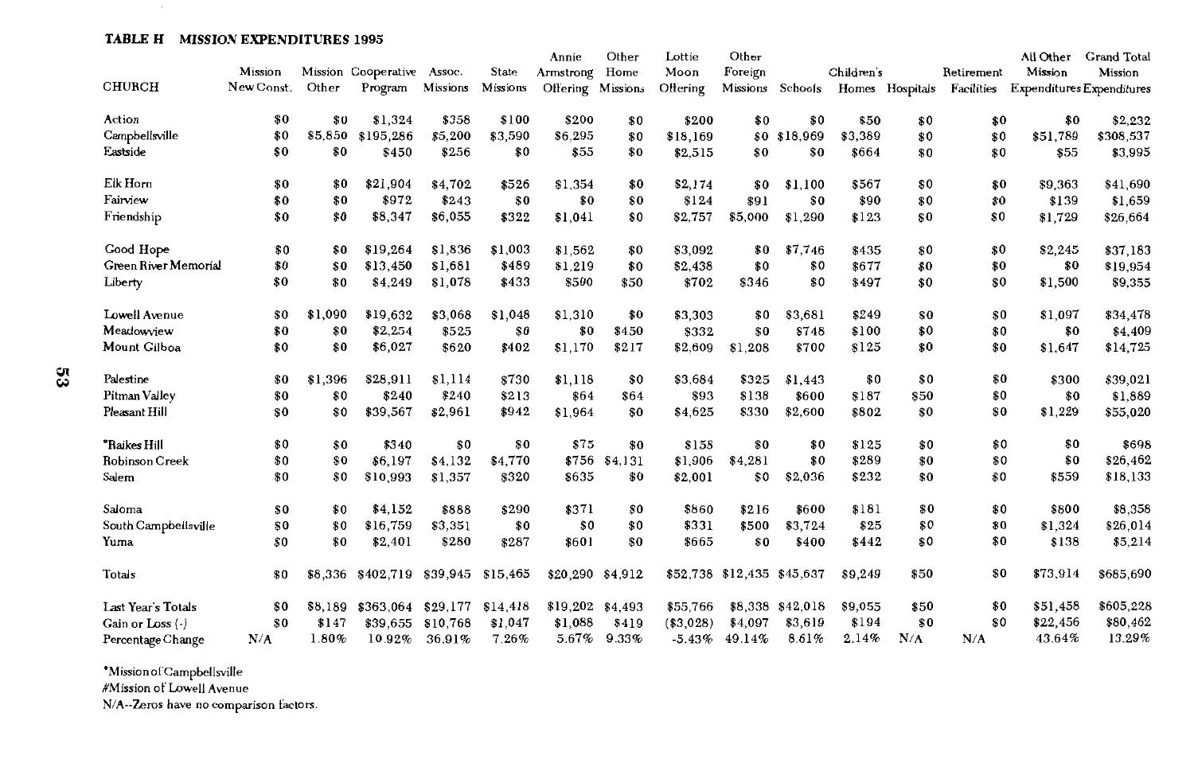**TABLE H MISSION EXPENDITURES 1995**

| CHURCH | Mission New Const. | Mission Other | Cooperative Program | Assoc. Missions | State Missions | Annie Armstrong Offering | Other Home Missions | Lottie Moon Offering | Other Foreign Missions | Schools | Children's Homes | Hospitals | Retirement Facilities | All Other Mission Expenditures | Grand Total Mission Expenditures |
|---|---|---|---|---|---|---|---|---|---|---|---|---|---|---|---|
| Action | $0 | $0 | $1,324 | $358 | $100 | $200 | $0 | $200 | $0 | $0 | $50 | $0 | $0 | $0 | $2,232 |
| Campbellsville | $0 | $5,850 | $195,286 | $5,200 | $3,590 | $6,295 | $0 | $18,169 | $0 | $18,969 | $3,389 | $0 | $0 | $51,789 | $308,537 |
| Eastside | $0 | $0 | $450 | $256 | $0 | $55 | $0 | $2,515 | $0 | $0 | $664 | $0 | $0 | $55 | $3,995 |
| Elk Horn | $0 | $0 | $21,904 | $4,702 | $526 | $1,354 | $0 | $2,174 | $0 | $1,100 | $567 | $0 | $0 | $9,363 | $41,690 |
| Fairview | $0 | $0 | $972 | $243 | $0 | $0 | $0 | $124 | $91 | $0 | $90 | $0 | $0 | $139 | $1,659 |
| Friendship | $0 | $0 | $8,347 | $6,055 | $322 | $1,041 | $0 | $2,757 | $5,000 | $1,290 | $123 | $0 | $0 | $1,729 | $26,664 |
| Good Hope | $0 | $0 | $19,264 | $1,836 | $1,003 | $1,562 | $0 | $3,092 | $0 | $7,746 | $435 | $0 | $0 | $2,245 | $37,183 |
| Green River Memorial | $0 | $0 | $13,450 | $1,681 | $489 | $1,219 | $0 | $2,438 | $0 | $0 | $677 | $0 | $0 | $0 | $19,954 |
| Liberty | $0 | $0 | $4,249 | $1,078 | $433 | $500 | $50 | $702 | $346 | $0 | $497 | $0 | $0 | $1,500 | $9,355 |
| Lowell Avenue | $0 | $1,090 | $19,632 | $3,068 | $1,048 | $1,310 | $0 | $3,303 | $0 | $3,681 | $249 | $0 | $0 | $1,097 | $34,478 |
| Meadowview | $0 | $0 | $2,254 | $525 | $0 | $0 | $450 | $332 | $0 | $748 | $100 | $0 | $0 | $0 | $4,409 |
| Mount Gilboa | $0 | $0 | $6,027 | $620 | $402 | $1,170 | $217 | $2,609 | $1,208 | $700 | $125 | $0 | $0 | $1,647 | $14,725 |
| Palestine | $0 | $1,396 | $28,911 | $1,114 | $730 | $1,118 | $0 | $3,684 | $325 | $1,443 | $0 | $0 | $0 | $300 | $39,021 |
| Pitman Valley | $0 | $0 | $240 | $240 | $213 | $64 | $64 | $93 | $138 | $600 | $187 | $50 | $0 | $0 | $1,889 |
| Pleasant Hill | $0 | $0 | $39,567 | $2,961 | $942 | $1,964 | $0 | $4,625 | $330 | $2,600 | $802 | $0 | $0 | $1,229 | $55,020 |
| *Raikes Hill | $0 | $0 | $340 | $0 | $0 | $75 | $0 | $158 | $0 | $0 | $125 | $0 | $0 | $0 | $698 |
| Robinson Creek | $0 | $0 | $6,197 | $4,132 | $4,770 | $756 | $4,131 | $1,906 | $4,281 | $0 | $289 | $0 | $0 | $0 | $26,462 |
| Salem | $0 | $0 | $10,993 | $1,357 | $320 | $635 | $0 | $2,001 | $0 | $2,036 | $232 | $0 | $0 | $559 | $18,133 |
| Saloma | $0 | $0 | $4,152 | $888 | $290 | $371 | $0 | $860 | $216 | $600 | $181 | $0 | $0 | $800 | $8,358 |
| South Campbellsville | $0 | $0 | $16,759 | $3,351 | $0 | $0 | $0 | $331 | $500 | $3,724 | $25 | $0 | $0 | $1,324 | $26,014 |
| Yuma | $0 | $0 | $2,401 | $280 | $287 | $601 | $0 | $665 | $0 | $400 | $442 | $0 | $0 | $138 | $5,214 |
| Totals | $0 | $8,336 | $402,719 | $39,945 | $15,465 | $20,290 | $4,912 | $52,738 | $12,435 | $45,637 | $9,249 | $50 | $0 | $73,914 | $685,690 |
| Last Year's Totals | $0 | $8,189 | $363,064 | $29,177 | $14,418 | $19,202 | $4,493 | $55,766 | $8,338 | $42,018 | $9,055 | $50 | $0 | $51,458 | $605,228 |
| Gain or Loss (-) | $0 | $147 | $39,655 | $10,768 | $1,047 | $1,088 | $419 | ($3,028) | $4,097 | $3,619 | $194 | $0 | $0 | $22,456 | $80,462 |
| Percentage Change | N/A | 1.80% | 10.92% | 36.91% | 7.26% | 5.67% | 9.33% | -5.43% | 49.14% | 8.61% | 2.14% | N/A | N/A | 43.64% | 13.29% |

*Mission of Campbellsville
#Mission of Lowell Avenue
N/A--Zeros have no comparison factors.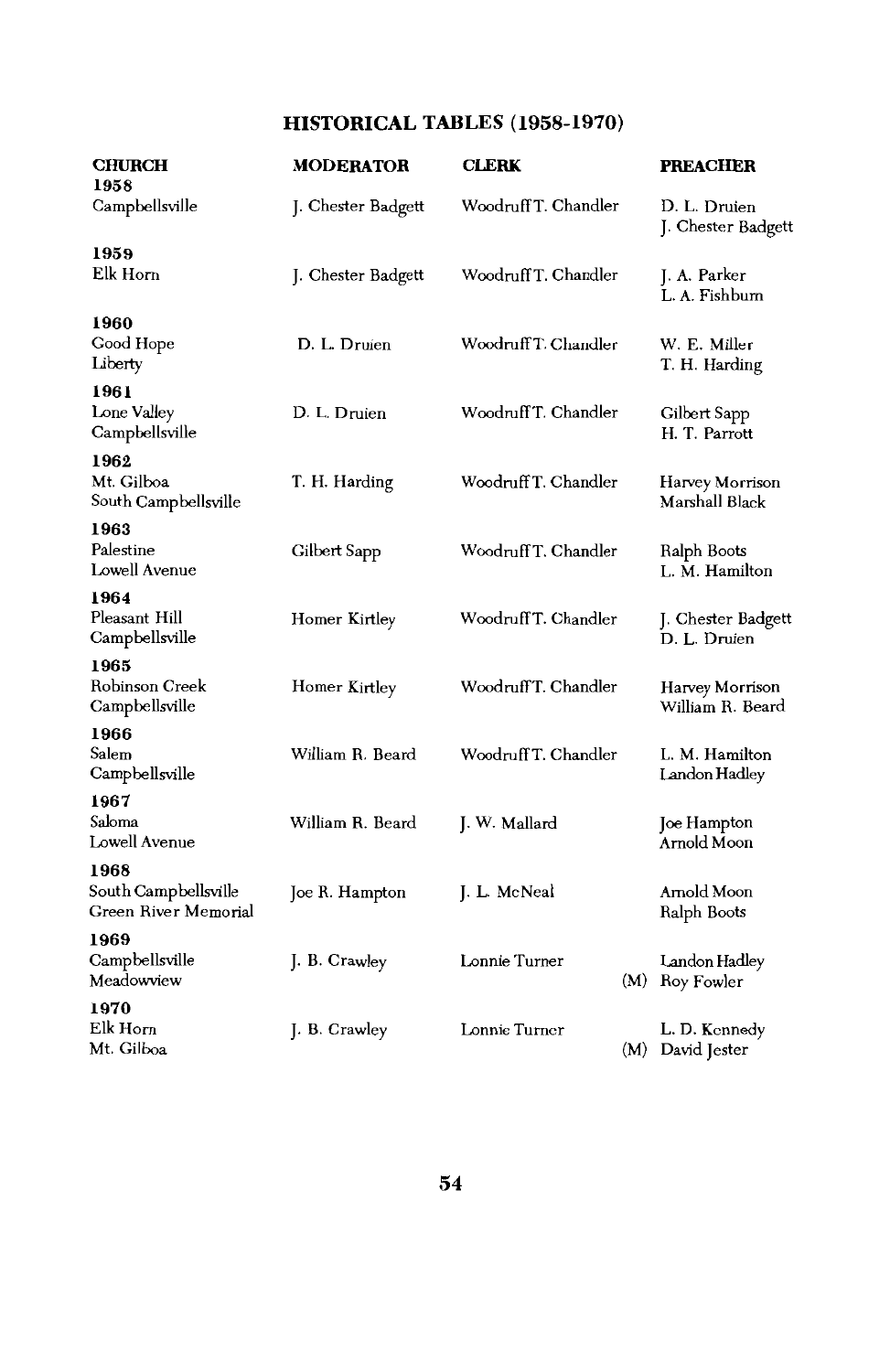## HISTORICAL TABLES (1958-1970)

| CHURCH | MODERATOR | CLERK | PREACHER |
|---|---|---|---|
| **1958** | | | |
| Campbellsville | J. Chester Badgett | Woodruff T. Chandler | D. L. Druien |
| | | | J. Chester Badgett |
| **1959** | | | |
| Elk Horn | J. Chester Badgett | Woodruff T. Chandler | J. A. Parker |
| | | | L. A. Fishburn |
| **1960** | | | |
| Good Hope | D. L. Druien | Woodruff T. Chandler | W. E. Miller |
| Liberty | | | T. H. Harding |
| **1961** | | | |
| Lone Valley | D. L. Druien | Woodruff T. Chandler | Gilbert Sapp |
| Campbellsville | | | H. T. Parrott |
| **1962** | | | |
| Mt. Gilboa | T. H. Harding | Woodruff T. Chandler | Harvey Morrison |
| South Campbellsville | | | Marshall Black |
| **1963** | | | |
| Palestine | Gilbert Sapp | Woodruff T. Chandler | Ralph Boots |
| Lowell Avenue | | | L. M. Hamilton |
| **1964** | | | |
| Pleasant Hill | Homer Kirtley | Woodruff T. Chandler | J. Chester Badgett |
| Campbellsville | | | D. L. Druien |
| **1965** | | | |
| Robinson Creek | Homer Kirtley | Woodruff T. Chandler | Harvey Morrison |
| Campbellsville | | | William R. Beard |
| **1966** | | | |
| Salem | William R. Beard | Woodruff T. Chandler | L. M. Hamilton |
| Campbellsville | | | Landon Hadley |
| **1967** | | | |
| Saloma | William R. Beard | J. W. Mallard | Joe Hampton |
| Lowell Avenue | | | Arnold Moon |
| **1968** | | | |
| South Campbellsville | Joe R. Hampton | J. L. McNeal | Arnold Moon |
| Green River Memorial | | | Ralph Boots |
| **1969** | | | |
| Campbellsville | J. B. Crawley | Lonnie Turner | Landon Hadley |
| Meadowview | | | (M) Roy Fowler |
| **1970** | | | |
| Elk Horn | J. B. Crawley | Lonnie Turner | L. D. Kennedy |
| Mt. Gilboa | | | (M) David Jester |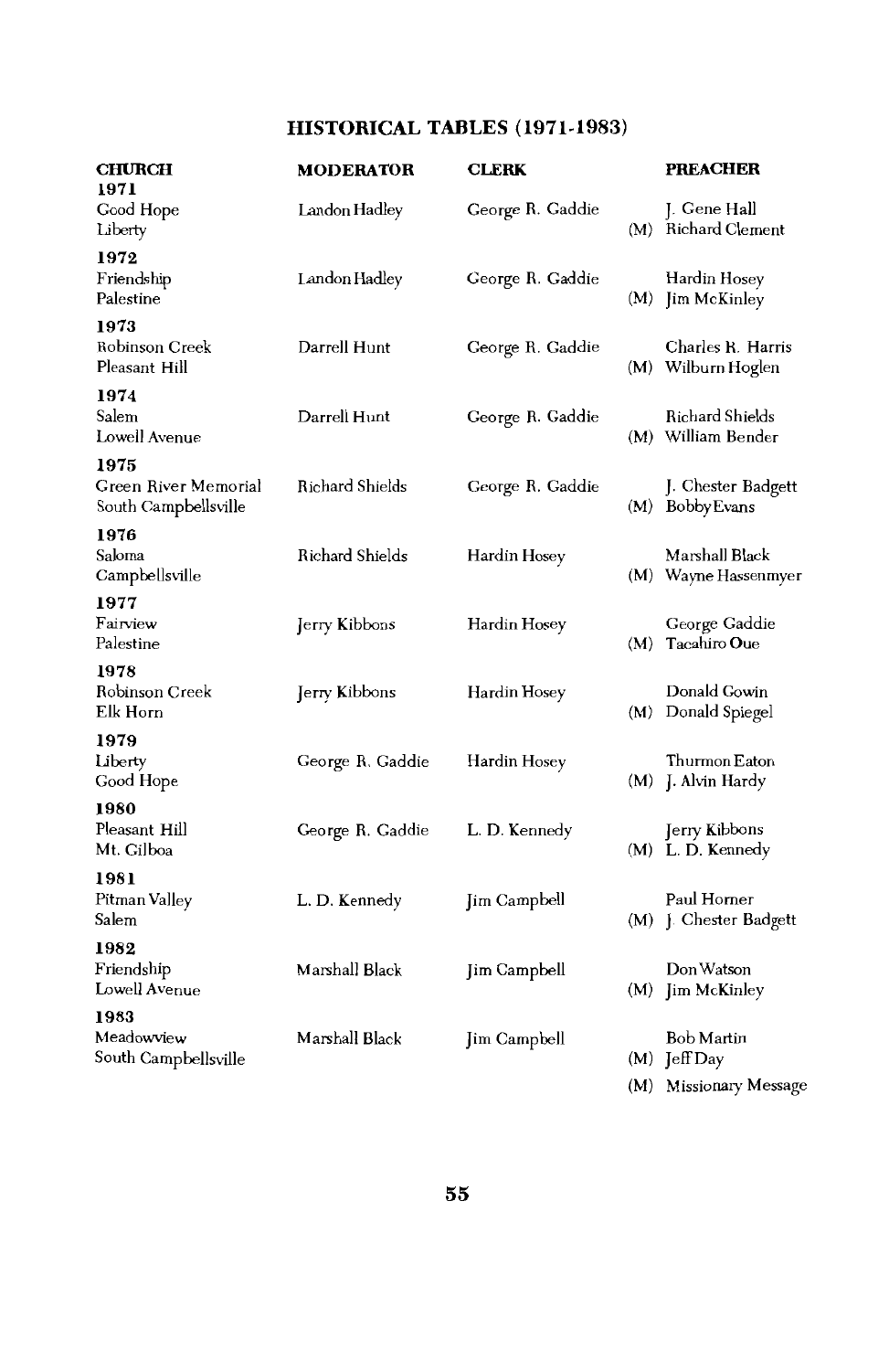## HISTORICAL TABLES (1971-1983)

| CHURCH | MODERATOR | CLERK | | PREACHER |
|---|---|---|---|---|
| **1971** | | | | |
| Good Hope | Landon Hadley | George R. Gaddie | | J. Gene Hall |
| Liberty | | | (M) | Richard Clement |
| **1972** | | | | |
| Friendship | Landon Hadley | George R. Gaddie | | Hardin Hosey |
| Palestine | | | (M) | Jim McKinley |
| **1973** | | | | |
| Robinson Creek | Darrell Hunt | George R. Gaddie | | Charles R. Harris |
| Pleasant Hill | | | (M) | Wilburn Hoglen |
| **1974** | | | | |
| Salem | Darrell Hunt | George R. Gaddie | | Richard Shields |
| Lowell Avenue | | | (M) | William Bender |
| **1975** | | | | |
| Green River Memorial | Richard Shields | George R. Gaddie | | J. Chester Badgett |
| South Campbellsville | | | (M) | Bobby Evans |
| **1976** | | | | |
| Saloma | Richard Shields | Hardin Hosey | | Marshall Black |
| Campbellsville | | | (M) | Wayne Hassenmyer |
| **1977** | | | | |
| Fairview | Jerry Kibbons | Hardin Hosey | | George Gaddie |
| Palestine | | | (M) | Tacahiro Oue |
| **1978** | | | | |
| Robinson Creek | Jerry Kibbons | Hardin Hosey | | Donald Gowin |
| Elk Horn | | | (M) | Donald Spiegel |
| **1979** | | | | |
| Liberty | George R. Gaddie | Hardin Hosey | | Thurmon Eaton |
| Good Hope | | | (M) | J. Alvin Hardy |
| **1980** | | | | |
| Pleasant Hill | George R. Gaddie | L. D. Kennedy | | Jerry Kibbons |
| Mt. Gilboa | | | (M) | L. D. Kennedy |
| **1981** | | | | |
| Pitman Valley | L. D. Kennedy | Jim Campbell | | Paul Horner |
| Salem | | | (M) | J. Chester Badgett |
| **1982** | | | | |
| Friendship | Marshall Black | Jim Campbell | | Don Watson |
| Lowell Avenue | | | (M) | Jim McKinley |
| **1983** | | | | |
| Meadowview | Marshall Black | Jim Campbell | | Bob Martin |
| South Campbellsville | | | (M) | Jeff Day |
| | | | (M) | Missionary Message |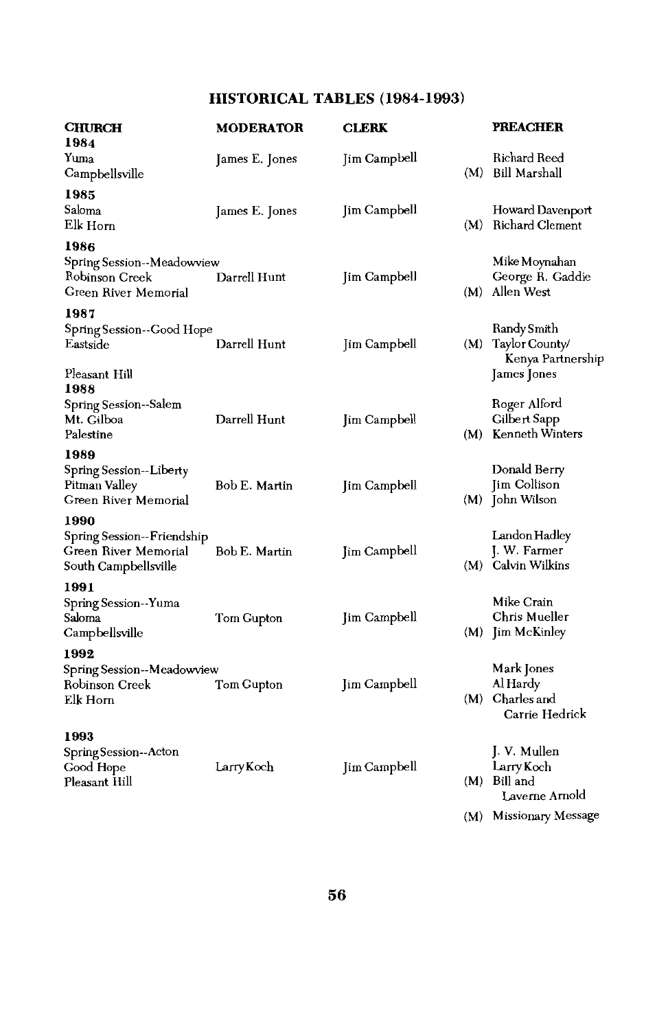## HISTORICAL TABLES (1984-1993)

| CHURCH | MODERATOR | CLERK | | PREACHER |
|---|---|---|---|---|
| **1984** | | | | |
| Yuma | James E. Jones | Jim Campbell | | Richard Reed |
| Campbellsville | | | (M) | Bill Marshall |
| **1985** | | | | |
| Saloma | James E. Jones | Jim Campbell | | Howard Davenport |
| Elk Horn | | | (M) | Richard Clement |
| **1986** | | | | |
| Spring Session--Meadowview | | | | Mike Moynahan |
| Robinson Creek | Darrell Hunt | Jim Campbell | | George R. Gaddie |
| Green River Memorial | | | (M) | Allen West |
| **1987** | | | | |
| Spring Session--Good Hope | | | | Randy Smith |
| Eastside | Darrell Hunt | Jim Campbell | (M) | Taylor County/ Kenya Partnership |
| Pleasant Hill | | | | James Jones |
| **1988** | | | | |
| Spring Session--Salem | | | | Roger Alford |
| Mt. Gilboa | Darrell Hunt | Jim Campbell | | Gilbert Sapp |
| Palestine | | | (M) | Kenneth Winters |
| **1989** | | | | |
| Spring Session--Liberty | | | | Donald Berry |
| Pitman Valley | Bob E. Martin | Jim Campbell | | Jim Collison |
| Green River Memorial | | | (M) | John Wilson |
| **1990** | | | | |
| Spring Session--Friendship | | | | Landon Hadley |
| Green River Memorial | Bob E. Martin | Jim Campbell | | J. W. Farmer |
| South Campbellsville | | | (M) | Calvin Wilkins |
| **1991** | | | | |
| Spring Session--Yuma | | | | Mike Crain |
| Saloma | Tom Gupton | Jim Campbell | | Chris Mueller |
| Campbellsville | | | (M) | Jim McKinley |
| **1992** | | | | |
| Spring Session--Meadowview | | | | Mark Jones |
| Robinson Creek | Tom Gupton | Jim Campbell | | Al Hardy |
| Elk Horn | | | (M) | Charles and Carrie Hedrick |
| **1993** | | | | |
| Spring Session--Acton | | | | J. V. Mullen |
| Good Hope | Larry Koch | Jim Campbell | | Larry Koch |
| Pleasant Hill | | | (M) | Bill and Laverne Arnold |
| | | | (M) | Missionary Message |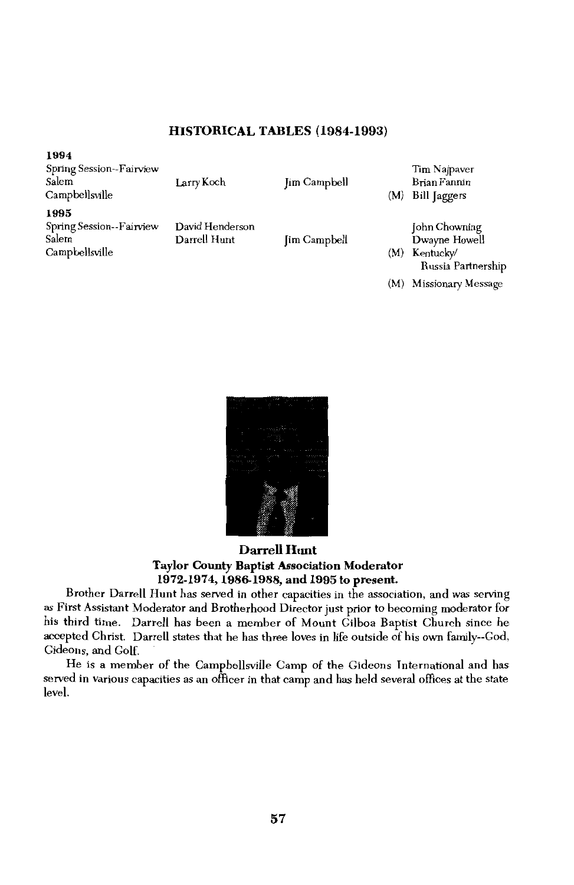## HISTORICAL TABLES (1984-1993)

| | | | |
|---|---|---|---|
| **1994** | | | |
| Spring Session--Fairview | | | Tim Najpaver |
| Salem | Larry Koch | Jim Campbell | Brian Fannin |
| Campbellsville | | | (M) Bill Jaggers |
| **1995** | | | |
| Spring Session--Fairview | David Henderson | | John Chowning |
| Salem | Darrell Hunt | Jim Campbell | Dwayne Howell |
| Campbellsville | | | (M) Kentucky/ Russia Partnership |
| | | | (M) Missionary Message |

**Darrell Hunt**
**Taylor County Baptist Association Moderator**
**1972-1974, 1986-1988, and 1995 to present.**

Brother Darrell Hunt has served in other capacities in the association, and was serving as First Assistant Moderator and Brotherhood Director just prior to becoming moderator for his third time. Darrell has been a member of Mount Gilboa Baptist Church since he accepted Christ. Darrell states that he has three loves in life outside of his own family--God, Gideons, and Golf.

He is a member of the Campbellsville Camp of the Gideons International and has served in various capacities as an officer in that camp and has held several offices at the state level.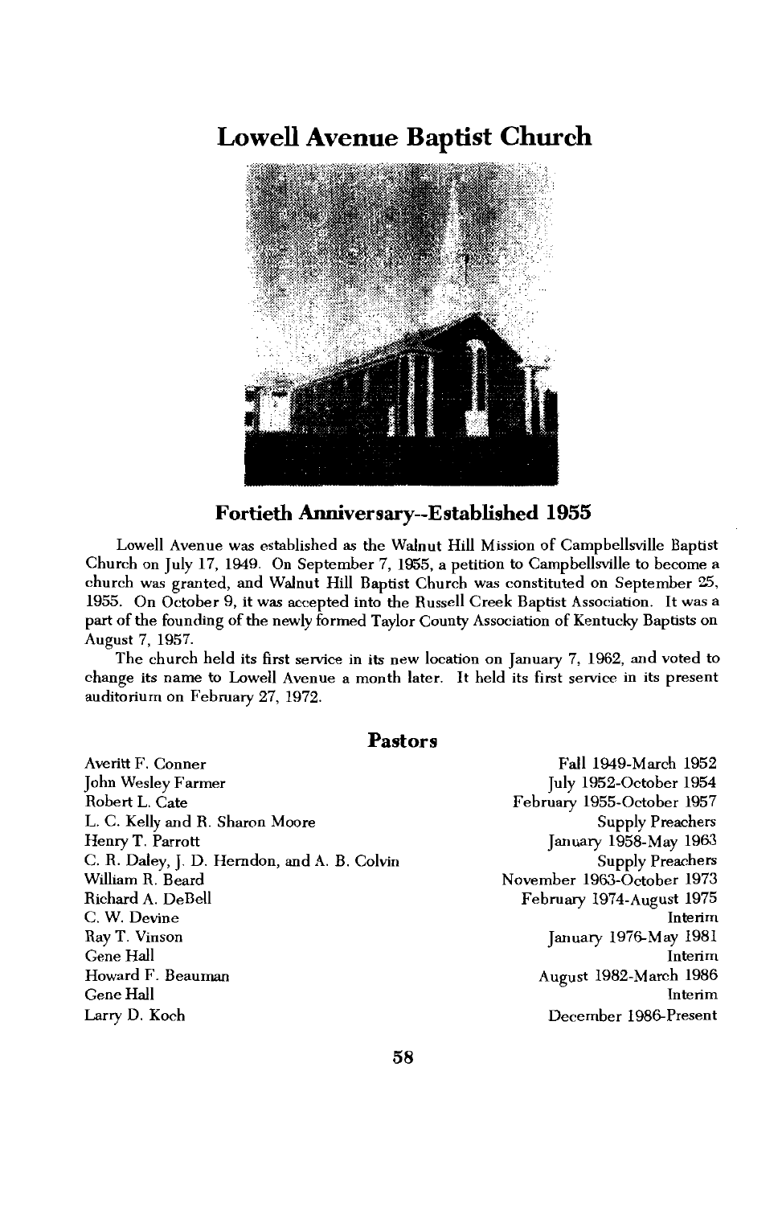# Lowell Avenue Baptist Church

## Fortieth Anniversary--Established 1955

Lowell Avenue was established as the Walnut Hill Mission of Campbellsville Baptist Church on July 17, 1949. On September 7, 1955, a petition to Campbellsville to become a church was granted, and Walnut Hill Baptist Church was constituted on September 25, 1955. On October 9, it was accepted into the Russell Creek Baptist Association. It was a part of the founding of the newly formed Taylor County Association of Kentucky Baptists on August 7, 1957.

The church held its first service in its new location on January 7, 1962, and voted to change its name to Lowell Avenue a month later. It held its first service in its present auditorium on February 27, 1972.

### Pastors

| | |
|---|---|
| Averitt F. Conner | Fall 1949-March 1952 |
| John Wesley Farmer | July 1952-October 1954 |
| Robert L. Cate | February 1955-October 1957 |
| L. C. Kelly and R. Sharon Moore | Supply Preachers |
| Henry T. Parrott | January 1958-May 1963 |
| C. R. Daley, J. D. Herndon, and A. B. Colvin | Supply Preachers |
| William R. Beard | November 1963-October 1973 |
| Richard A. DeBell | February 1974-August 1975 |
| C. W. Devine | Interim |
| Ray T. Vinson | January 1976-May 1981 |
| Gene Hall | Interim |
| Howard F. Beauman | August 1982-March 1986 |
| Gene Hall | Interim |
| Larry D. Koch | December 1986-Present |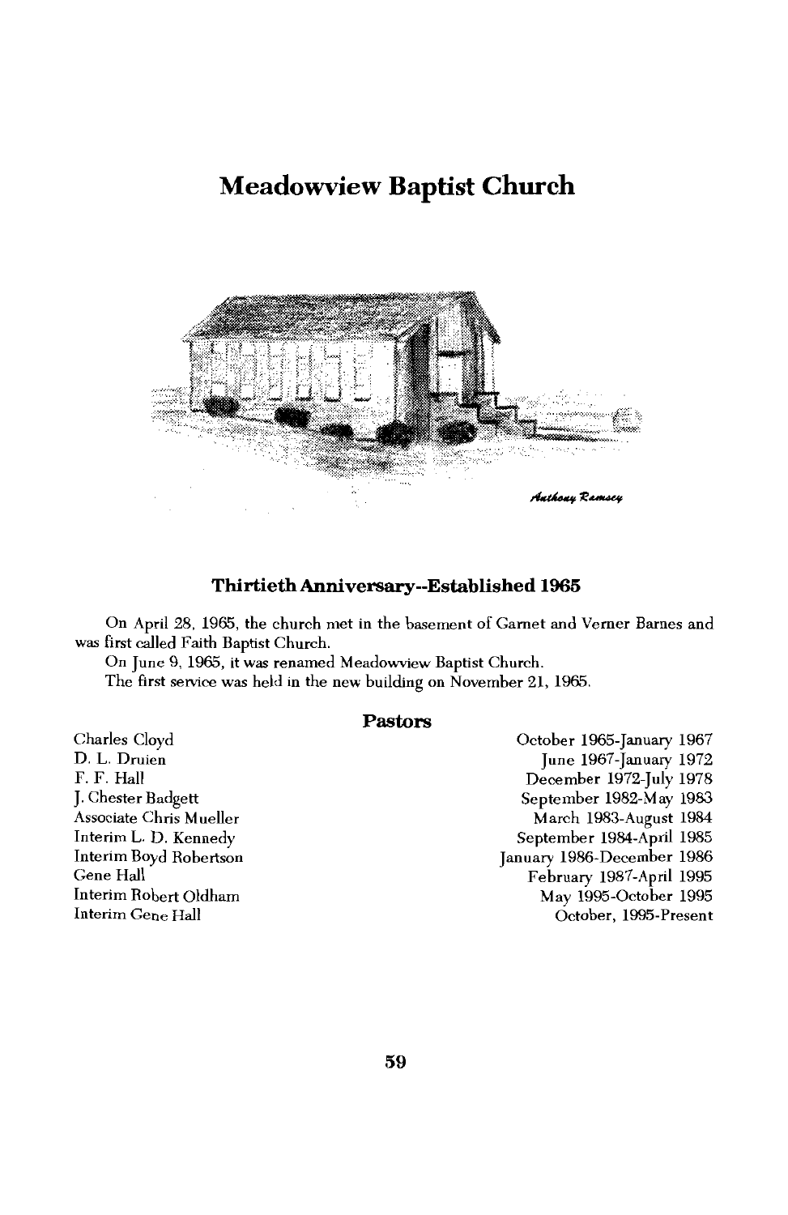# Meadowview Baptist Church

Anthony Ramsey

### Thirtieth Anniversary--Established 1965

On April 28, 1965, the church met in the basement of Garnet and Verner Barnes and was first called Faith Baptist Church.

On June 9, 1965, it was renamed Meadowview Baptist Church.

The first service was held in the new building on November 21, 1965.

### Pastors

| | |
|---|---|
| Charles Cloyd | October 1965-January 1967 |
| D. L. Druien | June 1967-January 1972 |
| F. F. Hall | December 1972-July 1978 |
| J. Chester Badgett | September 1982-May 1983 |
| Associate Chris Mueller | March 1983-August 1984 |
| Interim L. D. Kennedy | September 1984-April 1985 |
| Interim Boyd Robertson | January 1986-December 1986 |
| Gene Hall | February 1987-April 1995 |
| Interim Robert Oldham | May 1995-October 1995 |
| Interim Gene Hall | October, 1995-Present |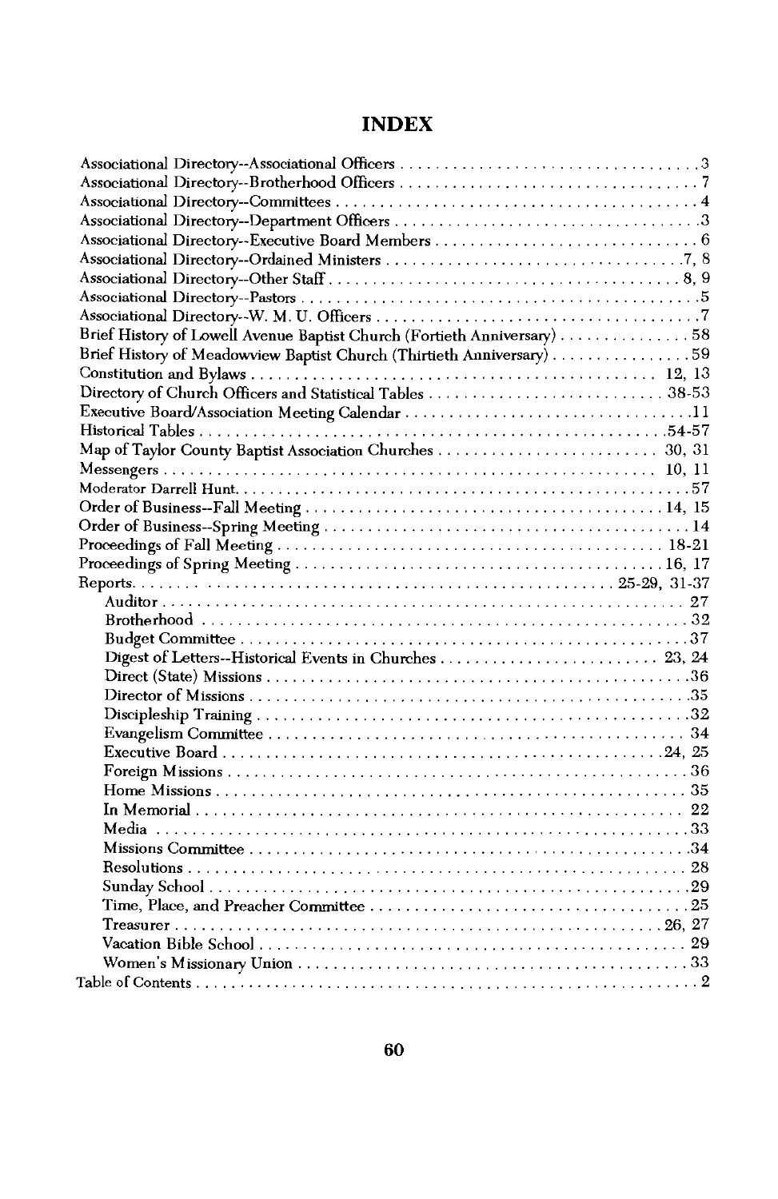# INDEX

Associational Directory--Associational Officers . . . . . . . . . . . . . . . . . . . . . . . . . . . . . . . . . 3
Associational Directory--Brotherhood Officers . . . . . . . . . . . . . . . . . . . . . . . . . . . . . . . . . 7
Associational Directory--Committees . . . . . . . . . . . . . . . . . . . . . . . . . . . . . . . . . . . . . . . 4
Associational Directory--Department Officers . . . . . . . . . . . . . . . . . . . . . . . . . . . . . . . . . .3
Associational Directory--Executive Board Members . . . . . . . . . . . . . . . . . . . . . . . . . . . . . 6
Associational Directory--Ordained Ministers . . . . . . . . . . . . . . . . . . . . . . . . . . . . . . . . .7, 8
Associational Directory--Other Staff . . . . . . . . . . . . . . . . . . . . . . . . . . . . . . . . . . . . . . . 8, 9
Associational Directory--Pastors . . . . . . . . . . . . . . . . . . . . . . . . . . . . . . . . . . . . . . . . . . . .5
Associational Directory--W. M. U. Officers . . . . . . . . . . . . . . . . . . . . . . . . . . . . . . . . . . . .7
Brief History of Lowell Avenue Baptist Church (Fortieth Anniversary) . . . . . . . . . . . . . . . 58
Brief History of Meadowview Baptist Church (Thirtieth Anniversary) . . . . . . . . . . . . . . . . 59
Constitution and Bylaws . . . . . . . . . . . . . . . . . . . . . . . . . . . . . . . . . . . . . . . . . . . . . 12, 13
Directory of Church Officers and Statistical Tables . . . . . . . . . . . . . . . . . . . . . . . . . . . 38-53
Executive Board/Association Meeting Calendar . . . . . . . . . . . . . . . . . . . . . . . . . . . . . . . .11
Historical Tables . . . . . . . . . . . . . . . . . . . . . . . . . . . . . . . . . . . . . . . . . . . . . . . . . . . . .54-57
Map of Taylor County Baptist Association Churches . . . . . . . . . . . . . . . . . . . . . . . . . 30, 31
Messengers . . . . . . . . . . . . . . . . . . . . . . . . . . . . . . . . . . . . . . . . . . . . . . . . . . . . . . 10, 11
Moderator Darrell Hunt. . . . . . . . . . . . . . . . . . . . . . . . . . . . . . . . . . . . . . . . . . . . . . . . . . .57
Order of Business--Fall Meeting . . . . . . . . . . . . . . . . . . . . . . . . . . . . . . . . . . . . . . . . . 14, 15
Order of Business--Spring Meeting . . . . . . . . . . . . . . . . . . . . . . . . . . . . . . . . . . . . . . . . . . 14
Proceedings of Fall Meeting . . . . . . . . . . . . . . . . . . . . . . . . . . . . . . . . . . . . . . . . . . . . 18-21
Proceedings of Spring Meeting . . . . . . . . . . . . . . . . . . . . . . . . . . . . . . . . . . . . . . . . . . .16, 17
Reports. . . . . . . . . . . . . . . . . . . . . . . . . . . . . . . . . . . . . . . . . . . . . . . . . . . . . . . .25-29, 31-37
- Auditor . . . . . . . . . . . . . . . . . . . . . . . . . . . . . . . . . . . . . . . . . . . . . . . . . . . . . . . . . . . . 27
- Brotherhood . . . . . . . . . . . . . . . . . . . . . . . . . . . . . . . . . . . . . . . . . . . . . . . . . . . . . . . . .32
- Budget Committee . . . . . . . . . . . . . . . . . . . . . . . . . . . . . . . . . . . . . . . . . . . . . . . . . . . .37
- Digest of Letters--Historical Events in Churches . . . . . . . . . . . . . . . . . . . . . . . . . . 23, 24
- Direct (State) Missions . . . . . . . . . . . . . . . . . . . . . . . . . . . . . . . . . . . . . . . . . . . . . . . . .36
- Director of Missions . . . . . . . . . . . . . . . . . . . . . . . . . . . . . . . . . . . . . . . . . . . . . . . . . . .35
- Discipleship Training . . . . . . . . . . . . . . . . . . . . . . . . . . . . . . . . . . . . . . . . . . . . . . . . . .32
- Evangelism Committee . . . . . . . . . . . . . . . . . . . . . . . . . . . . . . . . . . . . . . . . . . . . . . . . 34
- Executive Board . . . . . . . . . . . . . . . . . . . . . . . . . . . . . . . . . . . . . . . . . . . . . . . . . . . .24, 25
- Foreign Missions . . . . . . . . . . . . . . . . . . . . . . . . . . . . . . . . . . . . . . . . . . . . . . . . . . . . . .36
- Home Missions . . . . . . . . . . . . . . . . . . . . . . . . . . . . . . . . . . . . . . . . . . . . . . . . . . . . . . 35
- In Memorial . . . . . . . . . . . . . . . . . . . . . . . . . . . . . . . . . . . . . . . . . . . . . . . . . . . . . . . . . 22
- Media . . . . . . . . . . . . . . . . . . . . . . . . . . . . . . . . . . . . . . . . . . . . . . . . . . . . . . . . . . . . . .33
- Missions Committee . . . . . . . . . . . . . . . . . . . . . . . . . . . . . . . . . . . . . . . . . . . . . . . . . . .34
- Resolutions . . . . . . . . . . . . . . . . . . . . . . . . . . . . . . . . . . . . . . . . . . . . . . . . . . . . . . . . . 28
- Sunday School . . . . . . . . . . . . . . . . . . . . . . . . . . . . . . . . . . . . . . . . . . . . . . . . . . . . . . .29
- Time, Place, and Preacher Committee . . . . . . . . . . . . . . . . . . . . . . . . . . . . . . . . . . . . .25
- Treasurer . . . . . . . . . . . . . . . . . . . . . . . . . . . . . . . . . . . . . . . . . . . . . . . . . . . . . . . . .26, 27
- Vacation Bible School . . . . . . . . . . . . . . . . . . . . . . . . . . . . . . . . . . . . . . . . . . . . . . . . . 29
- Women's Missionary Union . . . . . . . . . . . . . . . . . . . . . . . . . . . . . . . . . . . . . . . . . . . . .33

Table of Contents . . . . . . . . . . . . . . . . . . . . . . . . . . . . . . . . . . . . . . . . . . . . . . . . . . . . . . . . 2